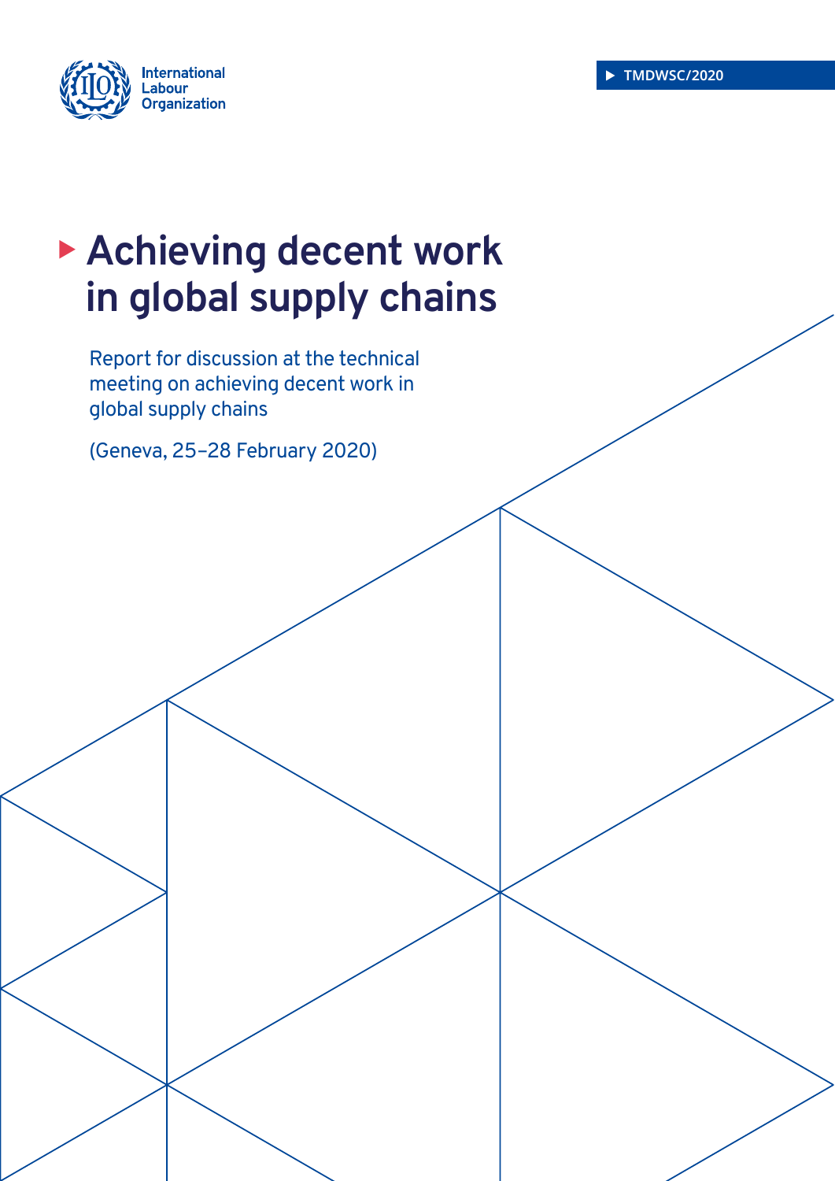International Labour Organization

TMDWSC/2020

# Achieving decent work in global supply chains

Report for discussion at the technical meeting on achieving decent work in global supply chains

(Geneva, 25–28 February 2020)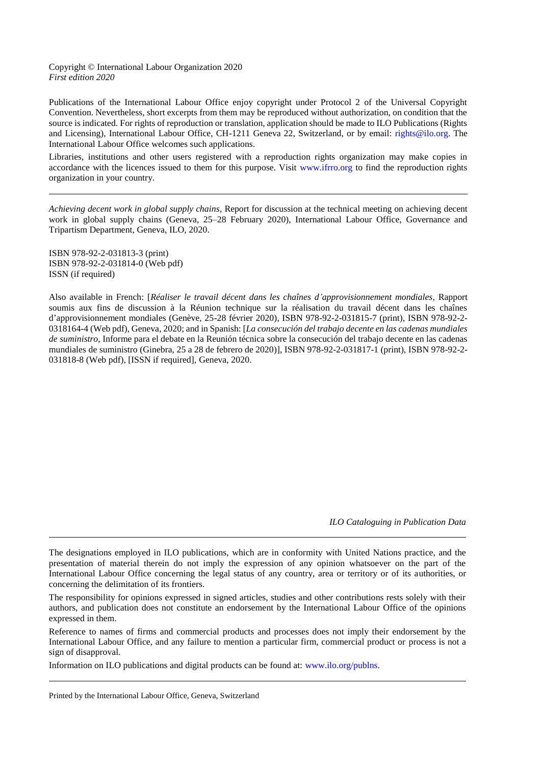Copyright © International Labour Organization 2020
*First edition 2020*

Publications of the International Labour Office enjoy copyright under Protocol 2 of the Universal Copyright Convention. Nevertheless, short excerpts from them may be reproduced without authorization, on condition that the source is indicated. For rights of reproduction or translation, application should be made to ILO Publications (Rights and Licensing), International Labour Office, CH-1211 Geneva 22, Switzerland, or by email: rights@ilo.org. The International Labour Office welcomes such applications.

Libraries, institutions and other users registered with a reproduction rights organization may make copies in accordance with the licences issued to them for this purpose. Visit www.ifrro.org to find the reproduction rights organization in your country.

---

*Achieving decent work in global supply chains*, Report for discussion at the technical meeting on achieving decent work in global supply chains (Geneva, 25–28 February 2020), International Labour Office, Governance and Tripartism Department, Geneva, ILO, 2020.

ISBN 978-92-2-031813-3 (print)
ISBN 978-92-2-031814-0 (Web pdf)
ISSN (if required)

Also available in French: [*Réaliser le travail décent dans les chaînes d'approvisionnement mondiales*, Rapport soumis aux fins de discussion à la Réunion technique sur la réalisation du travail décent dans les chaînes d'approvisionnement mondiales (Genève, 25-28 février 2020), ISBN 978-92-2-031815-7 (print), ISBN 978-92-2-0318164-4 (Web pdf), Geneva, 2020; and in Spanish: [*La consecución del trabajo decente en las cadenas mundiales de suministro*, Informe para el debate en la Reunión técnica sobre la consecución del trabajo decente en las cadenas mundiales de suministro (Ginebra, 25 a 28 de febrero de 2020)], ISBN 978-92-2-031817-1 (print), ISBN 978-92-2-031818-8 (Web pdf), [ISSN if required], Geneva, 2020.

*ILO Cataloguing in Publication Data*

---

The designations employed in ILO publications, which are in conformity with United Nations practice, and the presentation of material therein do not imply the expression of any opinion whatsoever on the part of the International Labour Office concerning the legal status of any country, area or territory or of its authorities, or concerning the delimitation of its frontiers.

The responsibility for opinions expressed in signed articles, studies and other contributions rests solely with their authors, and publication does not constitute an endorsement by the International Labour Office of the opinions expressed in them.

Reference to names of firms and commercial products and processes does not imply their endorsement by the International Labour Office, and any failure to mention a particular firm, commercial product or process is not a sign of disapproval.

Information on ILO publications and digital products can be found at: www.ilo.org/publns.

---

Printed by the International Labour Office, Geneva, Switzerland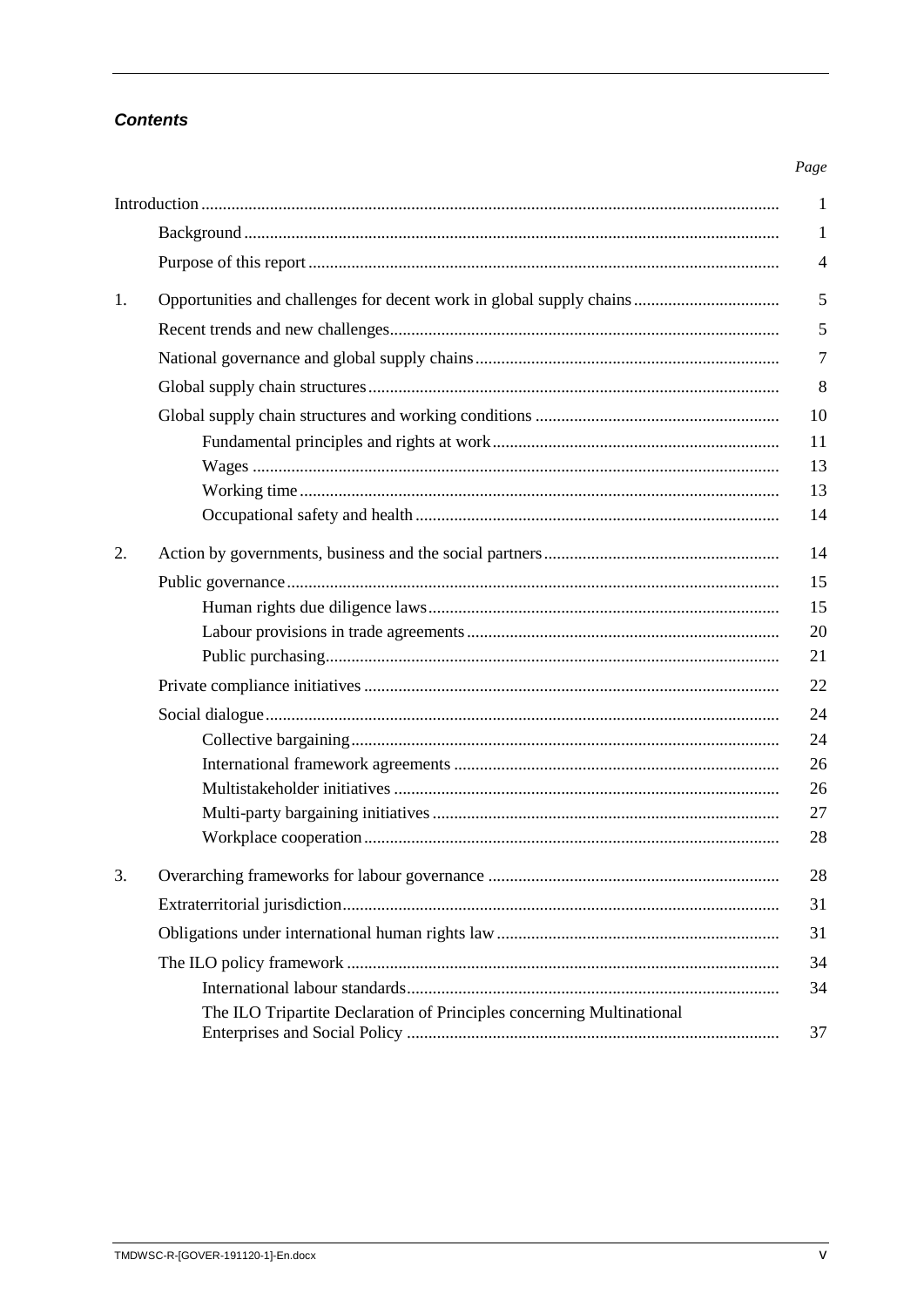## *Contents*

| | Page |
|---|---|
| Introduction | 1 |
| Background | 1 |
| Purpose of this report | 4 |
| 1. Opportunities and challenges for decent work in global supply chains | 5 |
| Recent trends and new challenges | 5 |
| National governance and global supply chains | 7 |
| Global supply chain structures | 8 |
| Global supply chain structures and working conditions | 10 |
| Fundamental principles and rights at work | 11 |
| Wages | 13 |
| Working time | 13 |
| Occupational safety and health | 14 |
| 2. Action by governments, business and the social partners | 14 |
| Public governance | 15 |
| Human rights due diligence laws | 15 |
| Labour provisions in trade agreements | 20 |
| Public purchasing | 21 |
| Private compliance initiatives | 22 |
| Social dialogue | 24 |
| Collective bargaining | 24 |
| International framework agreements | 26 |
| Multistakeholder initiatives | 26 |
| Multi-party bargaining initiatives | 27 |
| Workplace cooperation | 28 |
| 3. Overarching frameworks for labour governance | 28 |
| Extraterritorial jurisdiction | 31 |
| Obligations under international human rights law | 31 |
| The ILO policy framework | 34 |
| International labour standards | 34 |
| The ILO Tripartite Declaration of Principles concerning Multinational Enterprises and Social Policy | 37 |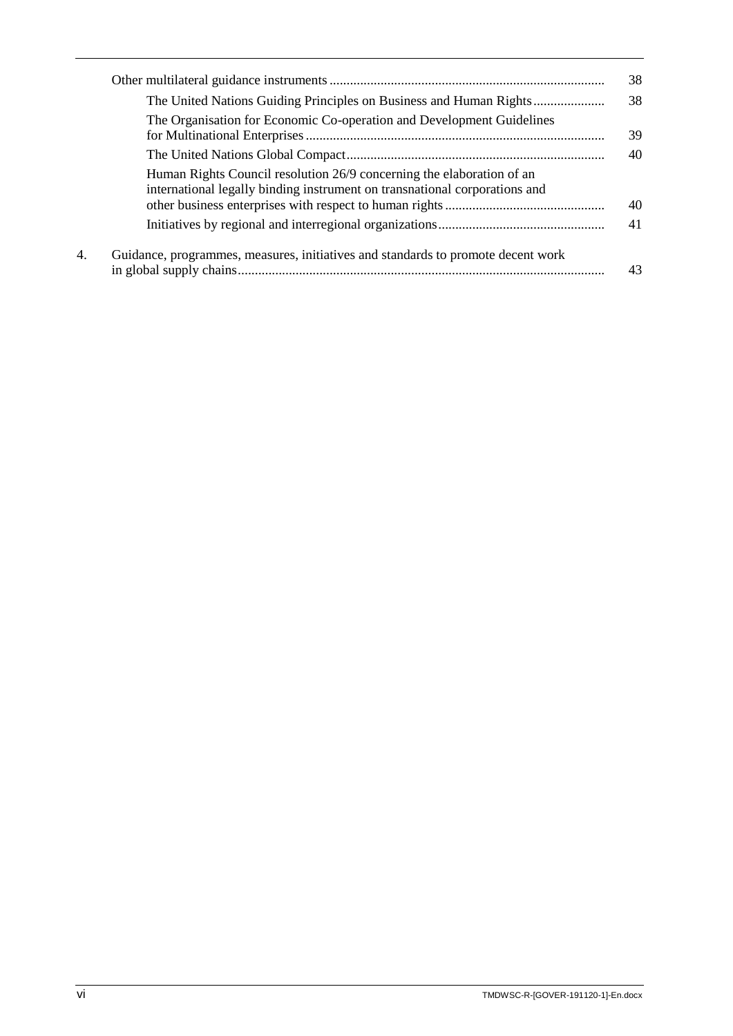| | | |
|---|---|---|
| | Other multilateral guidance instruments | 38 |
| | The United Nations Guiding Principles on Business and Human Rights | 38 |
| | The Organisation for Economic Co-operation and Development Guidelines for Multinational Enterprises | 39 |
| | The United Nations Global Compact | 40 |
| | Human Rights Council resolution 26/9 concerning the elaboration of an international legally binding instrument on transnational corporations and other business enterprises with respect to human rights | 40 |
| | Initiatives by regional and interregional organizations | 41 |
| 4. | Guidance, programmes, measures, initiatives and standards to promote decent work in global supply chains | 43 |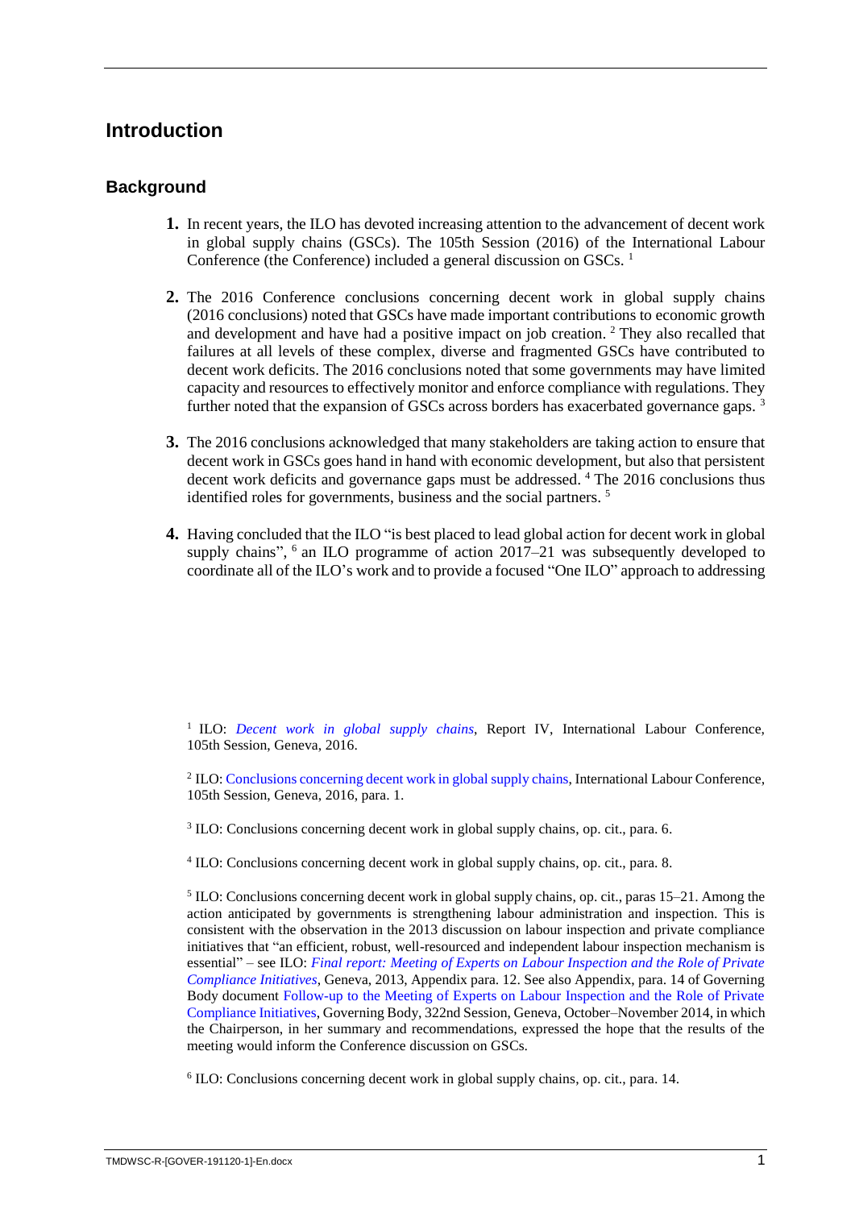# Introduction

## Background

**1.** In recent years, the ILO has devoted increasing attention to the advancement of decent work in global supply chains (GSCs). The 105th Session (2016) of the International Labour Conference (the Conference) included a general discussion on GSCs. [1]

**2.** The 2016 Conference conclusions concerning decent work in global supply chains (2016 conclusions) noted that GSCs have made important contributions to economic growth and development and have had a positive impact on job creation. [2] They also recalled that failures at all levels of these complex, diverse and fragmented GSCs have contributed to decent work deficits. The 2016 conclusions noted that some governments may have limited capacity and resources to effectively monitor and enforce compliance with regulations. They further noted that the expansion of GSCs across borders has exacerbated governance gaps. [3]

**3.** The 2016 conclusions acknowledged that many stakeholders are taking action to ensure that decent work in GSCs goes hand in hand with economic development, but also that persistent decent work deficits and governance gaps must be addressed. [4] The 2016 conclusions thus identified roles for governments, business and the social partners. [5]

**4.** Having concluded that the ILO "is best placed to lead global action for decent work in global supply chains", [6] an ILO programme of action 2017–21 was subsequently developed to coordinate all of the ILO's work and to provide a focused "One ILO" approach to addressing

---

[1] ILO: *Decent work in global supply chains*, Report IV, International Labour Conference, 105th Session, Geneva, 2016.

[2] ILO: Conclusions concerning decent work in global supply chains, International Labour Conference, 105th Session, Geneva, 2016, para. 1.

[3] ILO: Conclusions concerning decent work in global supply chains, op. cit., para. 6.

[4] ILO: Conclusions concerning decent work in global supply chains, op. cit., para. 8.

[5] ILO: Conclusions concerning decent work in global supply chains, op. cit., paras 15–21. Among the action anticipated by governments is strengthening labour administration and inspection. This is consistent with the observation in the 2013 discussion on labour inspection and private compliance initiatives that "an efficient, robust, well-resourced and independent labour inspection mechanism is essential" – see ILO: *Final report: Meeting of Experts on Labour Inspection and the Role of Private Compliance Initiatives*, Geneva, 2013, Appendix para. 12. See also Appendix, para. 14 of Governing Body document Follow-up to the Meeting of Experts on Labour Inspection and the Role of Private Compliance Initiatives, Governing Body, 322nd Session, Geneva, October–November 2014, in which the Chairperson, in her summary and recommendations, expressed the hope that the results of the meeting would inform the Conference discussion on GSCs.

[6] ILO: Conclusions concerning decent work in global supply chains, op. cit., para. 14.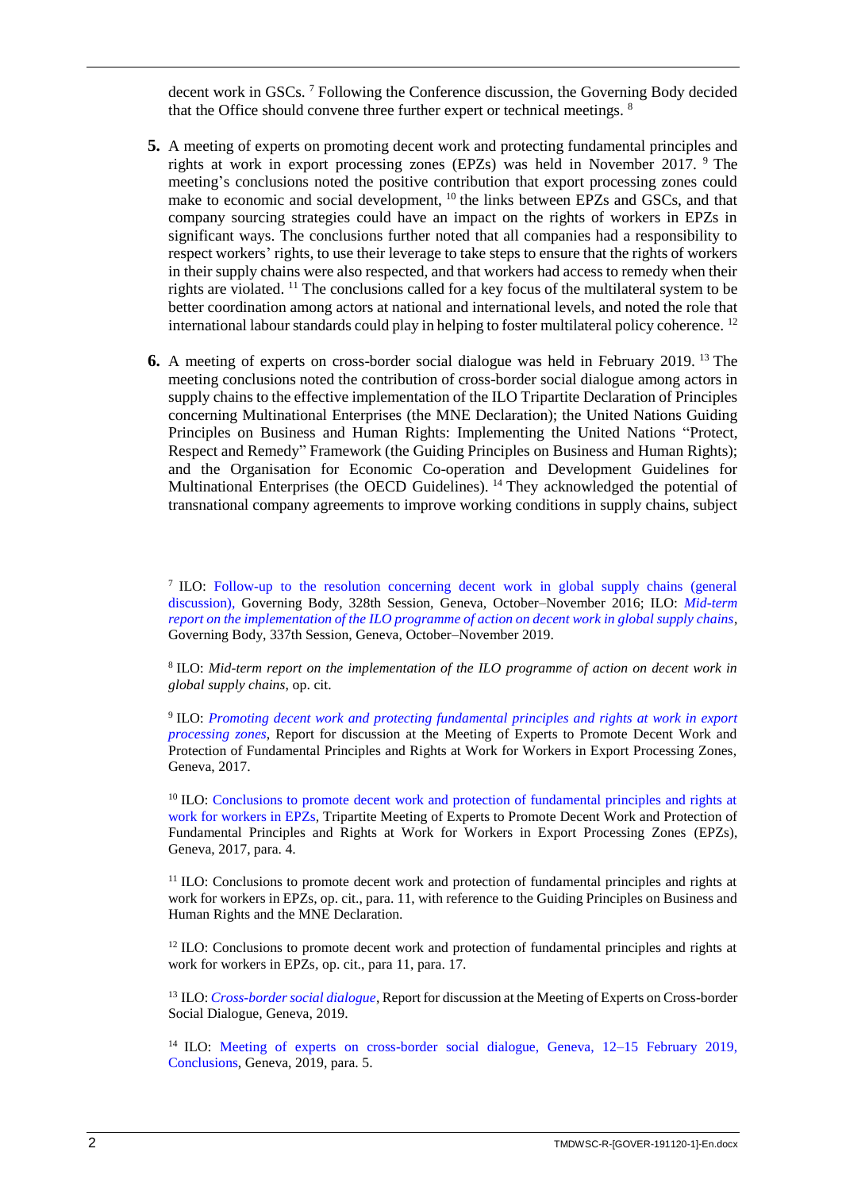decent work in GSCs. [7] Following the Conference discussion, the Governing Body decided that the Office should convene three further expert or technical meetings. [8]

**5.** A meeting of experts on promoting decent work and protecting fundamental principles and rights at work in export processing zones (EPZs) was held in November 2017. [9] The meeting's conclusions noted the positive contribution that export processing zones could make to economic and social development, [10] the links between EPZs and GSCs, and that company sourcing strategies could have an impact on the rights of workers in EPZs in significant ways. The conclusions further noted that all companies had a responsibility to respect workers' rights, to use their leverage to take steps to ensure that the rights of workers in their supply chains were also respected, and that workers had access to remedy when their rights are violated. [11] The conclusions called for a key focus of the multilateral system to be better coordination among actors at national and international levels, and noted the role that international labour standards could play in helping to foster multilateral policy coherence. [12]

**6.** A meeting of experts on cross-border social dialogue was held in February 2019. [13] The meeting conclusions noted the contribution of cross-border social dialogue among actors in supply chains to the effective implementation of the ILO Tripartite Declaration of Principles concerning Multinational Enterprises (the MNE Declaration); the United Nations Guiding Principles on Business and Human Rights: Implementing the United Nations "Protect, Respect and Remedy" Framework (the Guiding Principles on Business and Human Rights); and the Organisation for Economic Co-operation and Development Guidelines for Multinational Enterprises (the OECD Guidelines). [14] They acknowledged the potential of transnational company agreements to improve working conditions in supply chains, subject

---

[7] ILO: Follow-up to the resolution concerning decent work in global supply chains (general discussion), Governing Body, 328th Session, Geneva, October–November 2016; ILO: *Mid-term report on the implementation of the ILO programme of action on decent work in global supply chains*, Governing Body, 337th Session, Geneva, October–November 2019.

[8] ILO: *Mid-term report on the implementation of the ILO programme of action on decent work in global supply chains*, op. cit.

[9] ILO: *Promoting decent work and protecting fundamental principles and rights at work in export processing zones*, Report for discussion at the Meeting of Experts to Promote Decent Work and Protection of Fundamental Principles and Rights at Work for Workers in Export Processing Zones, Geneva, 2017.

[10] ILO: Conclusions to promote decent work and protection of fundamental principles and rights at work for workers in EPZs, Tripartite Meeting of Experts to Promote Decent Work and Protection of Fundamental Principles and Rights at Work for Workers in Export Processing Zones (EPZs), Geneva, 2017, para. 4.

[11] ILO: Conclusions to promote decent work and protection of fundamental principles and rights at work for workers in EPZs, op. cit., para. 11, with reference to the Guiding Principles on Business and Human Rights and the MNE Declaration.

[12] ILO: Conclusions to promote decent work and protection of fundamental principles and rights at work for workers in EPZs, op. cit., para 11, para. 17.

[13] ILO: *Cross-border social dialogue*, Report for discussion at the Meeting of Experts on Cross-border Social Dialogue, Geneva, 2019.

[14] ILO: Meeting of experts on cross-border social dialogue, Geneva, 12–15 February 2019, Conclusions, Geneva, 2019, para. 5.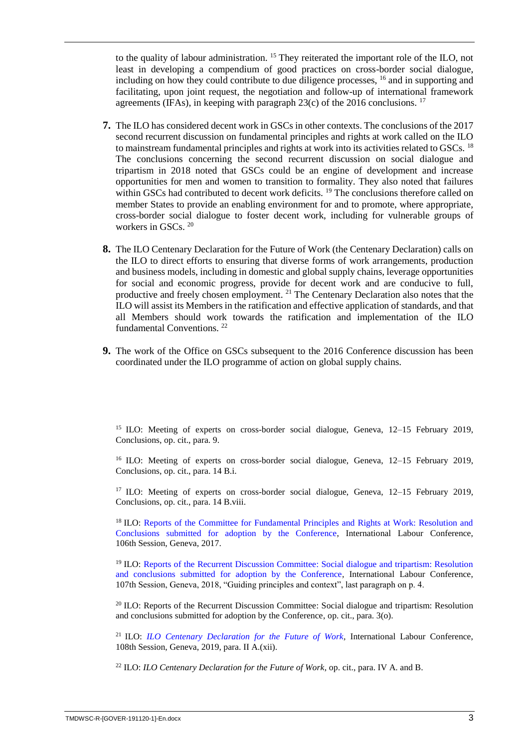to the quality of labour administration. [15] They reiterated the important role of the ILO, not least in developing a compendium of good practices on cross-border social dialogue, including on how they could contribute to due diligence processes, [16] and in supporting and facilitating, upon joint request, the negotiation and follow-up of international framework agreements (IFAs), in keeping with paragraph 23(c) of the 2016 conclusions. [17]

**7.** The ILO has considered decent work in GSCs in other contexts. The conclusions of the 2017 second recurrent discussion on fundamental principles and rights at work called on the ILO to mainstream fundamental principles and rights at work into its activities related to GSCs. [18] The conclusions concerning the second recurrent discussion on social dialogue and tripartism in 2018 noted that GSCs could be an engine of development and increase opportunities for men and women to transition to formality. They also noted that failures within GSCs had contributed to decent work deficits. [19] The conclusions therefore called on member States to provide an enabling environment for and to promote, where appropriate, cross-border social dialogue to foster decent work, including for vulnerable groups of workers in GSCs. [20]

**8.** The ILO Centenary Declaration for the Future of Work (the Centenary Declaration) calls on the ILO to direct efforts to ensuring that diverse forms of work arrangements, production and business models, including in domestic and global supply chains, leverage opportunities for social and economic progress, provide for decent work and are conducive to full, productive and freely chosen employment. [21] The Centenary Declaration also notes that the ILO will assist its Members in the ratification and effective application of standards, and that all Members should work towards the ratification and implementation of the ILO fundamental Conventions. [22]

**9.** The work of the Office on GSCs subsequent to the 2016 Conference discussion has been coordinated under the ILO programme of action on global supply chains.

---

[15] ILO: Meeting of experts on cross-border social dialogue, Geneva, 12–15 February 2019, Conclusions, op. cit., para. 9.

[16] ILO: Meeting of experts on cross-border social dialogue, Geneva, 12–15 February 2019, Conclusions, op. cit., para. 14 B.i.

[17] ILO: Meeting of experts on cross-border social dialogue, Geneva, 12–15 February 2019, Conclusions, op. cit., para. 14 B.viii.

[18] ILO: Reports of the Committee for Fundamental Principles and Rights at Work: Resolution and Conclusions submitted for adoption by the Conference, International Labour Conference, 106th Session, Geneva, 2017.

[19] ILO: Reports of the Recurrent Discussion Committee: Social dialogue and tripartism: Resolution and conclusions submitted for adoption by the Conference, International Labour Conference, 107th Session, Geneva, 2018, "Guiding principles and context", last paragraph on p. 4.

[20] ILO: Reports of the Recurrent Discussion Committee: Social dialogue and tripartism: Resolution and conclusions submitted for adoption by the Conference, op. cit., para. 3(o).

[21] ILO: *ILO Centenary Declaration for the Future of Work*, International Labour Conference, 108th Session, Geneva, 2019, para. II A.(xii).

[22] ILO: *ILO Centenary Declaration for the Future of Work*, op. cit., para. IV A. and B.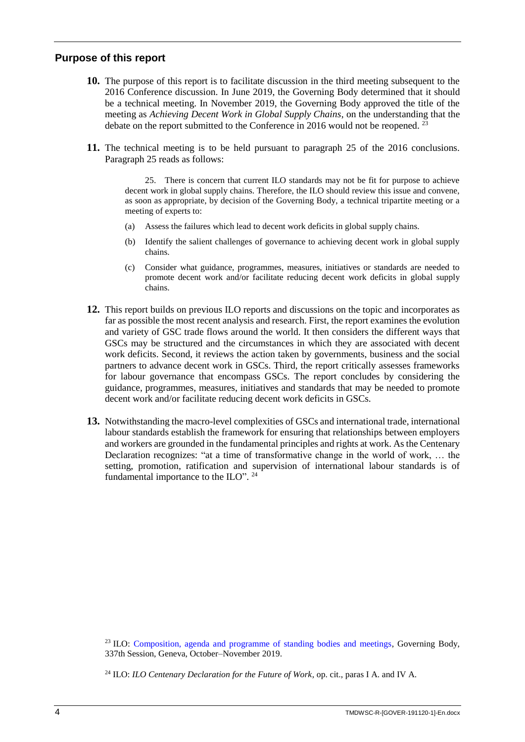## Purpose of this report

**10.** The purpose of this report is to facilitate discussion in the third meeting subsequent to the 2016 Conference discussion. In June 2019, the Governing Body determined that it should be a technical meeting. In November 2019, the Governing Body approved the title of the meeting as *Achieving Decent Work in Global Supply Chains*, on the understanding that the debate on the report submitted to the Conference in 2016 would not be reopened. [23]

**11.** The technical meeting is to be held pursuant to paragraph 25 of the 2016 conclusions. Paragraph 25 reads as follows:

> 25. There is concern that current ILO standards may not be fit for purpose to achieve decent work in global supply chains. Therefore, the ILO should review this issue and convene, as soon as appropriate, by decision of the Governing Body, a technical tripartite meeting or a meeting of experts to:
>
> (a) Assess the failures which lead to decent work deficits in global supply chains.
>
> (b) Identify the salient challenges of governance to achieving decent work in global supply chains.
>
> (c) Consider what guidance, programmes, measures, initiatives or standards are needed to promote decent work and/or facilitate reducing decent work deficits in global supply chains.

**12.** This report builds on previous ILO reports and discussions on the topic and incorporates as far as possible the most recent analysis and research. First, the report examines the evolution and variety of GSC trade flows around the world. It then considers the different ways that GSCs may be structured and the circumstances in which they are associated with decent work deficits. Second, it reviews the action taken by governments, business and the social partners to advance decent work in GSCs. Third, the report critically assesses frameworks for labour governance that encompass GSCs. The report concludes by considering the guidance, programmes, measures, initiatives and standards that may be needed to promote decent work and/or facilitate reducing decent work deficits in GSCs.

**13.** Notwithstanding the macro-level complexities of GSCs and international trade, international labour standards establish the framework for ensuring that relationships between employers and workers are grounded in the fundamental principles and rights at work. As the Centenary Declaration recognizes: "at a time of transformative change in the world of work, … the setting, promotion, ratification and supervision of international labour standards is of fundamental importance to the ILO". [24]

---

[23] ILO: Composition, agenda and programme of standing bodies and meetings, Governing Body, 337th Session, Geneva, October–November 2019.

[24] ILO: *ILO Centenary Declaration for the Future of Work*, op. cit., paras I A. and IV A.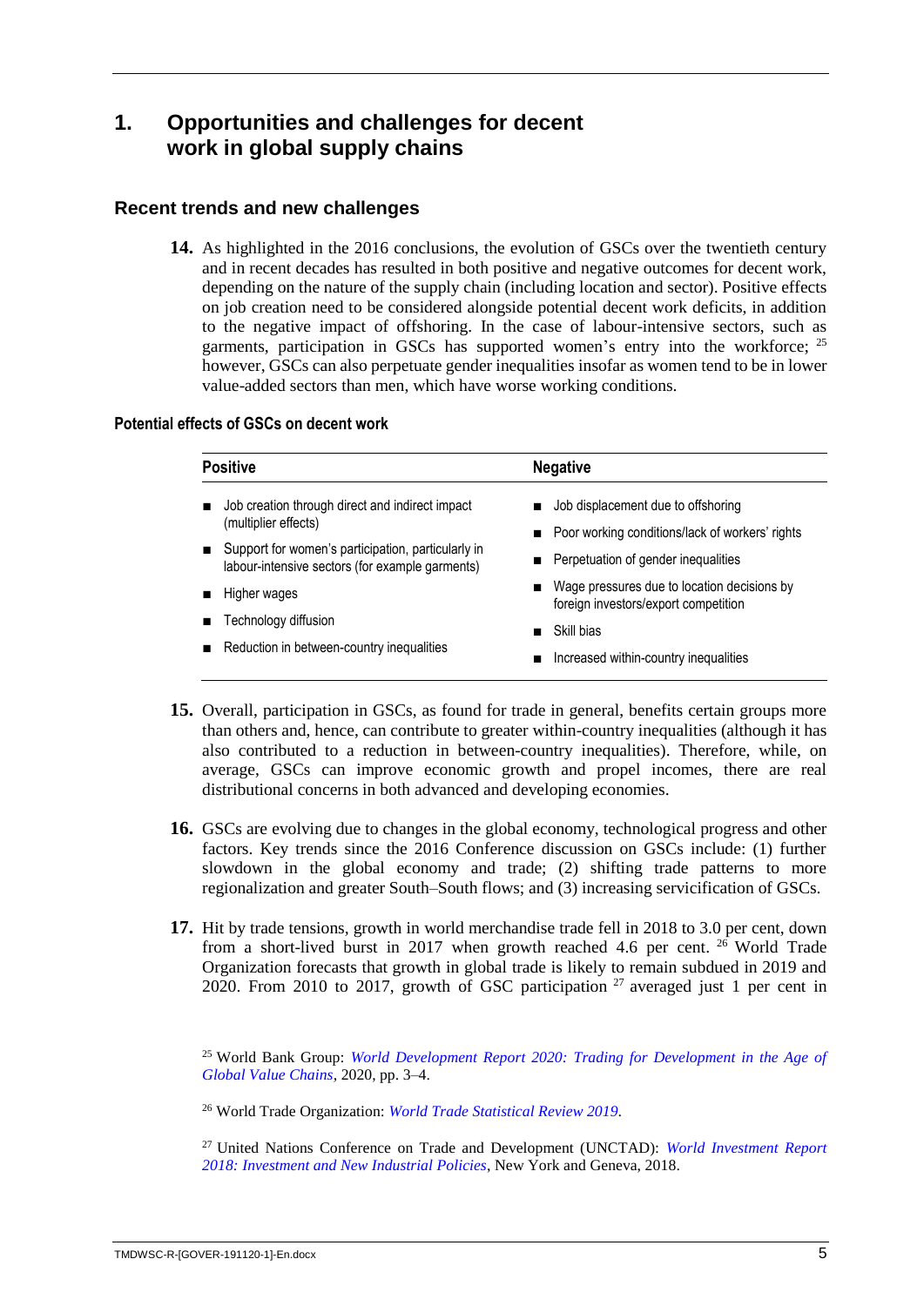# 1. Opportunities and challenges for decent work in global supply chains

## Recent trends and new challenges

**14.** As highlighted in the 2016 conclusions, the evolution of GSCs over the twentieth century and in recent decades has resulted in both positive and negative outcomes for decent work, depending on the nature of the supply chain (including location and sector). Positive effects on job creation need to be considered alongside potential decent work deficits, in addition to the negative impact of offshoring. In the case of labour-intensive sectors, such as garments, participation in GSCs has supported women's entry into the workforce; [25] however, GSCs can also perpetuate gender inequalities insofar as women tend to be in lower value-added sectors than men, which have worse working conditions.

**Potential effects of GSCs on decent work**

| Positive | Negative |
|---|---|
| ■ Job creation through direct and indirect impact (multiplier effects) | ■ Job displacement due to offshoring |
| ■ Support for women's participation, particularly in labour-intensive sectors (for example garments) | ■ Poor working conditions/lack of workers' rights |
| ■ Higher wages | ■ Perpetuation of gender inequalities |
| ■ Technology diffusion | ■ Wage pressures due to location decisions by foreign investors/export competition |
| ■ Reduction in between-country inequalities | ■ Skill bias |
| | ■ Increased within-country inequalities |

**15.** Overall, participation in GSCs, as found for trade in general, benefits certain groups more than others and, hence, can contribute to greater within-country inequalities (although it has also contributed to a reduction in between-country inequalities). Therefore, while, on average, GSCs can improve economic growth and propel incomes, there are real distributional concerns in both advanced and developing economies.

**16.** GSCs are evolving due to changes in the global economy, technological progress and other factors. Key trends since the 2016 Conference discussion on GSCs include: (1) further slowdown in the global economy and trade; (2) shifting trade patterns to more regionalization and greater South–South flows; and (3) increasing servicification of GSCs.

**17.** Hit by trade tensions, growth in world merchandise trade fell in 2018 to 3.0 per cent, down from a short-lived burst in 2017 when growth reached 4.6 per cent. [26] World Trade Organization forecasts that growth in global trade is likely to remain subdued in 2019 and 2020. From 2010 to 2017, growth of GSC participation [27] averaged just 1 per cent in

[25] World Bank Group: *World Development Report 2020: Trading for Development in the Age of Global Value Chains*, 2020, pp. 3–4.

[26] World Trade Organization: *World Trade Statistical Review 2019*.

[27] United Nations Conference on Trade and Development (UNCTAD): *World Investment Report 2018: Investment and New Industrial Policies*, New York and Geneva, 2018.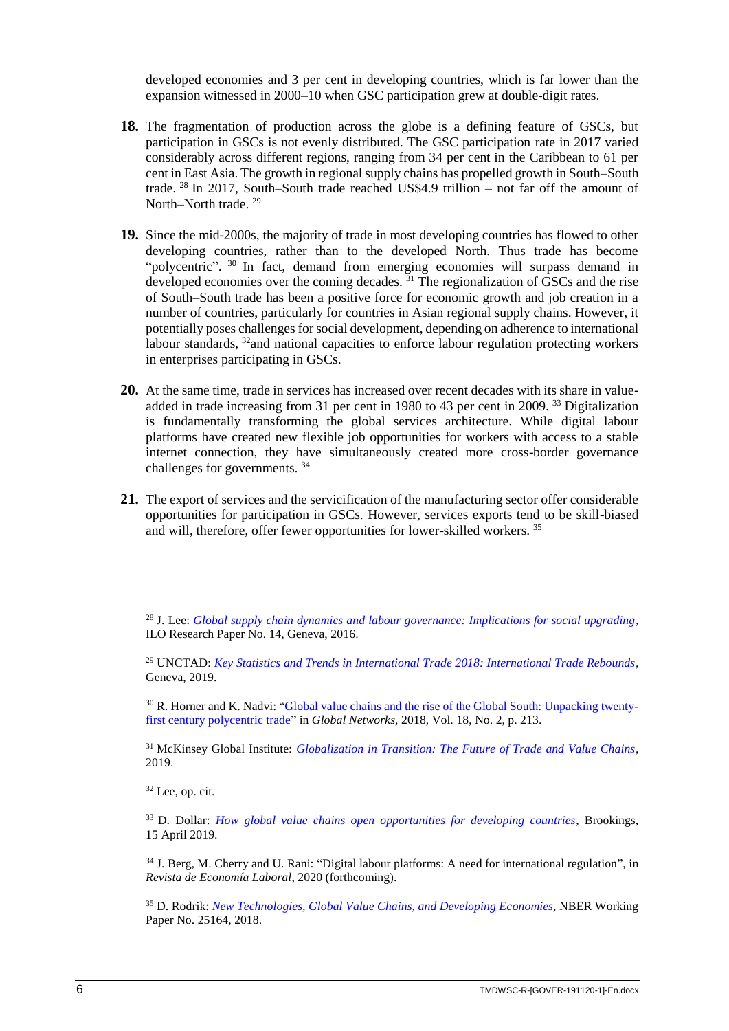developed economies and 3 per cent in developing countries, which is far lower than the expansion witnessed in 2000–10 when GSC participation grew at double-digit rates.

**18.** The fragmentation of production across the globe is a defining feature of GSCs, but participation in GSCs is not evenly distributed. The GSC participation rate in 2017 varied considerably across different regions, ranging from 34 per cent in the Caribbean to 61 per cent in East Asia. The growth in regional supply chains has propelled growth in South–South trade. [28] In 2017, South–South trade reached US$4.9 trillion – not far off the amount of North–North trade. [29]

**19.** Since the mid-2000s, the majority of trade in most developing countries has flowed to other developing countries, rather than to the developed North. Thus trade has become "polycentric". [30] In fact, demand from emerging economies will surpass demand in developed economies over the coming decades. [31] The regionalization of GSCs and the rise of South–South trade has been a positive force for economic growth and job creation in a number of countries, particularly for countries in Asian regional supply chains. However, it potentially poses challenges for social development, depending on adherence to international labour standards, [32] and national capacities to enforce labour regulation protecting workers in enterprises participating in GSCs.

**20.** At the same time, trade in services has increased over recent decades with its share in value-added in trade increasing from 31 per cent in 1980 to 43 per cent in 2009. [33] Digitalization is fundamentally transforming the global services architecture. While digital labour platforms have created new flexible job opportunities for workers with access to a stable internet connection, they have simultaneously created more cross-border governance challenges for governments. [34]

**21.** The export of services and the servicification of the manufacturing sector offer considerable opportunities for participation in GSCs. However, services exports tend to be skill-biased and will, therefore, offer fewer opportunities for lower-skilled workers. [35]

---

[28] J. Lee: *Global supply chain dynamics and labour governance: Implications for social upgrading*, ILO Research Paper No. 14, Geneva, 2016.

[29] UNCTAD: *Key Statistics and Trends in International Trade 2018: International Trade Rebounds*, Geneva, 2019.

[30] R. Horner and K. Nadvi: "Global value chains and the rise of the Global South: Unpacking twenty-first century polycentric trade" in *Global Networks*, 2018, Vol. 18, No. 2, p. 213.

[31] McKinsey Global Institute: *Globalization in Transition: The Future of Trade and Value Chains*, 2019.

[32] Lee, op. cit.

[33] D. Dollar: *How global value chains open opportunities for developing countries*, Brookings, 15 April 2019.

[34] J. Berg, M. Cherry and U. Rani: "Digital labour platforms: A need for international regulation", in *Revista de Economía Laboral*, 2020 (forthcoming).

[35] D. Rodrik: *New Technologies, Global Value Chains, and Developing Economies*, NBER Working Paper No. 25164, 2018.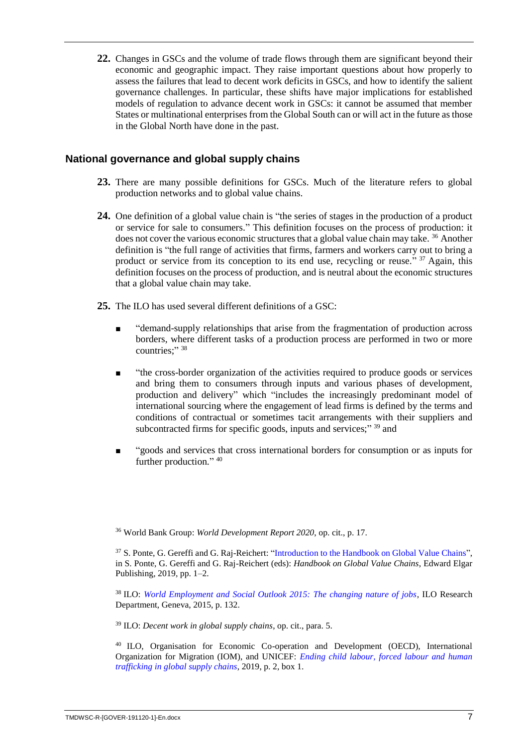**22.** Changes in GSCs and the volume of trade flows through them are significant beyond their economic and geographic impact. They raise important questions about how properly to assess the failures that lead to decent work deficits in GSCs, and how to identify the salient governance challenges. In particular, these shifts have major implications for established models of regulation to advance decent work in GSCs: it cannot be assumed that member States or multinational enterprises from the Global South can or will act in the future as those in the Global North have done in the past.

## National governance and global supply chains

**23.** There are many possible definitions for GSCs. Much of the literature refers to global production networks and to global value chains.

**24.** One definition of a global value chain is "the series of stages in the production of a product or service for sale to consumers." This definition focuses on the process of production: it does not cover the various economic structures that a global value chain may take. [36] Another definition is "the full range of activities that firms, farmers and workers carry out to bring a product or service from its conception to its end use, recycling or reuse." [37] Again, this definition focuses on the process of production, and is neutral about the economic structures that a global value chain may take.

**25.** The ILO has used several different definitions of a GSC:

- "demand-supply relationships that arise from the fragmentation of production across borders, where different tasks of a production process are performed in two or more countries;" [38]
- "the cross-border organization of the activities required to produce goods or services and bring them to consumers through inputs and various phases of development, production and delivery" which "includes the increasingly predominant model of international sourcing where the engagement of lead firms is defined by the terms and conditions of contractual or sometimes tacit arrangements with their suppliers and subcontracted firms for specific goods, inputs and services;" [39] and
- "goods and services that cross international borders for consumption or as inputs for further production." [40]

[36] World Bank Group: *World Development Report 2020*, op. cit., p. 17.

[37] S. Ponte, G. Gereffi and G. Raj-Reichert: "Introduction to the Handbook on Global Value Chains", in S. Ponte, G. Gereffi and G. Raj-Reichert (eds): *Handbook on Global Value Chains*, Edward Elgar Publishing, 2019, pp. 1–2.

[38] ILO: *World Employment and Social Outlook 2015: The changing nature of jobs*, ILO Research Department, Geneva, 2015, p. 132.

[39] ILO: *Decent work in global supply chains*, op. cit., para. 5.

[40] ILO, Organisation for Economic Co-operation and Development (OECD), International Organization for Migration (IOM), and UNICEF: *Ending child labour, forced labour and human trafficking in global supply chains*, 2019, p. 2, box 1.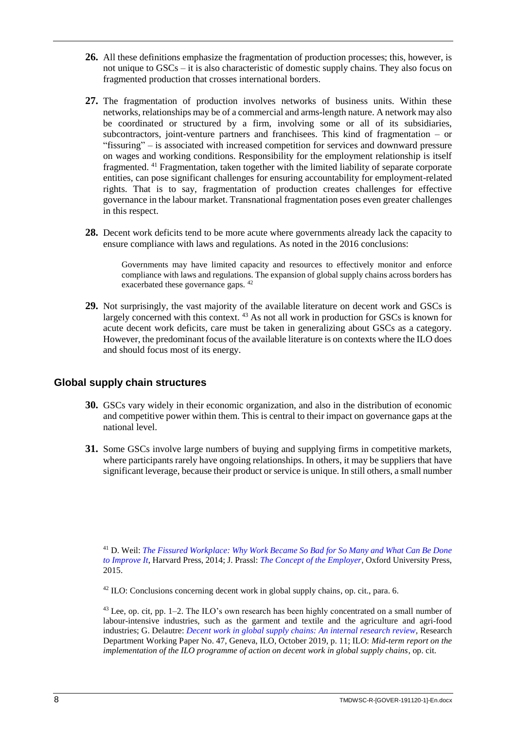**26.** All these definitions emphasize the fragmentation of production processes; this, however, is not unique to GSCs – it is also characteristic of domestic supply chains. They also focus on fragmented production that crosses international borders.

**27.** The fragmentation of production involves networks of business units. Within these networks, relationships may be of a commercial and arms-length nature. A network may also be coordinated or structured by a firm, involving some or all of its subsidiaries, subcontractors, joint-venture partners and franchisees. This kind of fragmentation – or "fissuring" – is associated with increased competition for services and downward pressure on wages and working conditions. Responsibility for the employment relationship is itself fragmented. [41] Fragmentation, taken together with the limited liability of separate corporate entities, can pose significant challenges for ensuring accountability for employment-related rights. That is to say, fragmentation of production creates challenges for effective governance in the labour market. Transnational fragmentation poses even greater challenges in this respect.

**28.** Decent work deficits tend to be more acute where governments already lack the capacity to ensure compliance with laws and regulations. As noted in the 2016 conclusions:

> Governments may have limited capacity and resources to effectively monitor and enforce compliance with laws and regulations. The expansion of global supply chains across borders has exacerbated these governance gaps. [42]

**29.** Not surprisingly, the vast majority of the available literature on decent work and GSCs is largely concerned with this context. [43] As not all work in production for GSCs is known for acute decent work deficits, care must be taken in generalizing about GSCs as a category. However, the predominant focus of the available literature is on contexts where the ILO does and should focus most of its energy.

## Global supply chain structures

**30.** GSCs vary widely in their economic organization, and also in the distribution of economic and competitive power within them. This is central to their impact on governance gaps at the national level.

**31.** Some GSCs involve large numbers of buying and supplying firms in competitive markets, where participants rarely have ongoing relationships. In others, it may be suppliers that have significant leverage, because their product or service is unique. In still others, a small number

---

[41] D. Weil: *The Fissured Workplace: Why Work Became So Bad for So Many and What Can Be Done to Improve It*, Harvard Press, 2014; J. Prassl: *The Concept of the Employer*, Oxford University Press, 2015.

[42] ILO: Conclusions concerning decent work in global supply chains, op. cit., para. 6.

[43] Lee, op. cit, pp. 1–2. The ILO's own research has been highly concentrated on a small number of labour-intensive industries, such as the garment and textile and the agriculture and agri-food industries; G. Delautre: *Decent work in global supply chains: An internal research review*, Research Department Working Paper No. 47, Geneva, ILO, October 2019, p. 11; ILO: *Mid-term report on the implementation of the ILO programme of action on decent work in global supply chains*, op. cit.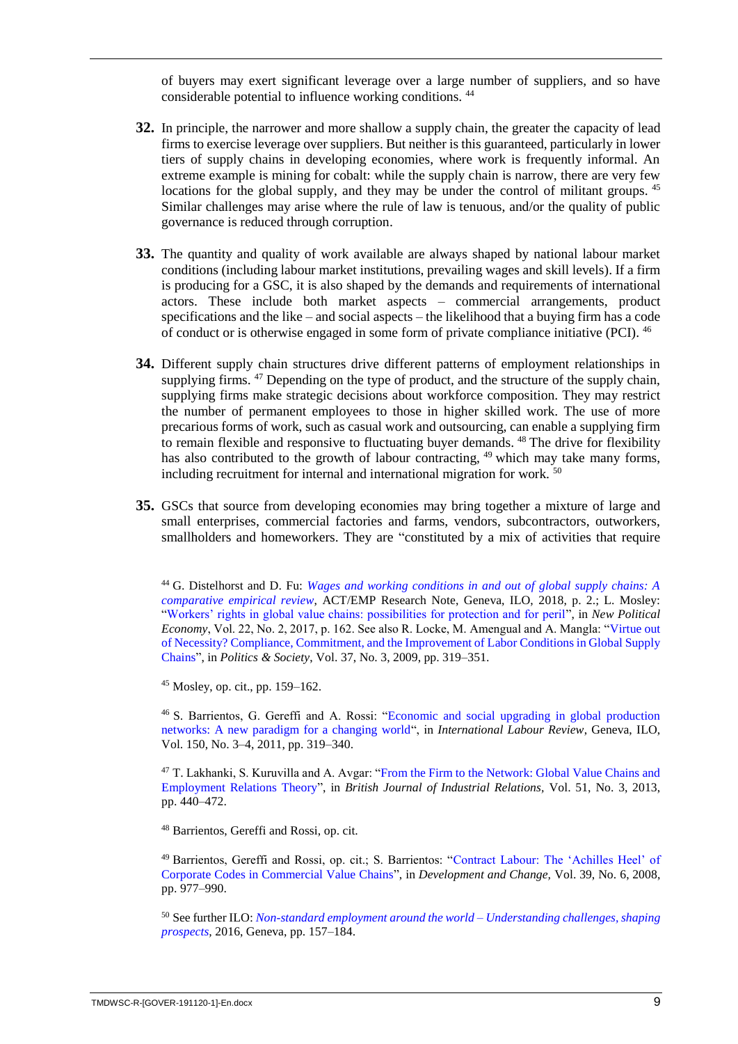of buyers may exert significant leverage over a large number of suppliers, and so have considerable potential to influence working conditions. [44]

**32.** In principle, the narrower and more shallow a supply chain, the greater the capacity of lead firms to exercise leverage over suppliers. But neither is this guaranteed, particularly in lower tiers of supply chains in developing economies, where work is frequently informal. An extreme example is mining for cobalt: while the supply chain is narrow, there are very few locations for the global supply, and they may be under the control of militant groups. [45] Similar challenges may arise where the rule of law is tenuous, and/or the quality of public governance is reduced through corruption.

**33.** The quantity and quality of work available are always shaped by national labour market conditions (including labour market institutions, prevailing wages and skill levels). If a firm is producing for a GSC, it is also shaped by the demands and requirements of international actors. These include both market aspects – commercial arrangements, product specifications and the like – and social aspects – the likelihood that a buying firm has a code of conduct or is otherwise engaged in some form of private compliance initiative (PCI). [46]

**34.** Different supply chain structures drive different patterns of employment relationships in supplying firms. [47] Depending on the type of product, and the structure of the supply chain, supplying firms make strategic decisions about workforce composition. They may restrict the number of permanent employees to those in higher skilled work. The use of more precarious forms of work, such as casual work and outsourcing, can enable a supplying firm to remain flexible and responsive to fluctuating buyer demands. [48] The drive for flexibility has also contributed to the growth of labour contracting, [49] which may take many forms, including recruitment for internal and international migration for work. [50]

**35.** GSCs that source from developing economies may bring together a mixture of large and small enterprises, commercial factories and farms, vendors, subcontractors, outworkers, smallholders and homeworkers. They are "constituted by a mix of activities that require

---

[44] G. Distelhorst and D. Fu: *Wages and working conditions in and out of global supply chains: A comparative empirical review*, ACT/EMP Research Note, Geneva, ILO, 2018, p. 2.; L. Mosley: "Workers' rights in global value chains: possibilities for protection and for peril", in *New Political Economy*, Vol. 22, No. 2, 2017, p. 162. See also R. Locke, M. Amengual and A. Mangla: "Virtue out of Necessity? Compliance, Commitment, and the Improvement of Labor Conditions in Global Supply Chains", in *Politics & Society*, Vol. 37, No. 3, 2009, pp. 319–351.

[45] Mosley, op. cit., pp. 159–162.

[46] S. Barrientos, G. Gereffi and A. Rossi: "Economic and social upgrading in global production networks: A new paradigm for a changing world", in *International Labour Review*, Geneva, ILO, Vol. 150, No. 3–4, 2011, pp. 319–340.

[47] T. Lakhanki, S. Kuruvilla and A. Avgar: "From the Firm to the Network: Global Value Chains and Employment Relations Theory", in *British Journal of Industrial Relations*, Vol. 51, No. 3, 2013, pp. 440–472.

[48] Barrientos, Gereffi and Rossi, op. cit.

[49] Barrientos, Gereffi and Rossi, op. cit.; S. Barrientos: "Contract Labour: The 'Achilles Heel' of Corporate Codes in Commercial Value Chains", in *Development and Change*, Vol. 39, No. 6, 2008, pp. 977–990.

[50] See further ILO: *Non-standard employment around the world – Understanding challenges, shaping prospects*, 2016, Geneva, pp. 157–184.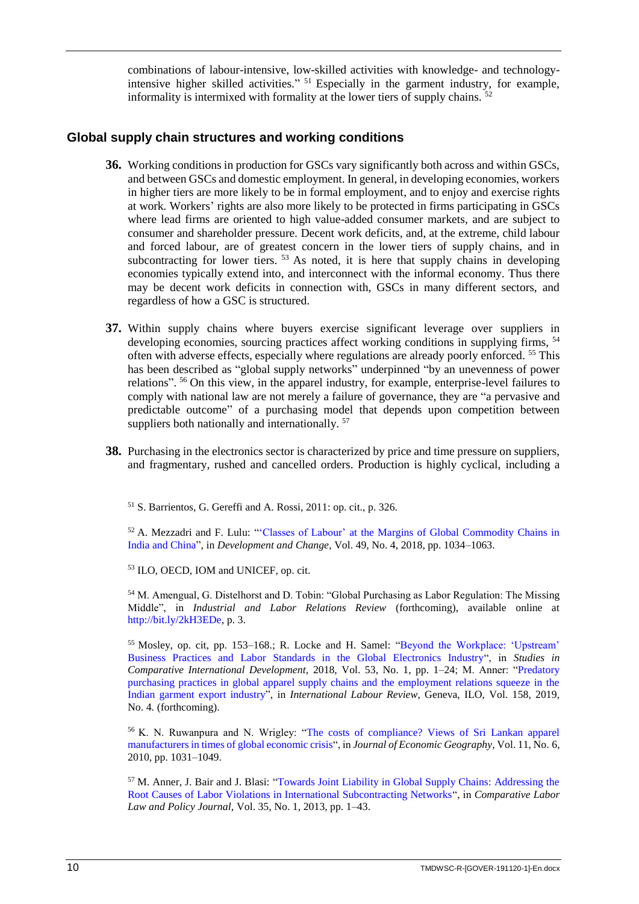combinations of labour-intensive, low-skilled activities with knowledge- and technology-intensive higher skilled activities." [51] Especially in the garment industry, for example, informality is intermixed with formality at the lower tiers of supply chains. [52]

## Global supply chain structures and working conditions

**36.** Working conditions in production for GSCs vary significantly both across and within GSCs, and between GSCs and domestic employment. In general, in developing economies, workers in higher tiers are more likely to be in formal employment, and to enjoy and exercise rights at work. Workers' rights are also more likely to be protected in firms participating in GSCs where lead firms are oriented to high value-added consumer markets, and are subject to consumer and shareholder pressure. Decent work deficits, and, at the extreme, child labour and forced labour, are of greatest concern in the lower tiers of supply chains, and in subcontracting for lower tiers. [53] As noted, it is here that supply chains in developing economies typically extend into, and interconnect with the informal economy. Thus there may be decent work deficits in connection with, GSCs in many different sectors, and regardless of how a GSC is structured.

**37.** Within supply chains where buyers exercise significant leverage over suppliers in developing economies, sourcing practices affect working conditions in supplying firms, [54] often with adverse effects, especially where regulations are already poorly enforced. [55] This has been described as "global supply networks" underpinned "by an unevenness of power relations". [56] On this view, in the apparel industry, for example, enterprise-level failures to comply with national law are not merely a failure of governance, they are "a pervasive and predictable outcome" of a purchasing model that depends upon competition between suppliers both nationally and internationally. [57]

**38.** Purchasing in the electronics sector is characterized by price and time pressure on suppliers, and fragmentary, rushed and cancelled orders. Production is highly cyclical, including a

---

[51] S. Barrientos, G. Gereffi and A. Rossi, 2011: op. cit., p. 326.

[52] A. Mezzadri and F. Lulu: "'Classes of Labour' at the Margins of Global Commodity Chains in India and China", in *Development and Change*, Vol. 49, No. 4, 2018, pp. 1034–1063.

[53] ILO, OECD, IOM and UNICEF, op. cit.

[54] M. Amengual, G. Distelhorst and D. Tobin: "Global Purchasing as Labor Regulation: The Missing Middle", in *Industrial and Labor Relations Review* (forthcoming), available online at http://bit.ly/2kH3EDe, p. 3.

[55] Mosley, op. cit, pp. 153–168.; R. Locke and H. Samel: "Beyond the Workplace: 'Upstream' Business Practices and Labor Standards in the Global Electronics Industry", in *Studies in Comparative International Development*, 2018, Vol. 53, No. 1, pp. 1–24; M. Anner: "Predatory purchasing practices in global apparel supply chains and the employment relations squeeze in the Indian garment export industry", in *International Labour Review*, Geneva, ILO, Vol. 158, 2019, No. 4. (forthcoming).

[56] K. N. Ruwanpura and N. Wrigley: "The costs of compliance? Views of Sri Lankan apparel manufacturers in times of global economic crisis", in *Journal of Economic Geography*, Vol. 11, No. 6, 2010, pp. 1031–1049.

[57] M. Anner, J. Bair and J. Blasi: "Towards Joint Liability in Global Supply Chains: Addressing the Root Causes of Labor Violations in International Subcontracting Networks", in *Comparative Labor Law and Policy Journal*, Vol. 35, No. 1, 2013, pp. 1–43.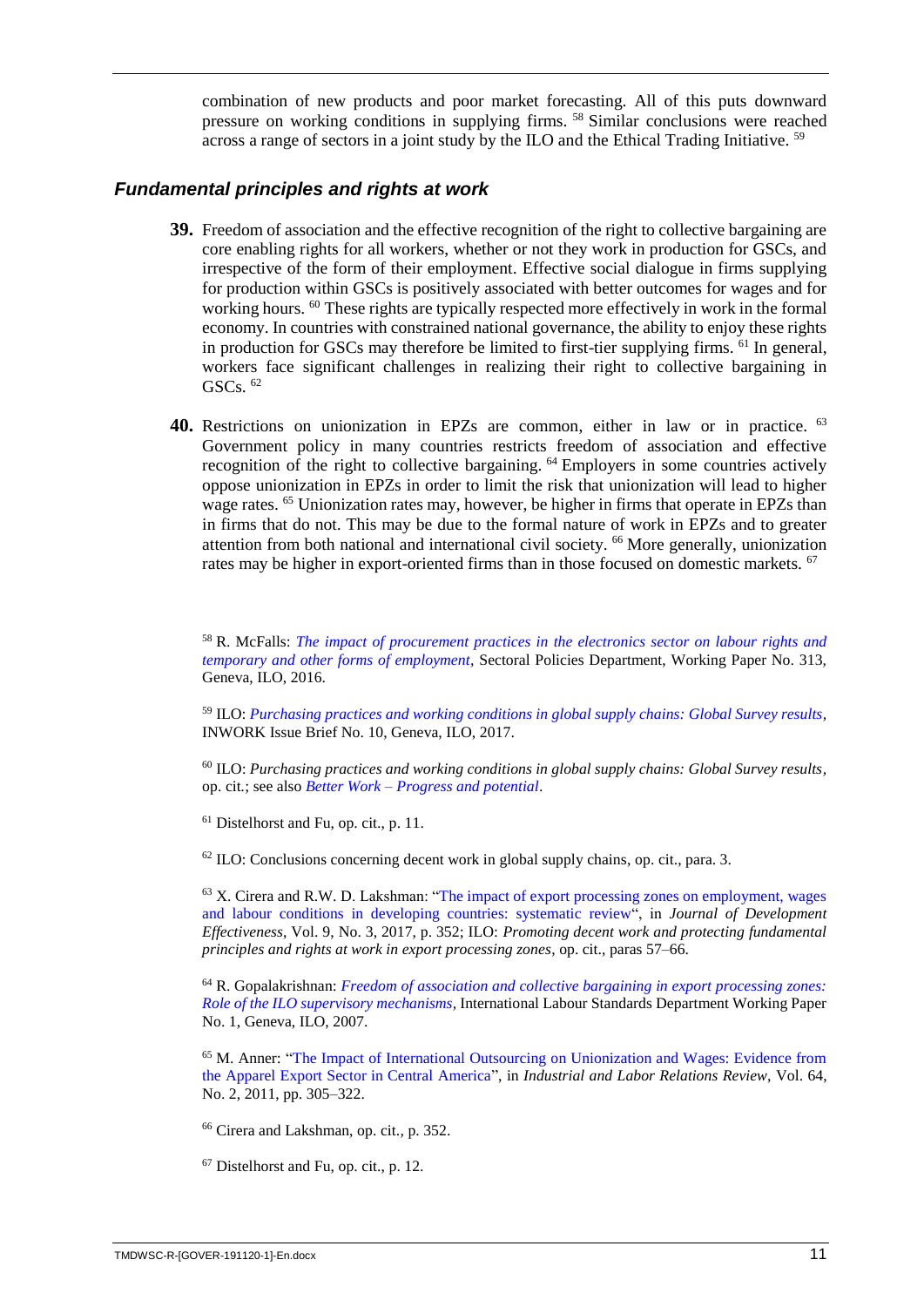combination of new products and poor market forecasting. All of this puts downward pressure on working conditions in supplying firms. [58] Similar conclusions were reached across a range of sectors in a joint study by the ILO and the Ethical Trading Initiative. [59]

### *Fundamental principles and rights at work*

**39.** Freedom of association and the effective recognition of the right to collective bargaining are core enabling rights for all workers, whether or not they work in production for GSCs, and irrespective of the form of their employment. Effective social dialogue in firms supplying for production within GSCs is positively associated with better outcomes for wages and for working hours. [60] These rights are typically respected more effectively in work in the formal economy. In countries with constrained national governance, the ability to enjoy these rights in production for GSCs may therefore be limited to first-tier supplying firms. [61] In general, workers face significant challenges in realizing their right to collective bargaining in GSCs. [62]

**40.** Restrictions on unionization in EPZs are common, either in law or in practice. [63] Government policy in many countries restricts freedom of association and effective recognition of the right to collective bargaining. [64] Employers in some countries actively oppose unionization in EPZs in order to limit the risk that unionization will lead to higher wage rates. [65] Unionization rates may, however, be higher in firms that operate in EPZs than in firms that do not. This may be due to the formal nature of work in EPZs and to greater attention from both national and international civil society. [66] More generally, unionization rates may be higher in export-oriented firms than in those focused on domestic markets. [67]

---

[58] R. McFalls: *The impact of procurement practices in the electronics sector on labour rights and temporary and other forms of employment*, Sectoral Policies Department, Working Paper No. 313, Geneva, ILO, 2016.

[59] ILO: *Purchasing practices and working conditions in global supply chains: Global Survey results*, INWORK Issue Brief No. 10, Geneva, ILO, 2017.

[60] ILO: *Purchasing practices and working conditions in global supply chains: Global Survey results*, op. cit.; see also *Better Work – Progress and potential*.

[61] Distelhorst and Fu, op. cit., p. 11.

[62] ILO: Conclusions concerning decent work in global supply chains, op. cit., para. 3.

[63] X. Cirera and R.W. D. Lakshman: "The impact of export processing zones on employment, wages and labour conditions in developing countries: systematic review", in *Journal of Development Effectiveness*, Vol. 9, No. 3, 2017, p. 352; ILO: *Promoting decent work and protecting fundamental principles and rights at work in export processing zones*, op. cit., paras 57–66.

[64] R. Gopalakrishnan: *Freedom of association and collective bargaining in export processing zones: Role of the ILO supervisory mechanisms*, International Labour Standards Department Working Paper No. 1, Geneva, ILO, 2007.

[65] M. Anner: "The Impact of International Outsourcing on Unionization and Wages: Evidence from the Apparel Export Sector in Central America", in *Industrial and Labor Relations Review*, Vol. 64, No. 2, 2011, pp. 305–322.

[66] Cirera and Lakshman, op. cit., p. 352.

[67] Distelhorst and Fu, op. cit., p. 12.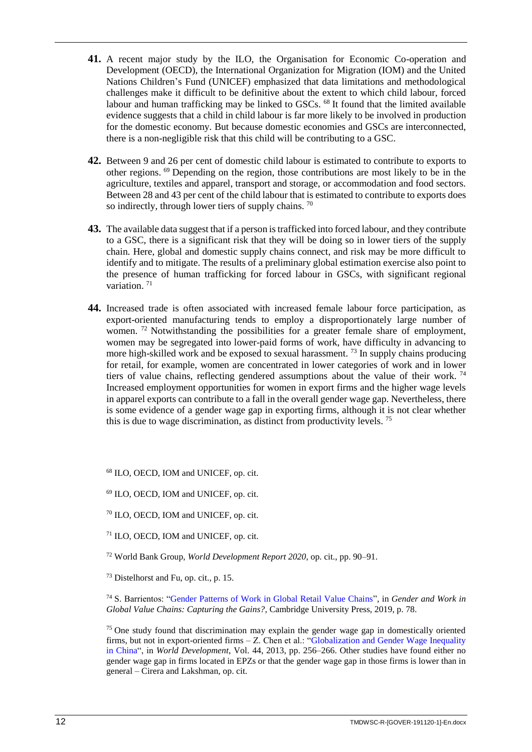**41.** A recent major study by the ILO, the Organisation for Economic Co-operation and Development (OECD), the International Organization for Migration (IOM) and the United Nations Children's Fund (UNICEF) emphasized that data limitations and methodological challenges make it difficult to be definitive about the extent to which child labour, forced labour and human trafficking may be linked to GSCs. [68] It found that the limited available evidence suggests that a child in child labour is far more likely to be involved in production for the domestic economy. But because domestic economies and GSCs are interconnected, there is a non-negligible risk that this child will be contributing to a GSC.

**42.** Between 9 and 26 per cent of domestic child labour is estimated to contribute to exports to other regions. [69] Depending on the region, those contributions are most likely to be in the agriculture, textiles and apparel, transport and storage, or accommodation and food sectors. Between 28 and 43 per cent of the child labour that is estimated to contribute to exports does so indirectly, through lower tiers of supply chains. [70]

**43.** The available data suggest that if a person is trafficked into forced labour, and they contribute to a GSC, there is a significant risk that they will be doing so in lower tiers of the supply chain. Here, global and domestic supply chains connect, and risk may be more difficult to identify and to mitigate. The results of a preliminary global estimation exercise also point to the presence of human trafficking for forced labour in GSCs, with significant regional variation. [71]

**44.** Increased trade is often associated with increased female labour force participation, as export-oriented manufacturing tends to employ a disproportionately large number of women. [72] Notwithstanding the possibilities for a greater female share of employment, women may be segregated into lower-paid forms of work, have difficulty in advancing to more high-skilled work and be exposed to sexual harassment. [73] In supply chains producing for retail, for example, women are concentrated in lower categories of work and in lower tiers of value chains, reflecting gendered assumptions about the value of their work. [74] Increased employment opportunities for women in export firms and the higher wage levels in apparel exports can contribute to a fall in the overall gender wage gap. Nevertheless, there is some evidence of a gender wage gap in exporting firms, although it is not clear whether this is due to wage discrimination, as distinct from productivity levels. [75]

---

[68] ILO, OECD, IOM and UNICEF, op. cit.

[69] ILO, OECD, IOM and UNICEF, op. cit.

[70] ILO, OECD, IOM and UNICEF, op. cit.

[71] ILO, OECD, IOM and UNICEF, op. cit.

[72] World Bank Group, *World Development Report 2020*, op. cit., pp. 90–91.

[73] Distelhorst and Fu, op. cit., p. 15.

[74] S. Barrientos: "Gender Patterns of Work in Global Retail Value Chains", in *Gender and Work in Global Value Chains: Capturing the Gains?*, Cambridge University Press, 2019, p. 78.

[75] One study found that discrimination may explain the gender wage gap in domestically oriented firms, but not in export-oriented firms – Z. Chen et al.: "Globalization and Gender Wage Inequality in China", in *World Development*, Vol. 44, 2013, pp. 256–266. Other studies have found either no gender wage gap in firms located in EPZs or that the gender wage gap in those firms is lower than in general – Cirera and Lakshman, op. cit.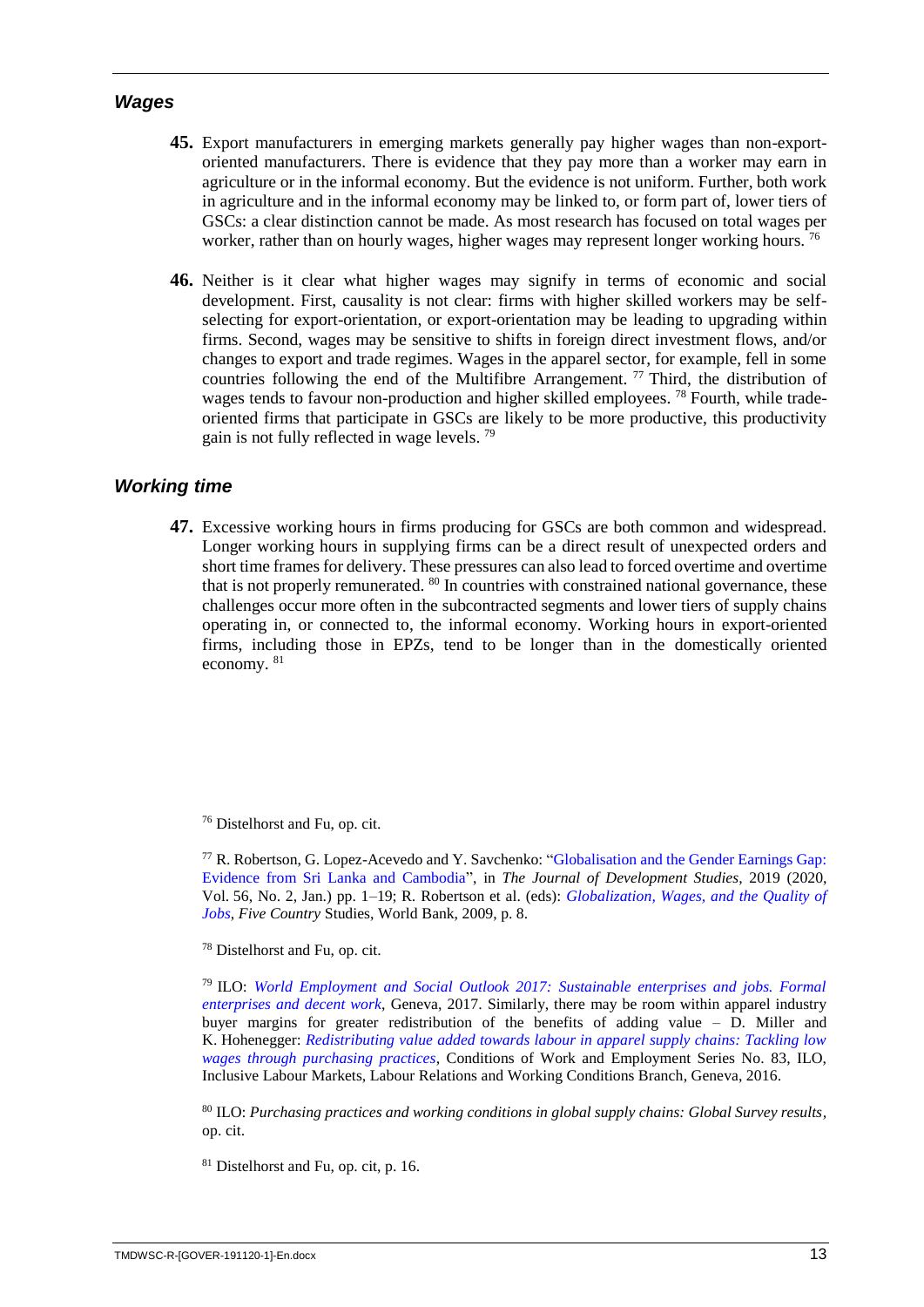### *Wages*

**45.** Export manufacturers in emerging markets generally pay higher wages than non-export-oriented manufacturers. There is evidence that they pay more than a worker may earn in agriculture or in the informal economy. But the evidence is not uniform. Further, both work in agriculture and in the informal economy may be linked to, or form part of, lower tiers of GSCs: a clear distinction cannot be made. As most research has focused on total wages per worker, rather than on hourly wages, higher wages may represent longer working hours. [76]

**46.** Neither is it clear what higher wages may signify in terms of economic and social development. First, causality is not clear: firms with higher skilled workers may be self-selecting for export-orientation, or export-orientation may be leading to upgrading within firms. Second, wages may be sensitive to shifts in foreign direct investment flows, and/or changes to export and trade regimes. Wages in the apparel sector, for example, fell in some countries following the end of the Multifibre Arrangement. [77] Third, the distribution of wages tends to favour non-production and higher skilled employees. [78] Fourth, while trade-oriented firms that participate in GSCs are likely to be more productive, this productivity gain is not fully reflected in wage levels. [79]

### *Working time*

**47.** Excessive working hours in firms producing for GSCs are both common and widespread. Longer working hours in supplying firms can be a direct result of unexpected orders and short time frames for delivery. These pressures can also lead to forced overtime and overtime that is not properly remunerated. [80] In countries with constrained national governance, these challenges occur more often in the subcontracted segments and lower tiers of supply chains operating in, or connected to, the informal economy. Working hours in export-oriented firms, including those in EPZs, tend to be longer than in the domestically oriented economy. [81]

---

[76] Distelhorst and Fu, op. cit.

[77] R. Robertson, G. Lopez-Acevedo and Y. Savchenko: "Globalisation and the Gender Earnings Gap: Evidence from Sri Lanka and Cambodia", in *The Journal of Development Studies*, 2019 (2020, Vol. 56, No. 2, Jan.) pp. 1–19; R. Robertson et al. (eds): *Globalization, Wages, and the Quality of Jobs, Five Country* Studies, World Bank, 2009, p. 8.

[78] Distelhorst and Fu, op. cit.

[79] ILO: *World Employment and Social Outlook 2017: Sustainable enterprises and jobs. Formal enterprises and decent work*, Geneva, 2017. Similarly, there may be room within apparel industry buyer margins for greater redistribution of the benefits of adding value – D. Miller and K. Hohenegger: *Redistributing value added towards labour in apparel supply chains: Tackling low wages through purchasing practices*, Conditions of Work and Employment Series No. 83, ILO, Inclusive Labour Markets, Labour Relations and Working Conditions Branch, Geneva, 2016.

[80] ILO: *Purchasing practices and working conditions in global supply chains: Global Survey results*, op. cit.

[81] Distelhorst and Fu, op. cit, p. 16.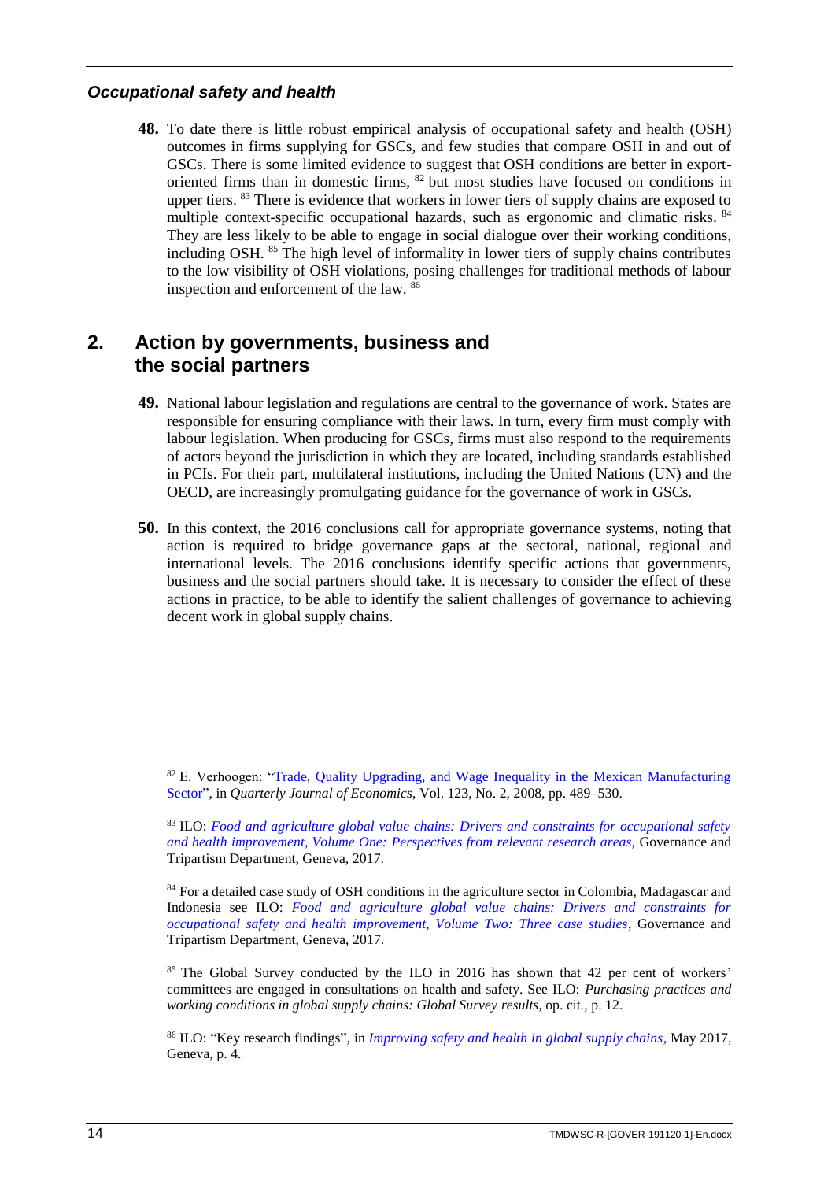### *Occupational safety and health*

**48.** To date there is little robust empirical analysis of occupational safety and health (OSH) outcomes in firms supplying for GSCs, and few studies that compare OSH in and out of GSCs. There is some limited evidence to suggest that OSH conditions are better in export-oriented firms than in domestic firms, [82] but most studies have focused on conditions in upper tiers. [83] There is evidence that workers in lower tiers of supply chains are exposed to multiple context-specific occupational hazards, such as ergonomic and climatic risks. [84] They are less likely to be able to engage in social dialogue over their working conditions, including OSH. [85] The high level of informality in lower tiers of supply chains contributes to the low visibility of OSH violations, posing challenges for traditional methods of labour inspection and enforcement of the law. [86]

## 2. Action by governments, business and the social partners

**49.** National labour legislation and regulations are central to the governance of work. States are responsible for ensuring compliance with their laws. In turn, every firm must comply with labour legislation. When producing for GSCs, firms must also respond to the requirements of actors beyond the jurisdiction in which they are located, including standards established in PCIs. For their part, multilateral institutions, including the United Nations (UN) and the OECD, are increasingly promulgating guidance for the governance of work in GSCs.

**50.** In this context, the 2016 conclusions call for appropriate governance systems, noting that action is required to bridge governance gaps at the sectoral, national, regional and international levels. The 2016 conclusions identify specific actions that governments, business and the social partners should take. It is necessary to consider the effect of these actions in practice, to be able to identify the salient challenges of governance to achieving decent work in global supply chains.

---

[82] E. Verhoogen: "Trade, Quality Upgrading, and Wage Inequality in the Mexican Manufacturing Sector", in *Quarterly Journal of Economics*, Vol. 123, No. 2, 2008, pp. 489–530.

[83] ILO: *Food and agriculture global value chains: Drivers and constraints for occupational safety and health improvement, Volume One: Perspectives from relevant research areas*, Governance and Tripartism Department, Geneva, 2017.

[84] For a detailed case study of OSH conditions in the agriculture sector in Colombia, Madagascar and Indonesia see ILO: *Food and agriculture global value chains: Drivers and constraints for occupational safety and health improvement, Volume Two: Three case studies*, Governance and Tripartism Department, Geneva, 2017.

[85] The Global Survey conducted by the ILO in 2016 has shown that 42 per cent of workers' committees are engaged in consultations on health and safety. See ILO: *Purchasing practices and working conditions in global supply chains: Global Survey results*, op. cit., p. 12.

[86] ILO: "Key research findings", in *Improving safety and health in global supply chains*, May 2017, Geneva, p. 4.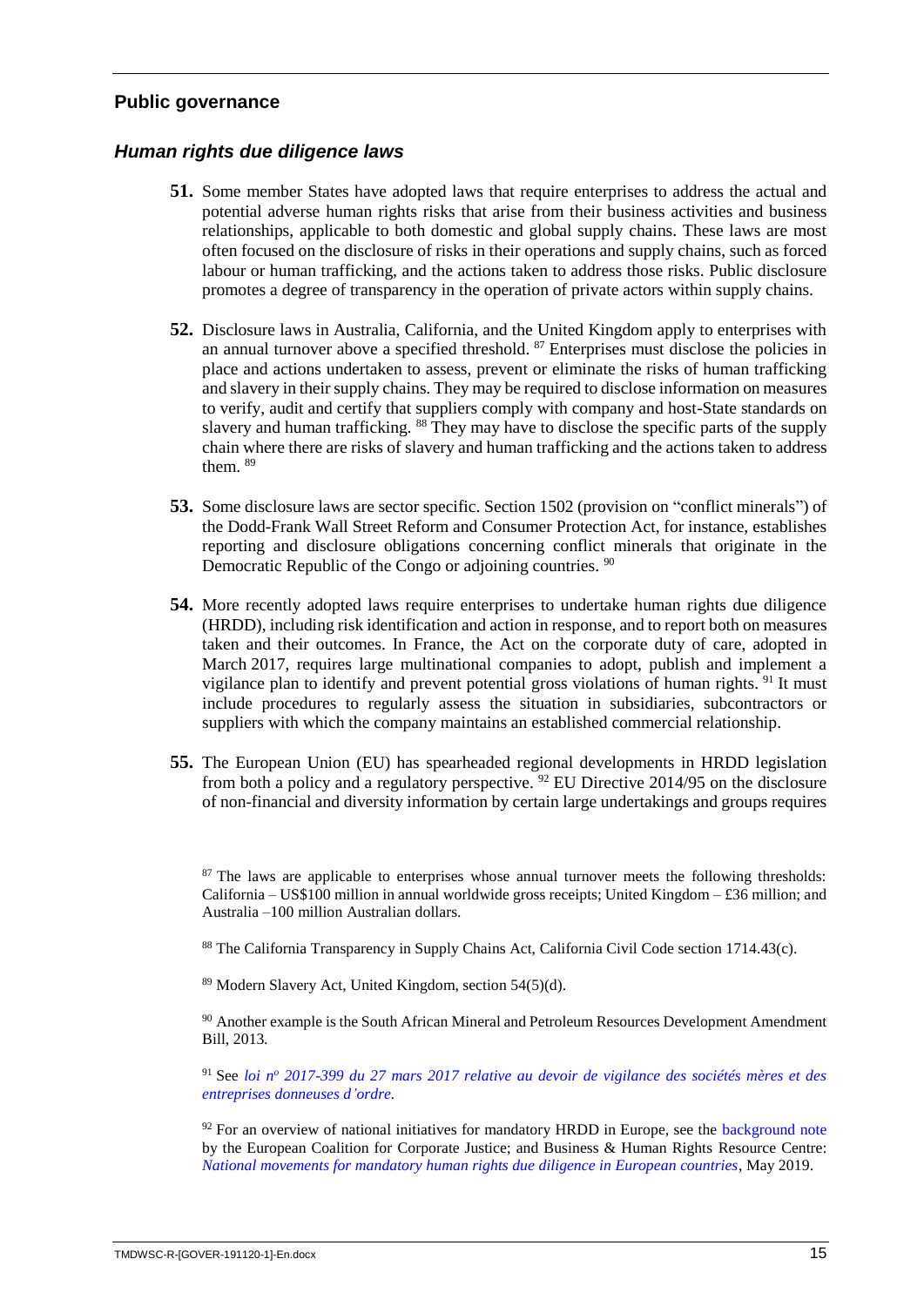## Public governance

### *Human rights due diligence laws*

**51.** Some member States have adopted laws that require enterprises to address the actual and potential adverse human rights risks that arise from their business activities and business relationships, applicable to both domestic and global supply chains. These laws are most often focused on the disclosure of risks in their operations and supply chains, such as forced labour or human trafficking, and the actions taken to address those risks. Public disclosure promotes a degree of transparency in the operation of private actors within supply chains.

**52.** Disclosure laws in Australia, California, and the United Kingdom apply to enterprises with an annual turnover above a specified threshold. [87] Enterprises must disclose the policies in place and actions undertaken to assess, prevent or eliminate the risks of human trafficking and slavery in their supply chains. They may be required to disclose information on measures to verify, audit and certify that suppliers comply with company and host-State standards on slavery and human trafficking. [88] They may have to disclose the specific parts of the supply chain where there are risks of slavery and human trafficking and the actions taken to address them. [89]

**53.** Some disclosure laws are sector specific. Section 1502 (provision on "conflict minerals") of the Dodd-Frank Wall Street Reform and Consumer Protection Act, for instance, establishes reporting and disclosure obligations concerning conflict minerals that originate in the Democratic Republic of the Congo or adjoining countries. [90]

**54.** More recently adopted laws require enterprises to undertake human rights due diligence (HRDD), including risk identification and action in response, and to report both on measures taken and their outcomes. In France, the Act on the corporate duty of care, adopted in March 2017, requires large multinational companies to adopt, publish and implement a vigilance plan to identify and prevent potential gross violations of human rights. [91] It must include procedures to regularly assess the situation in subsidiaries, subcontractors or suppliers with which the company maintains an established commercial relationship.

**55.** The European Union (EU) has spearheaded regional developments in HRDD legislation from both a policy and a regulatory perspective. [92] EU Directive 2014/95 on the disclosure of non-financial and diversity information by certain large undertakings and groups requires

---

[87] The laws are applicable to enterprises whose annual turnover meets the following thresholds: California – US$100 million in annual worldwide gross receipts; United Kingdom – £36 million; and Australia –100 million Australian dollars.

[88] The California Transparency in Supply Chains Act, California Civil Code section 1714.43(c).

[89] Modern Slavery Act, United Kingdom, section 54(5)(d).

[90] Another example is the South African Mineral and Petroleum Resources Development Amendment Bill, 2013.

[91] See *loi nº 2017-399 du 27 mars 2017 relative au devoir de vigilance des sociétés mères et des entreprises donneuses d'ordre.*

[92] For an overview of national initiatives for mandatory HRDD in Europe, see the background note by the European Coalition for Corporate Justice; and Business & Human Rights Resource Centre: *National movements for mandatory human rights due diligence in European countries*, May 2019.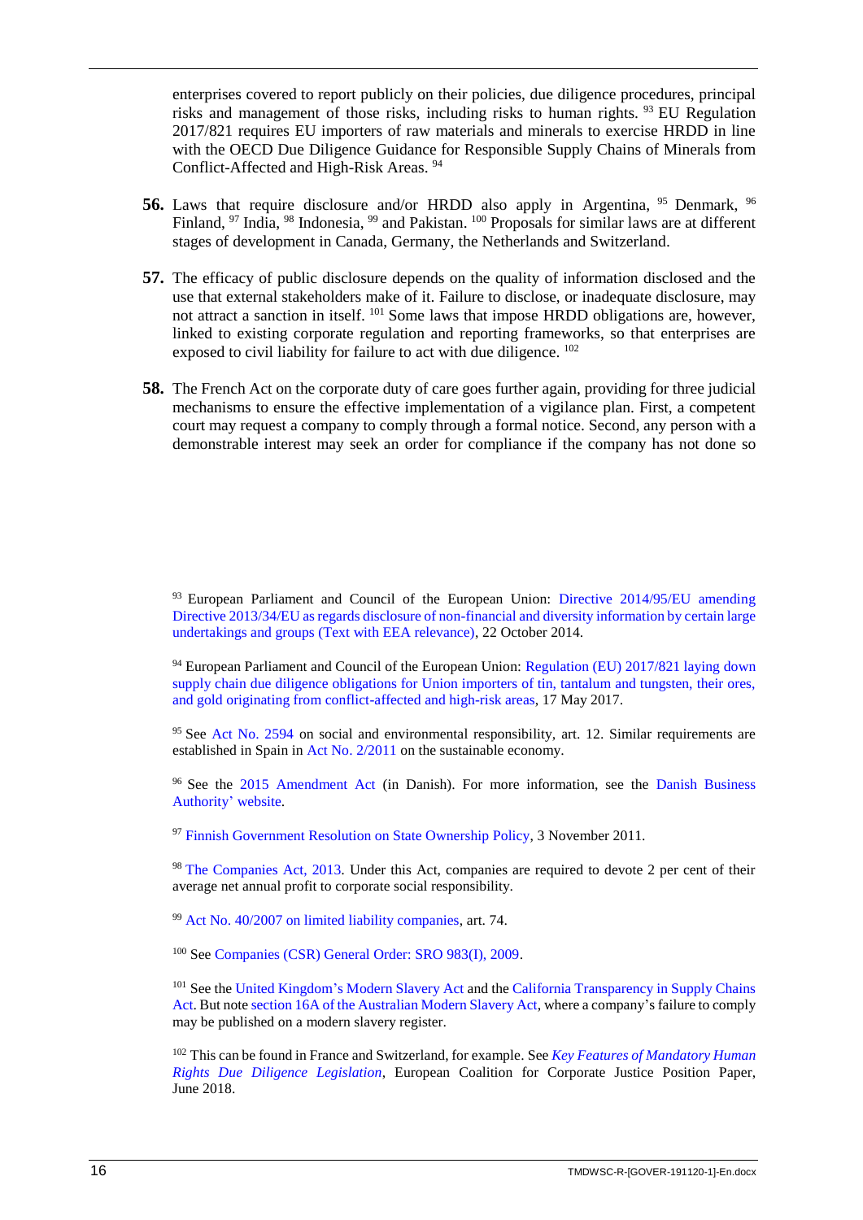enterprises covered to report publicly on their policies, due diligence procedures, principal risks and management of those risks, including risks to human rights. [93] EU Regulation 2017/821 requires EU importers of raw materials and minerals to exercise HRDD in line with the OECD Due Diligence Guidance for Responsible Supply Chains of Minerals from Conflict-Affected and High-Risk Areas. [94]

**56.** Laws that require disclosure and/or HRDD also apply in Argentina, [95] Denmark, [96] Finland, [97] India, [98] Indonesia, [99] and Pakistan. [100] Proposals for similar laws are at different stages of development in Canada, Germany, the Netherlands and Switzerland.

**57.** The efficacy of public disclosure depends on the quality of information disclosed and the use that external stakeholders make of it. Failure to disclose, or inadequate disclosure, may not attract a sanction in itself. [101] Some laws that impose HRDD obligations are, however, linked to existing corporate regulation and reporting frameworks, so that enterprises are exposed to civil liability for failure to act with due diligence. [102]

**58.** The French Act on the corporate duty of care goes further again, providing for three judicial mechanisms to ensure the effective implementation of a vigilance plan. First, a competent court may request a company to comply through a formal notice. Second, any person with a demonstrable interest may seek an order for compliance if the company has not done so

---

[93] European Parliament and Council of the European Union: Directive 2014/95/EU amending Directive 2013/34/EU as regards disclosure of non-financial and diversity information by certain large undertakings and groups (Text with EEA relevance), 22 October 2014.

[94] European Parliament and Council of the European Union: Regulation (EU) 2017/821 laying down supply chain due diligence obligations for Union importers of tin, tantalum and tungsten, their ores, and gold originating from conflict-affected and high-risk areas, 17 May 2017.

[95] See Act No. 2594 on social and environmental responsibility, art. 12. Similar requirements are established in Spain in Act No. 2/2011 on the sustainable economy.

[96] See the 2015 Amendment Act (in Danish). For more information, see the Danish Business Authority' website.

[97] Finnish Government Resolution on State Ownership Policy, 3 November 2011.

[98] The Companies Act, 2013. Under this Act, companies are required to devote 2 per cent of their average net annual profit to corporate social responsibility.

[99] Act No. 40/2007 on limited liability companies, art. 74.

[100] See Companies (CSR) General Order: SRO 983(I), 2009.

[101] See the United Kingdom's Modern Slavery Act and the California Transparency in Supply Chains Act. But note section 16A of the Australian Modern Slavery Act, where a company's failure to comply may be published on a modern slavery register.

[102] This can be found in France and Switzerland, for example. See *Key Features of Mandatory Human Rights Due Diligence Legislation*, European Coalition for Corporate Justice Position Paper, June 2018.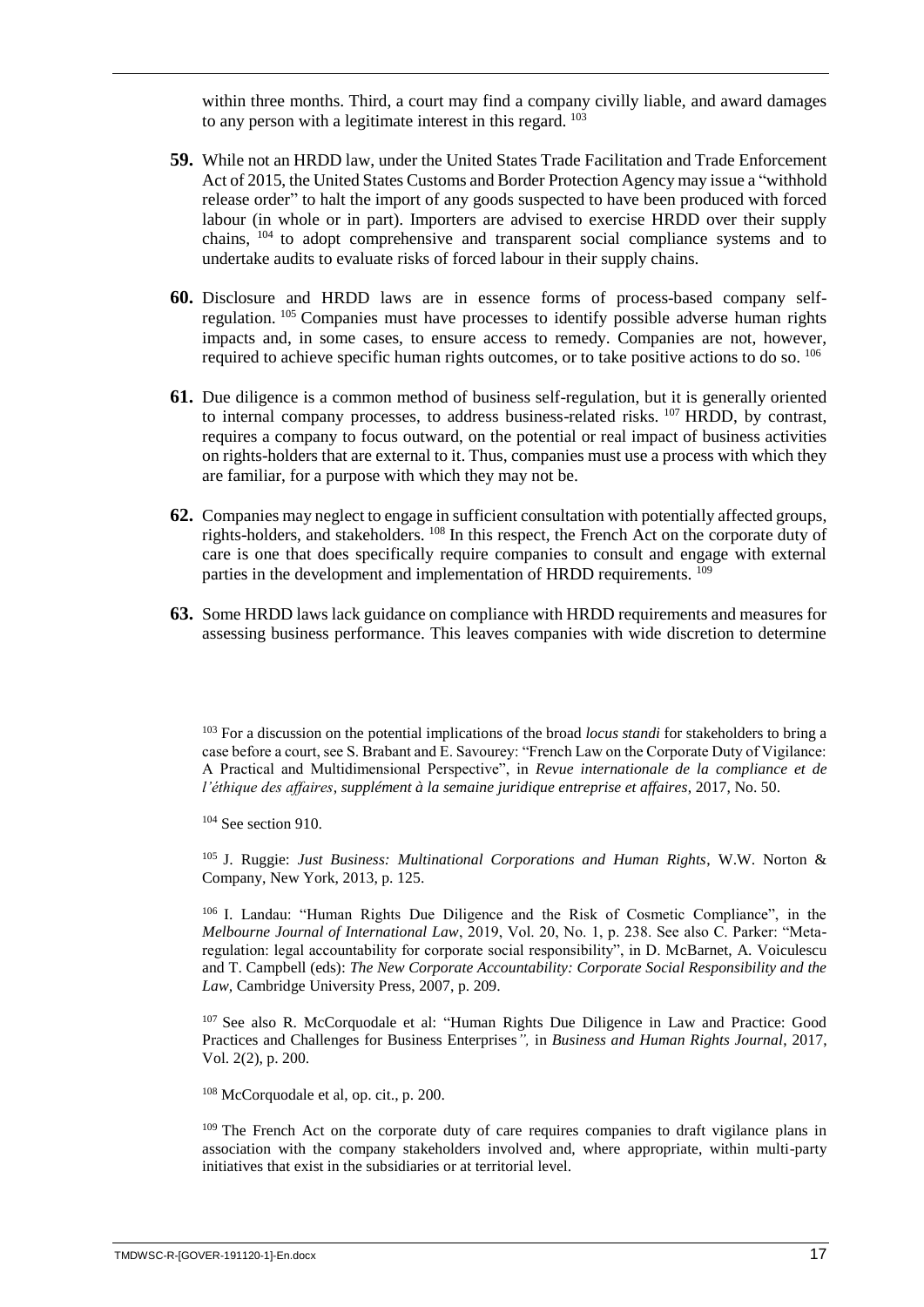within three months. Third, a court may find a company civilly liable, and award damages to any person with a legitimate interest in this regard. [103]

**59.** While not an HRDD law, under the United States Trade Facilitation and Trade Enforcement Act of 2015, the United States Customs and Border Protection Agency may issue a "withhold release order" to halt the import of any goods suspected to have been produced with forced labour (in whole or in part). Importers are advised to exercise HRDD over their supply chains, [104] to adopt comprehensive and transparent social compliance systems and to undertake audits to evaluate risks of forced labour in their supply chains.

**60.** Disclosure and HRDD laws are in essence forms of process-based company self-regulation. [105] Companies must have processes to identify possible adverse human rights impacts and, in some cases, to ensure access to remedy. Companies are not, however, required to achieve specific human rights outcomes, or to take positive actions to do so. [106]

**61.** Due diligence is a common method of business self-regulation, but it is generally oriented to internal company processes, to address business-related risks. [107] HRDD, by contrast, requires a company to focus outward, on the potential or real impact of business activities on rights-holders that are external to it. Thus, companies must use a process with which they are familiar, for a purpose with which they may not be.

**62.** Companies may neglect to engage in sufficient consultation with potentially affected groups, rights-holders, and stakeholders. [108] In this respect, the French Act on the corporate duty of care is one that does specifically require companies to consult and engage with external parties in the development and implementation of HRDD requirements. [109]

**63.** Some HRDD laws lack guidance on compliance with HRDD requirements and measures for assessing business performance. This leaves companies with wide discretion to determine

---

[103] For a discussion on the potential implications of the broad *locus standi* for stakeholders to bring a case before a court, see S. Brabant and E. Savourey: "French Law on the Corporate Duty of Vigilance: A Practical and Multidimensional Perspective", in *Revue internationale de la compliance et de l'éthique des affaires, supplément à la semaine juridique entreprise et affaires*, 2017, No. 50.

[104] See section 910.

[105] J. Ruggie: *Just Business: Multinational Corporations and Human Rights*, W.W. Norton & Company, New York, 2013, p. 125.

[106] I. Landau: "Human Rights Due Diligence and the Risk of Cosmetic Compliance", in the *Melbourne Journal of International Law*, 2019, Vol. 20, No. 1, p. 238. See also C. Parker: "Meta-regulation: legal accountability for corporate social responsibility", in D. McBarnet, A. Voiculescu and T. Campbell (eds): *The New Corporate Accountability: Corporate Social Responsibility and the Law*, Cambridge University Press, 2007, p. 209.

[107] See also R. McCorquodale et al: "Human Rights Due Diligence in Law and Practice: Good Practices and Challenges for Business Enterprises", in *Business and Human Rights Journal*, 2017, Vol. 2(2), p. 200.

[108] McCorquodale et al, op. cit., p. 200.

[109] The French Act on the corporate duty of care requires companies to draft vigilance plans in association with the company stakeholders involved and, where appropriate, within multi-party initiatives that exist in the subsidiaries or at territorial level.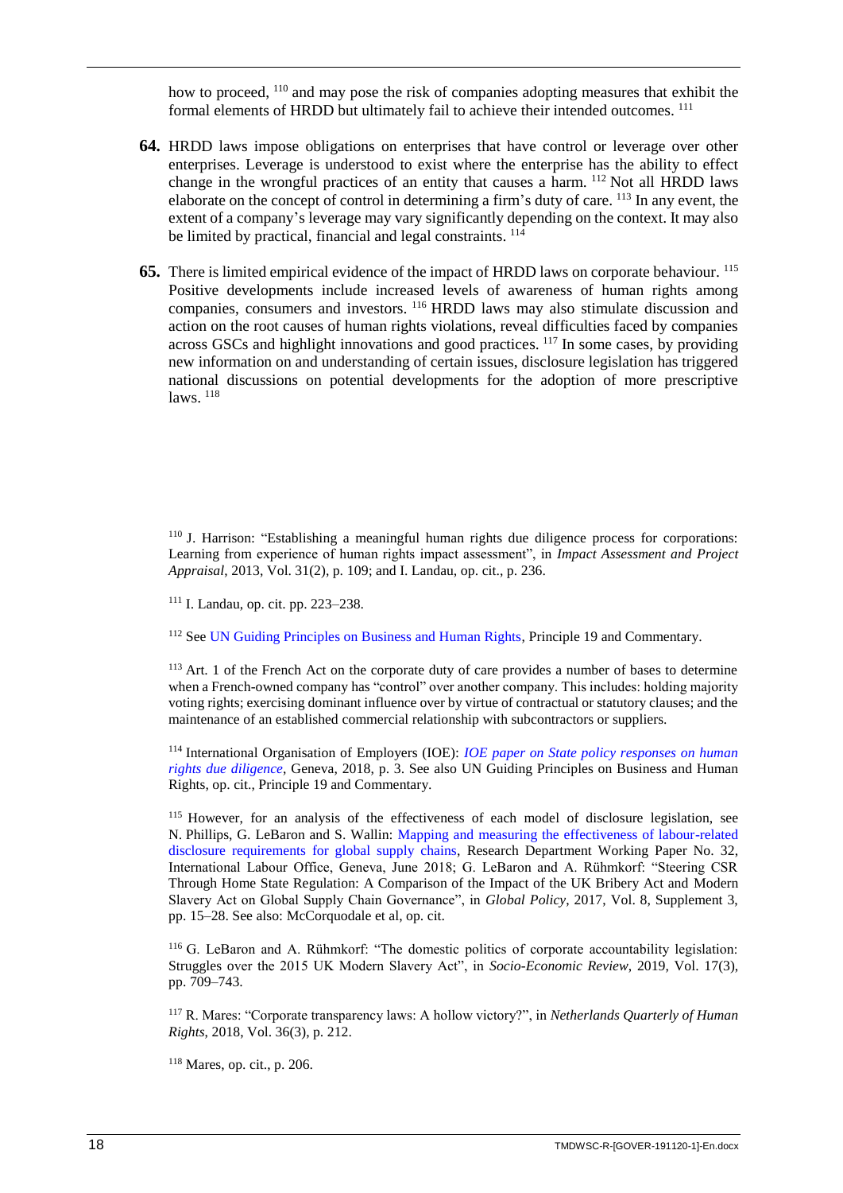how to proceed, [110] and may pose the risk of companies adopting measures that exhibit the formal elements of HRDD but ultimately fail to achieve their intended outcomes. [111]

**64.** HRDD laws impose obligations on enterprises that have control or leverage over other enterprises. Leverage is understood to exist where the enterprise has the ability to effect change in the wrongful practices of an entity that causes a harm. [112] Not all HRDD laws elaborate on the concept of control in determining a firm's duty of care. [113] In any event, the extent of a company's leverage may vary significantly depending on the context. It may also be limited by practical, financial and legal constraints. [114]

**65.** There is limited empirical evidence of the impact of HRDD laws on corporate behaviour. [115] Positive developments include increased levels of awareness of human rights among companies, consumers and investors. [116] HRDD laws may also stimulate discussion and action on the root causes of human rights violations, reveal difficulties faced by companies across GSCs and highlight innovations and good practices. [117] In some cases, by providing new information on and understanding of certain issues, disclosure legislation has triggered national discussions on potential developments for the adoption of more prescriptive laws. [118]

---

[110] J. Harrison: "Establishing a meaningful human rights due diligence process for corporations: Learning from experience of human rights impact assessment", in *Impact Assessment and Project Appraisal*, 2013, Vol. 31(2), p. 109; and I. Landau, op. cit., p. 236.

[111] I. Landau, op. cit. pp. 223–238.

[112] See UN Guiding Principles on Business and Human Rights, Principle 19 and Commentary.

[113] Art. 1 of the French Act on the corporate duty of care provides a number of bases to determine when a French-owned company has "control" over another company. This includes: holding majority voting rights; exercising dominant influence over by virtue of contractual or statutory clauses; and the maintenance of an established commercial relationship with subcontractors or suppliers.

[114] International Organisation of Employers (IOE): *IOE paper on State policy responses on human rights due diligence*, Geneva, 2018, p. 3. See also UN Guiding Principles on Business and Human Rights, op. cit., Principle 19 and Commentary.

[115] However, for an analysis of the effectiveness of each model of disclosure legislation, see N. Phillips, G. LeBaron and S. Wallin: Mapping and measuring the effectiveness of labour-related disclosure requirements for global supply chains, Research Department Working Paper No. 32, International Labour Office, Geneva, June 2018; G. LeBaron and A. Rühmkorf: "Steering CSR Through Home State Regulation: A Comparison of the Impact of the UK Bribery Act and Modern Slavery Act on Global Supply Chain Governance", in *Global Policy*, 2017, Vol. 8, Supplement 3, pp. 15–28. See also: McCorquodale et al, op. cit.

[116] G. LeBaron and A. Rühmkorf: "The domestic politics of corporate accountability legislation: Struggles over the 2015 UK Modern Slavery Act", in *Socio-Economic Review*, 2019, Vol. 17(3), pp. 709–743.

[117] R. Mares: "Corporate transparency laws: A hollow victory?", in *Netherlands Quarterly of Human Rights*, 2018, Vol. 36(3), p. 212.

[118] Mares, op. cit., p. 206.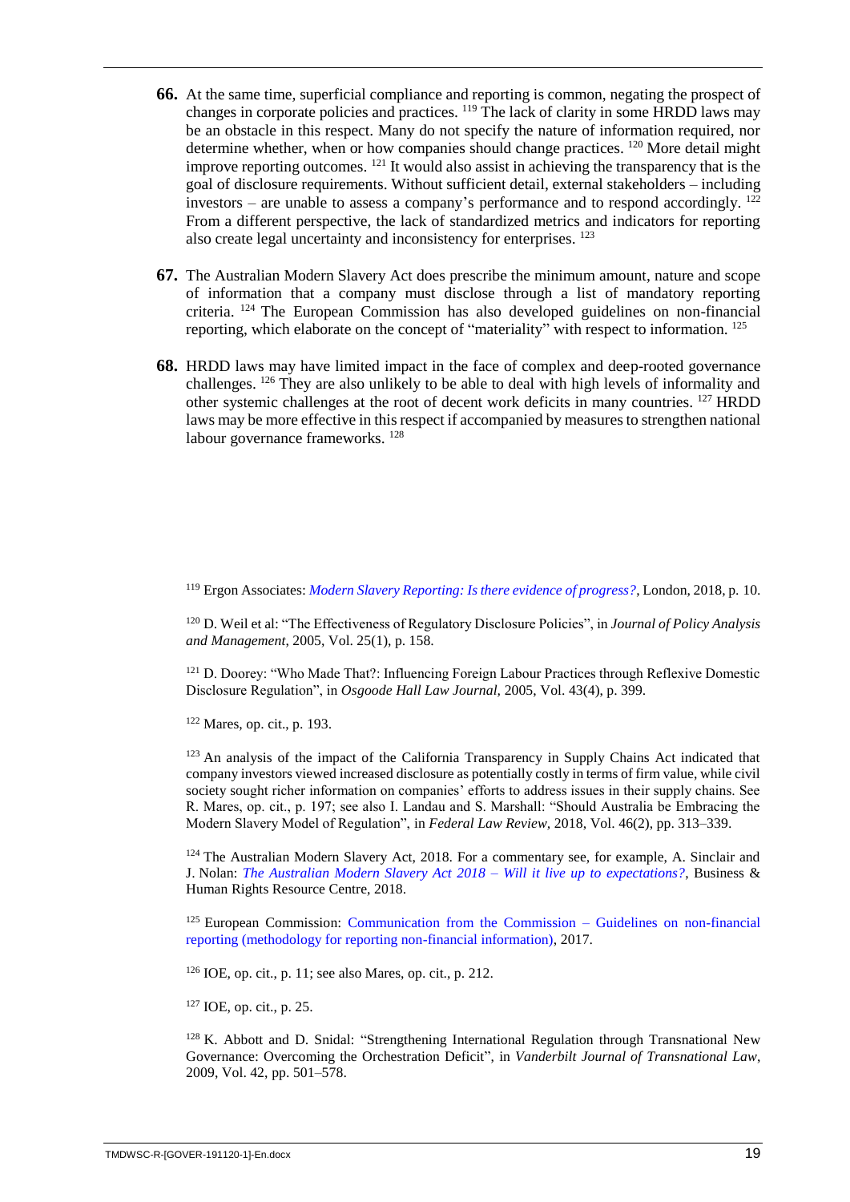**66.** At the same time, superficial compliance and reporting is common, negating the prospect of changes in corporate policies and practices. [119] The lack of clarity in some HRDD laws may be an obstacle in this respect. Many do not specify the nature of information required, nor determine whether, when or how companies should change practices. [120] More detail might improve reporting outcomes. [121] It would also assist in achieving the transparency that is the goal of disclosure requirements. Without sufficient detail, external stakeholders – including investors – are unable to assess a company's performance and to respond accordingly. [122] From a different perspective, the lack of standardized metrics and indicators for reporting also create legal uncertainty and inconsistency for enterprises. [123]

**67.** The Australian Modern Slavery Act does prescribe the minimum amount, nature and scope of information that a company must disclose through a list of mandatory reporting criteria. [124] The European Commission has also developed guidelines on non-financial reporting, which elaborate on the concept of "materiality" with respect to information. [125]

**68.** HRDD laws may have limited impact in the face of complex and deep-rooted governance challenges. [126] They are also unlikely to be able to deal with high levels of informality and other systemic challenges at the root of decent work deficits in many countries. [127] HRDD laws may be more effective in this respect if accompanied by measures to strengthen national labour governance frameworks. [128]

---

[119] Ergon Associates: *Modern Slavery Reporting: Is there evidence of progress?*, London, 2018, p. 10.

[120] D. Weil et al: "The Effectiveness of Regulatory Disclosure Policies", in *Journal of Policy Analysis and Management*, 2005, Vol. 25(1), p. 158.

[121] D. Doorey: "Who Made That?: Influencing Foreign Labour Practices through Reflexive Domestic Disclosure Regulation", in *Osgoode Hall Law Journal*, 2005, Vol. 43(4), p. 399.

[122] Mares, op. cit., p. 193.

[123] An analysis of the impact of the California Transparency in Supply Chains Act indicated that company investors viewed increased disclosure as potentially costly in terms of firm value, while civil society sought richer information on companies' efforts to address issues in their supply chains. See R. Mares, op. cit., p. 197; see also I. Landau and S. Marshall: "Should Australia be Embracing the Modern Slavery Model of Regulation", in *Federal Law Review*, 2018, Vol. 46(2), pp. 313–339.

[124] The Australian Modern Slavery Act, 2018. For a commentary see, for example, A. Sinclair and J. Nolan: *The Australian Modern Slavery Act 2018 – Will it live up to expectations?*, Business & Human Rights Resource Centre, 2018.

[125] European Commission: Communication from the Commission – Guidelines on non-financial reporting (methodology for reporting non-financial information), 2017.

[126] IOE, op. cit., p. 11; see also Mares, op. cit., p. 212.

[127] IOE, op. cit., p. 25.

[128] K. Abbott and D. Snidal: "Strengthening International Regulation through Transnational New Governance: Overcoming the Orchestration Deficit", in *Vanderbilt Journal of Transnational Law*, 2009, Vol. 42, pp. 501–578.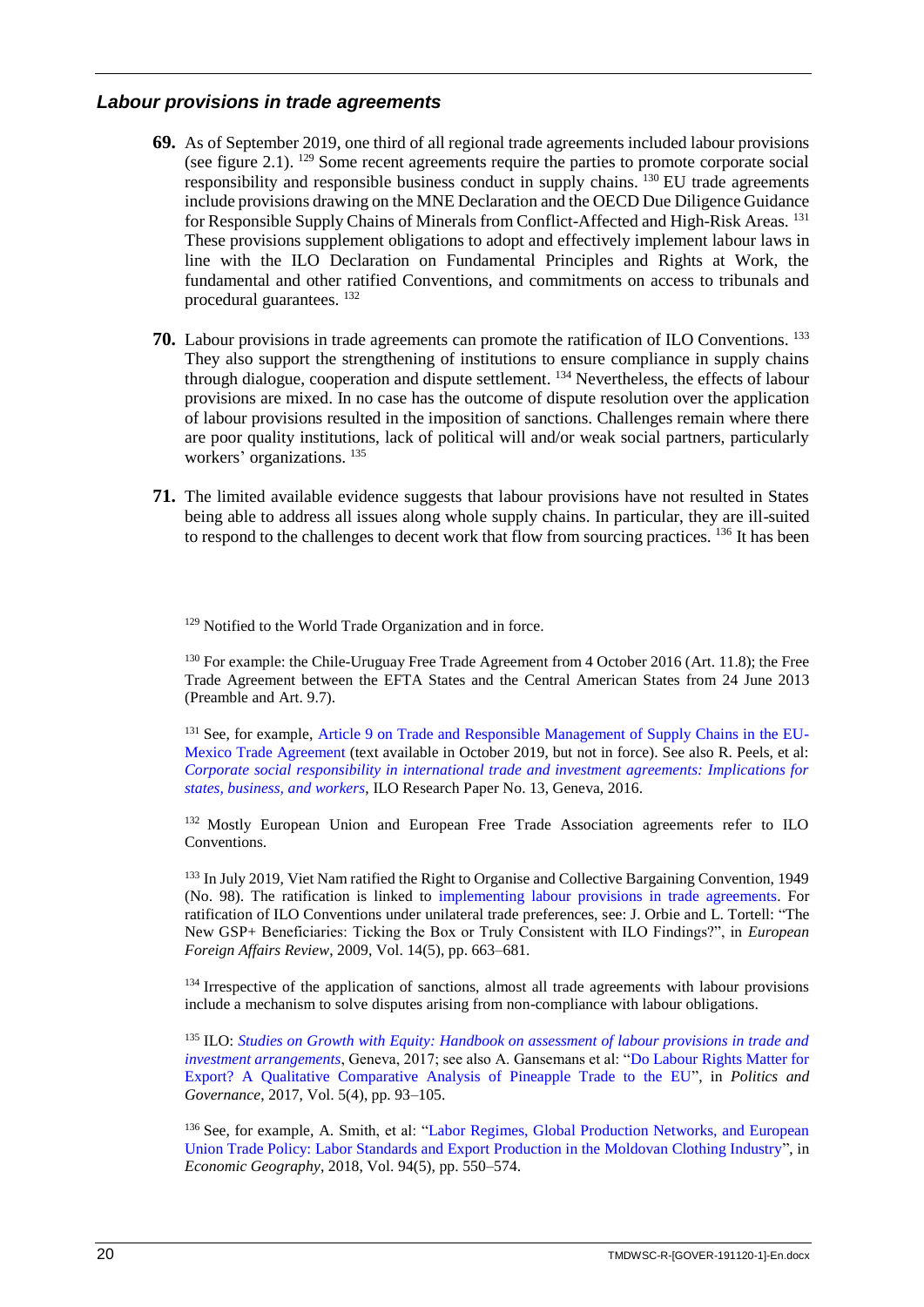### *Labour provisions in trade agreements*

**69.** As of September 2019, one third of all regional trade agreements included labour provisions (see figure 2.1). [129] Some recent agreements require the parties to promote corporate social responsibility and responsible business conduct in supply chains. [130] EU trade agreements include provisions drawing on the MNE Declaration and the OECD Due Diligence Guidance for Responsible Supply Chains of Minerals from Conflict-Affected and High-Risk Areas. [131] These provisions supplement obligations to adopt and effectively implement labour laws in line with the ILO Declaration on Fundamental Principles and Rights at Work, the fundamental and other ratified Conventions, and commitments on access to tribunals and procedural guarantees. [132]

**70.** Labour provisions in trade agreements can promote the ratification of ILO Conventions. [133] They also support the strengthening of institutions to ensure compliance in supply chains through dialogue, cooperation and dispute settlement. [134] Nevertheless, the effects of labour provisions are mixed. In no case has the outcome of dispute resolution over the application of labour provisions resulted in the imposition of sanctions. Challenges remain where there are poor quality institutions, lack of political will and/or weak social partners, particularly workers' organizations. [135]

**71.** The limited available evidence suggests that labour provisions have not resulted in States being able to address all issues along whole supply chains. In particular, they are ill-suited to respond to the challenges to decent work that flow from sourcing practices. [136] It has been

---

[129] Notified to the World Trade Organization and in force.

[130] For example: the Chile-Uruguay Free Trade Agreement from 4 October 2016 (Art. 11.8); the Free Trade Agreement between the EFTA States and the Central American States from 24 June 2013 (Preamble and Art. 9.7).

[131] See, for example, Article 9 on Trade and Responsible Management of Supply Chains in the EU-Mexico Trade Agreement (text available in October 2019, but not in force). See also R. Peels, et al: *Corporate social responsibility in international trade and investment agreements: Implications for states, business, and workers*, ILO Research Paper No. 13, Geneva, 2016.

[132] Mostly European Union and European Free Trade Association agreements refer to ILO Conventions.

[133] In July 2019, Viet Nam ratified the Right to Organise and Collective Bargaining Convention, 1949 (No. 98). The ratification is linked to implementing labour provisions in trade agreements. For ratification of ILO Conventions under unilateral trade preferences, see: J. Orbie and L. Tortell: "The New GSP+ Beneficiaries: Ticking the Box or Truly Consistent with ILO Findings?", in *European Foreign Affairs Review*, 2009, Vol. 14(5), pp. 663–681.

[134] Irrespective of the application of sanctions, almost all trade agreements with labour provisions include a mechanism to solve disputes arising from non-compliance with labour obligations.

[135] ILO: *Studies on Growth with Equity: Handbook on assessment of labour provisions in trade and investment arrangements*, Geneva, 2017; see also A. Gansemans et al: "Do Labour Rights Matter for Export? A Qualitative Comparative Analysis of Pineapple Trade to the EU", in *Politics and Governance*, 2017, Vol. 5(4), pp. 93–105.

[136] See, for example, A. Smith, et al: "Labor Regimes, Global Production Networks, and European Union Trade Policy: Labor Standards and Export Production in the Moldovan Clothing Industry", in *Economic Geography*, 2018, Vol. 94(5), pp. 550–574.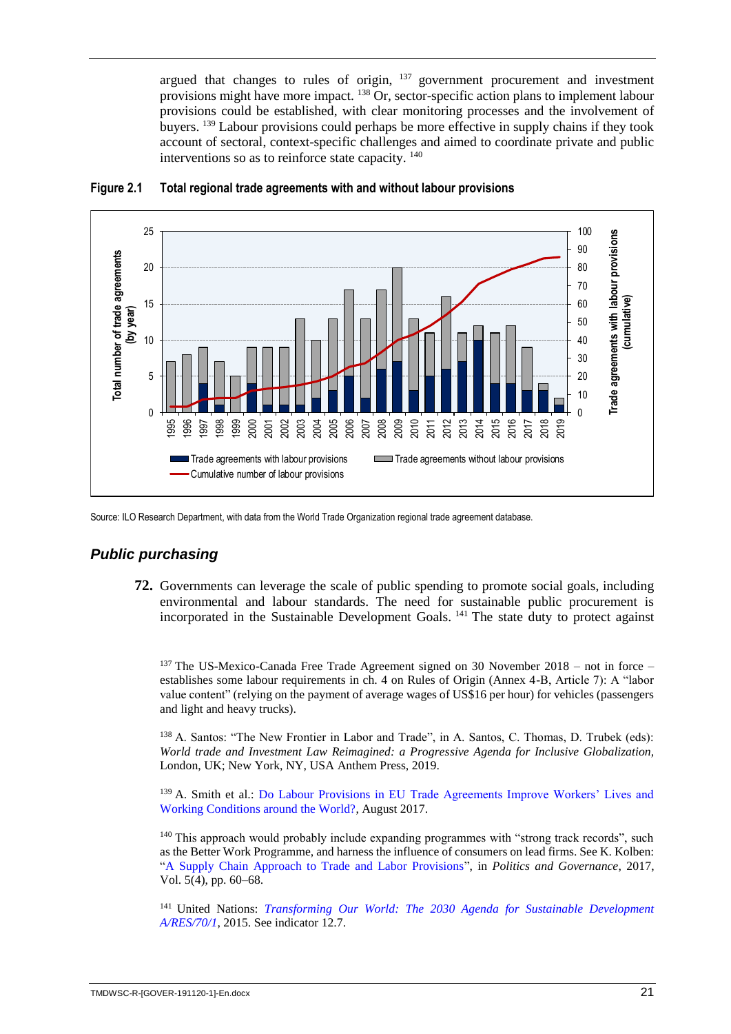argued that changes to rules of origin, [137] government procurement and investment provisions might have more impact. [138] Or, sector-specific action plans to implement labour provisions could be established, with clear monitoring processes and the involvement of buyers. [139] Labour provisions could perhaps be more effective in supply chains if they took account of sectoral, context-specific challenges and aimed to coordinate private and public interventions so as to reinforce state capacity. [140]

**Figure 2.1 Total regional trade agreements with and without labour provisions**

Source: ILO Research Department, with data from the World Trade Organization regional trade agreement database.

### *Public purchasing*

**72.** Governments can leverage the scale of public spending to promote social goals, including environmental and labour standards. The need for sustainable public procurement is incorporated in the Sustainable Development Goals. [141] The state duty to protect against

[137] The US-Mexico-Canada Free Trade Agreement signed on 30 November 2018 – not in force – establishes some labour requirements in ch. 4 on Rules of Origin (Annex 4-B, Article 7): A “labor value content” (relying on the payment of average wages of US$16 per hour) for vehicles (passengers and light and heavy trucks).

[138] A. Santos: “The New Frontier in Labor and Trade”, in A. Santos, C. Thomas, D. Trubek (eds): *World trade and Investment Law Reimagined: a Progressive Agenda for Inclusive Globalization*, London, UK; New York, NY, USA Anthem Press, 2019.

[139] A. Smith et al.: Do Labour Provisions in EU Trade Agreements Improve Workers’ Lives and Working Conditions around the World?, August 2017.

[140] This approach would probably include expanding programmes with “strong track records”, such as the Better Work Programme, and harness the influence of consumers on lead firms. See K. Kolben: “A Supply Chain Approach to Trade and Labor Provisions”, in *Politics and Governance*, 2017, Vol. 5(4), pp. 60–68.

[141] United Nations: *Transforming Our World: The 2030 Agenda for Sustainable Development A/RES/70/1*, 2015. See indicator 12.7.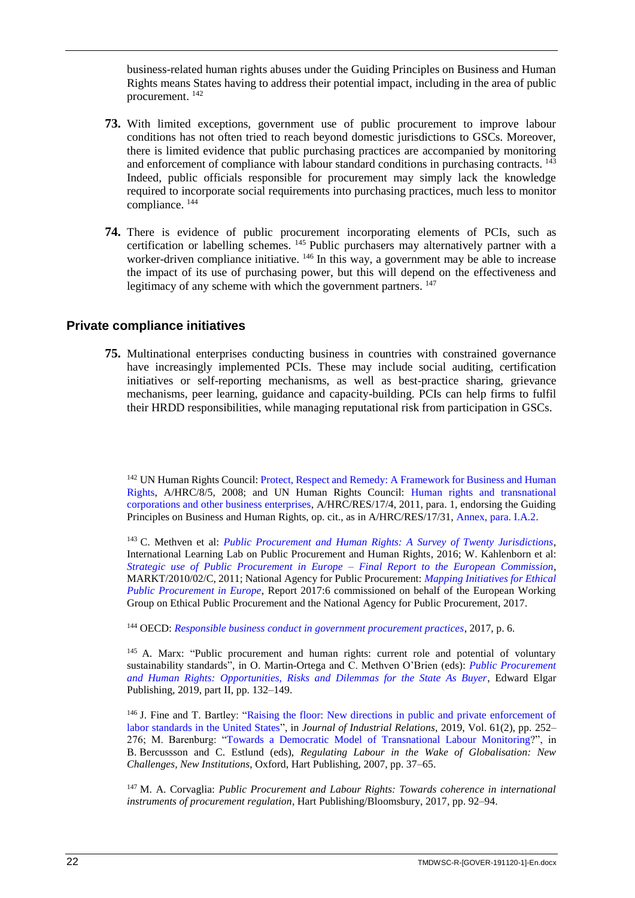business-related human rights abuses under the Guiding Principles on Business and Human Rights means States having to address their potential impact, including in the area of public procurement. [142]

**73.** With limited exceptions, government use of public procurement to improve labour conditions has not often tried to reach beyond domestic jurisdictions to GSCs. Moreover, there is limited evidence that public purchasing practices are accompanied by monitoring and enforcement of compliance with labour standard conditions in purchasing contracts. [143] Indeed, public officials responsible for procurement may simply lack the knowledge required to incorporate social requirements into purchasing practices, much less to monitor compliance. [144]

**74.** There is evidence of public procurement incorporating elements of PCIs, such as certification or labelling schemes. [145] Public purchasers may alternatively partner with a worker-driven compliance initiative. [146] In this way, a government may be able to increase the impact of its use of purchasing power, but this will depend on the effectiveness and legitimacy of any scheme with which the government partners. [147]

### Private compliance initiatives

**75.** Multinational enterprises conducting business in countries with constrained governance have increasingly implemented PCIs. These may include social auditing, certification initiatives or self-reporting mechanisms, as well as best-practice sharing, grievance mechanisms, peer learning, guidance and capacity-building. PCIs can help firms to fulfil their HRDD responsibilities, while managing reputational risk from participation in GSCs.

---

[142] UN Human Rights Council: Protect, Respect and Remedy: A Framework for Business and Human Rights, A/HRC/8/5, 2008; and UN Human Rights Council: Human rights and transnational corporations and other business enterprises, A/HRC/RES/17/4, 2011, para. 1, endorsing the Guiding Principles on Business and Human Rights, op. cit., as in A/HRC/RES/17/31, Annex, para. I.A.2.

[143] C. Methven et al: *Public Procurement and Human Rights: A Survey of Twenty Jurisdictions*, International Learning Lab on Public Procurement and Human Rights, 2016; W. Kahlenborn et al: *Strategic use of Public Procurement in Europe – Final Report to the European Commission*, MARKT/2010/02/C, 2011; National Agency for Public Procurement: *Mapping Initiatives for Ethical Public Procurement in Europe*, Report 2017:6 commissioned on behalf of the European Working Group on Ethical Public Procurement and the National Agency for Public Procurement, 2017.

[144] OECD: *Responsible business conduct in government procurement practices*, 2017, p. 6.

[145] A. Marx: "Public procurement and human rights: current role and potential of voluntary sustainability standards", in O. Martin-Ortega and C. Methven O'Brien (eds): *Public Procurement and Human Rights: Opportunities, Risks and Dilemmas for the State As Buyer*, Edward Elgar Publishing, 2019, part II, pp. 132–149.

[146] J. Fine and T. Bartley: "Raising the floor: New directions in public and private enforcement of labor standards in the United States", in *Journal of Industrial Relations*, 2019, Vol. 61(2), pp. 252–276; M. Barenburg: "Towards a Democratic Model of Transnational Labour Monitoring?", in B. Bercussson and C. Estlund (eds), *Regulating Labour in the Wake of Globalisation: New Challenges, New Institutions*, Oxford, Hart Publishing, 2007, pp. 37–65.

[147] M. A. Corvaglia: *Public Procurement and Labour Rights: Towards coherence in international instruments of procurement regulation*, Hart Publishing/Bloomsbury, 2017, pp. 92–94.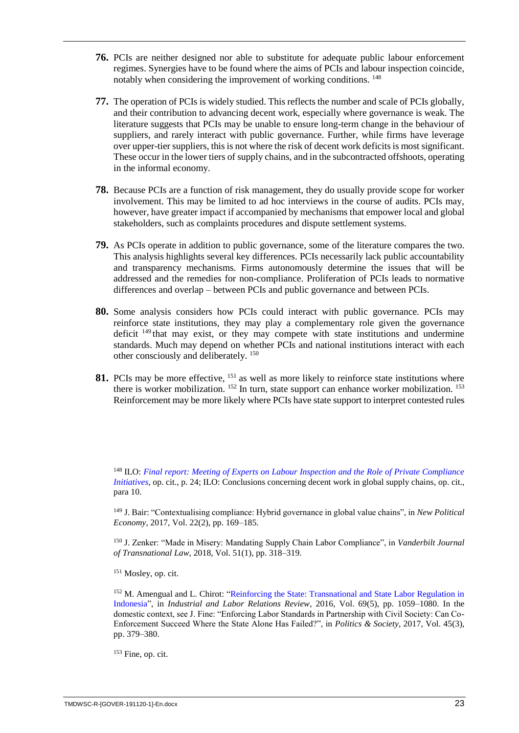**76.** PCIs are neither designed nor able to substitute for adequate public labour enforcement regimes. Synergies have to be found where the aims of PCIs and labour inspection coincide, notably when considering the improvement of working conditions. [148]

**77.** The operation of PCIs is widely studied. This reflects the number and scale of PCIs globally, and their contribution to advancing decent work, especially where governance is weak. The literature suggests that PCIs may be unable to ensure long-term change in the behaviour of suppliers, and rarely interact with public governance. Further, while firms have leverage over upper-tier suppliers, this is not where the risk of decent work deficits is most significant. These occur in the lower tiers of supply chains, and in the subcontracted offshoots, operating in the informal economy.

**78.** Because PCIs are a function of risk management, they do usually provide scope for worker involvement. This may be limited to ad hoc interviews in the course of audits. PCIs may, however, have greater impact if accompanied by mechanisms that empower local and global stakeholders, such as complaints procedures and dispute settlement systems.

**79.** As PCIs operate in addition to public governance, some of the literature compares the two. This analysis highlights several key differences. PCIs necessarily lack public accountability and transparency mechanisms. Firms autonomously determine the issues that will be addressed and the remedies for non-compliance. Proliferation of PCIs leads to normative differences and overlap – between PCIs and public governance and between PCIs.

**80.** Some analysis considers how PCIs could interact with public governance. PCIs may reinforce state institutions, they may play a complementary role given the governance deficit [149] that may exist, or they may compete with state institutions and undermine standards. Much may depend on whether PCIs and national institutions interact with each other consciously and deliberately. [150]

**81.** PCIs may be more effective, [151] as well as more likely to reinforce state institutions where there is worker mobilization. [152] In turn, state support can enhance worker mobilization. [153] Reinforcement may be more likely where PCIs have state support to interpret contested rules

[148] ILO: *Final report: Meeting of Experts on Labour Inspection and the Role of Private Compliance Initiatives*, op. cit., p. 24; ILO: Conclusions concerning decent work in global supply chains, op. cit., para 10.

[149] J. Bair: "Contextualising compliance: Hybrid governance in global value chains", in *New Political Economy*, 2017, Vol. 22(2), pp. 169–185.

[150] J. Zenker: "Made in Misery: Mandating Supply Chain Labor Compliance", in *Vanderbilt Journal of Transnational Law*, 2018, Vol. 51(1), pp. 318–319.

[151] Mosley, op. cit.

[152] M. Amengual and L. Chirot: "Reinforcing the State: Transnational and State Labor Regulation in Indonesia", in *Industrial and Labor Relations Review*, 2016, Vol. 69(5), pp. 1059–1080. In the domestic context, see J. Fine: "Enforcing Labor Standards in Partnership with Civil Society: Can Co-Enforcement Succeed Where the State Alone Has Failed?", in *Politics & Society*, 2017, Vol. 45(3), pp. 379–380.

[153] Fine, op. cit.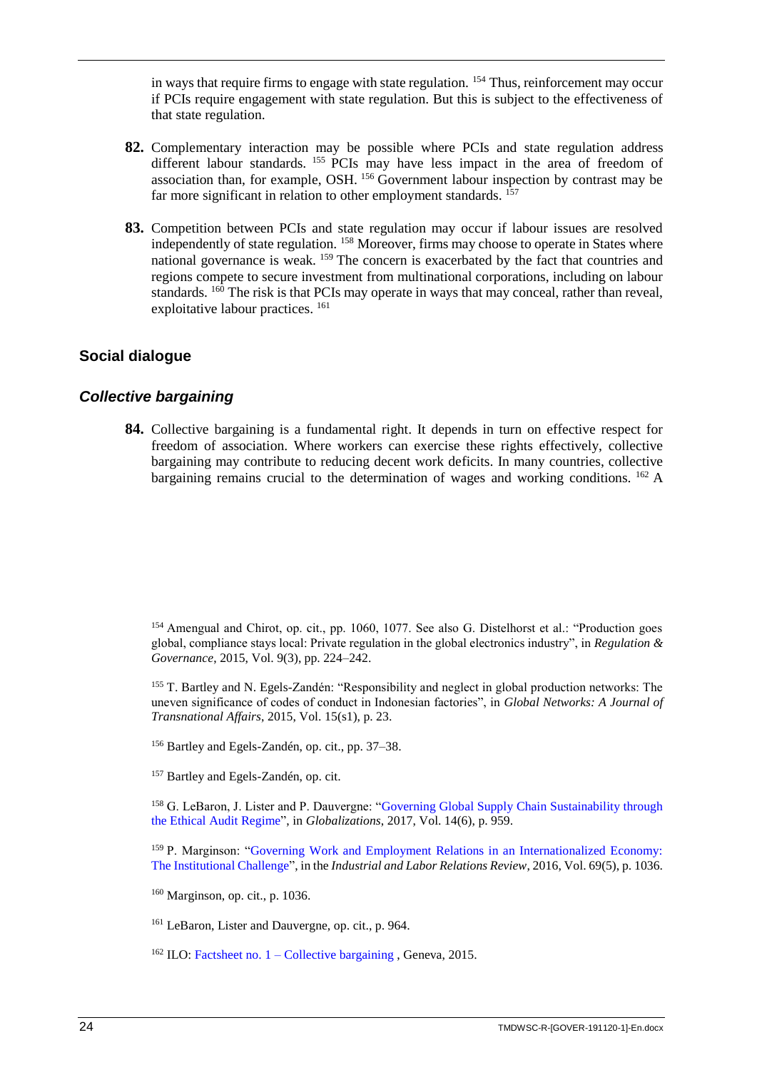in ways that require firms to engage with state regulation. [154] Thus, reinforcement may occur if PCIs require engagement with state regulation. But this is subject to the effectiveness of that state regulation.

**82.** Complementary interaction may be possible where PCIs and state regulation address different labour standards. [155] PCIs may have less impact in the area of freedom of association than, for example, OSH. [156] Government labour inspection by contrast may be far more significant in relation to other employment standards. [157]

**83.** Competition between PCIs and state regulation may occur if labour issues are resolved independently of state regulation. [158] Moreover, firms may choose to operate in States where national governance is weak. [159] The concern is exacerbated by the fact that countries and regions compete to secure investment from multinational corporations, including on labour standards. [160] The risk is that PCIs may operate in ways that may conceal, rather than reveal, exploitative labour practices. [161]

## Social dialogue

### *Collective bargaining*

**84.** Collective bargaining is a fundamental right. It depends in turn on effective respect for freedom of association. Where workers can exercise these rights effectively, collective bargaining may contribute to reducing decent work deficits. In many countries, collective bargaining remains crucial to the determination of wages and working conditions. [162] A

---

[154] Amengual and Chirot, op. cit., pp. 1060, 1077. See also G. Distelhorst et al.: "Production goes global, compliance stays local: Private regulation in the global electronics industry", in *Regulation & Governance*, 2015, Vol. 9(3), pp. 224–242.

[155] T. Bartley and N. Egels-Zandén: "Responsibility and neglect in global production networks: The uneven significance of codes of conduct in Indonesian factories", in *Global Networks: A Journal of Transnational Affairs*, 2015, Vol. 15(s1), p. 23.

[156] Bartley and Egels-Zandén, op. cit., pp. 37–38.

[157] Bartley and Egels-Zandén, op. cit.

[158] G. LeBaron, J. Lister and P. Dauvergne: "Governing Global Supply Chain Sustainability through the Ethical Audit Regime", in *Globalizations*, 2017, Vol. 14(6), p. 959.

[159] P. Marginson: "Governing Work and Employment Relations in an Internationalized Economy: The Institutional Challenge", in the *Industrial and Labor Relations Review*, 2016, Vol. 69(5), p. 1036.

[160] Marginson, op. cit., p. 1036.

[161] LeBaron, Lister and Dauvergne, op. cit., p. 964.

[162] ILO: Factsheet no. 1 – Collective bargaining , Geneva, 2015.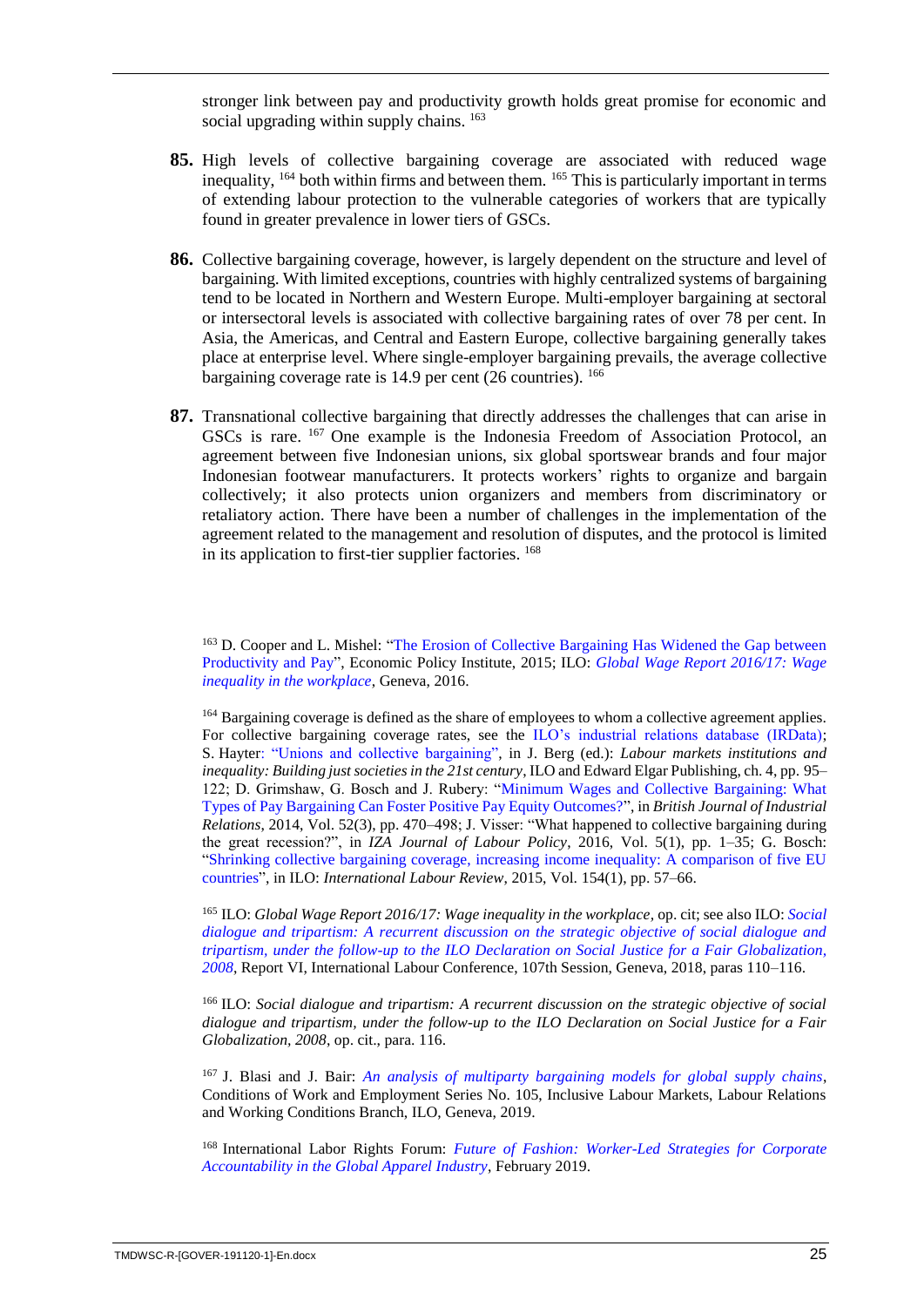stronger link between pay and productivity growth holds great promise for economic and social upgrading within supply chains. [163]

**85.** High levels of collective bargaining coverage are associated with reduced wage inequality, [164] both within firms and between them. [165] This is particularly important in terms of extending labour protection to the vulnerable categories of workers that are typically found in greater prevalence in lower tiers of GSCs.

**86.** Collective bargaining coverage, however, is largely dependent on the structure and level of bargaining. With limited exceptions, countries with highly centralized systems of bargaining tend to be located in Northern and Western Europe. Multi-employer bargaining at sectoral or intersectoral levels is associated with collective bargaining rates of over 78 per cent. In Asia, the Americas, and Central and Eastern Europe, collective bargaining generally takes place at enterprise level. Where single-employer bargaining prevails, the average collective bargaining coverage rate is 14.9 per cent (26 countries). [166]

**87.** Transnational collective bargaining that directly addresses the challenges that can arise in GSCs is rare. [167] One example is the Indonesia Freedom of Association Protocol, an agreement between five Indonesian unions, six global sportswear brands and four major Indonesian footwear manufacturers. It protects workers' rights to organize and bargain collectively; it also protects union organizers and members from discriminatory or retaliatory action. There have been a number of challenges in the implementation of the agreement related to the management and resolution of disputes, and the protocol is limited in its application to first-tier supplier factories. [168]

---

[163] D. Cooper and L. Mishel: "The Erosion of Collective Bargaining Has Widened the Gap between Productivity and Pay", Economic Policy Institute, 2015; ILO: *Global Wage Report 2016/17: Wage inequality in the workplace*, Geneva, 2016.

[164] Bargaining coverage is defined as the share of employees to whom a collective agreement applies. For collective bargaining coverage rates, see the ILO's industrial relations database (IRData); S. Hayter: "Unions and collective bargaining", in J. Berg (ed.): *Labour markets institutions and inequality: Building just societies in the 21st century*, ILO and Edward Elgar Publishing, ch. 4, pp. 95–122; D. Grimshaw, G. Bosch and J. Rubery: "Minimum Wages and Collective Bargaining: What Types of Pay Bargaining Can Foster Positive Pay Equity Outcomes?", in *British Journal of Industrial Relations*, 2014, Vol. 52(3), pp. 470–498; J. Visser: "What happened to collective bargaining during the great recession?", in *IZA Journal of Labour Policy*, 2016, Vol. 5(1), pp. 1–35; G. Bosch: "Shrinking collective bargaining coverage, increasing income inequality: A comparison of five EU countries", in ILO: *International Labour Review*, 2015, Vol. 154(1), pp. 57–66.

[165] ILO: *Global Wage Report 2016/17: Wage inequality in the workplace*, op. cit; see also ILO: *Social dialogue and tripartism: A recurrent discussion on the strategic objective of social dialogue and tripartism, under the follow-up to the ILO Declaration on Social Justice for a Fair Globalization, 2008*, Report VI, International Labour Conference, 107th Session, Geneva, 2018, paras 110–116.

[166] ILO: *Social dialogue and tripartism: A recurrent discussion on the strategic objective of social dialogue and tripartism, under the follow-up to the ILO Declaration on Social Justice for a Fair Globalization, 2008*, op. cit., para. 116.

[167] J. Blasi and J. Bair: *An analysis of multiparty bargaining models for global supply chains*, Conditions of Work and Employment Series No. 105, Inclusive Labour Markets, Labour Relations and Working Conditions Branch, ILO, Geneva, 2019.

[168] International Labor Rights Forum: *Future of Fashion: Worker-Led Strategies for Corporate Accountability in the Global Apparel Industry*, February 2019.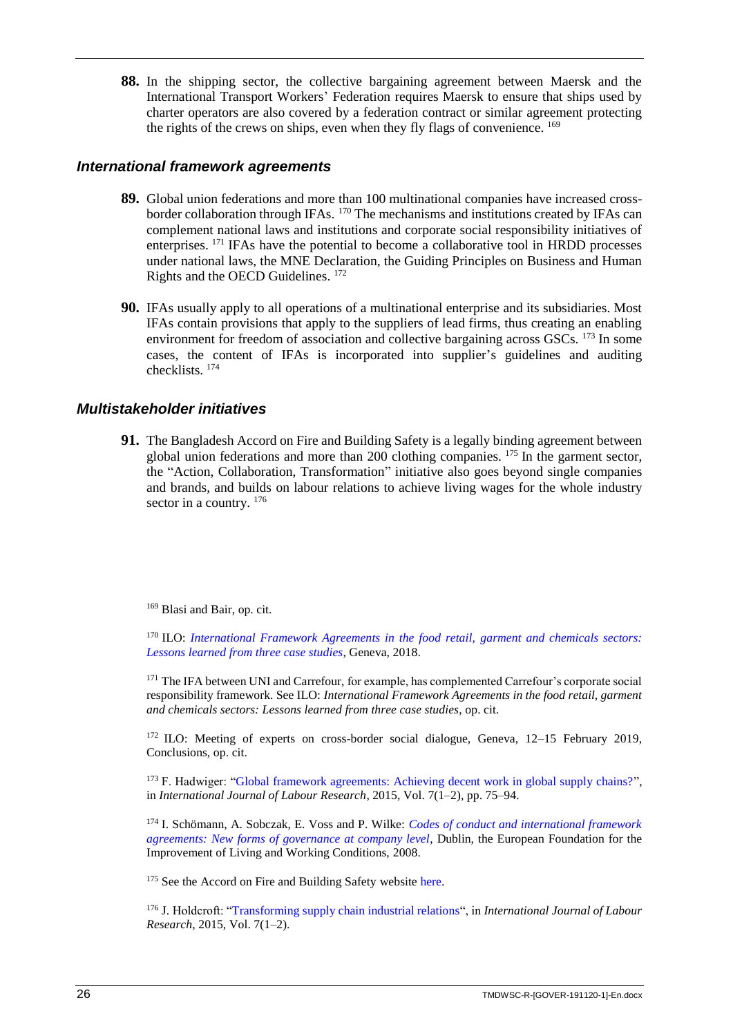**88.** In the shipping sector, the collective bargaining agreement between Maersk and the International Transport Workers' Federation requires Maersk to ensure that ships used by charter operators are also covered by a federation contract or similar agreement protecting the rights of the crews on ships, even when they fly flags of convenience. [169]

### *International framework agreements*

**89.** Global union federations and more than 100 multinational companies have increased cross-border collaboration through IFAs. [170] The mechanisms and institutions created by IFAs can complement national laws and institutions and corporate social responsibility initiatives of enterprises. [171] IFAs have the potential to become a collaborative tool in HRDD processes under national laws, the MNE Declaration, the Guiding Principles on Business and Human Rights and the OECD Guidelines. [172]

**90.** IFAs usually apply to all operations of a multinational enterprise and its subsidiaries. Most IFAs contain provisions that apply to the suppliers of lead firms, thus creating an enabling environment for freedom of association and collective bargaining across GSCs. [173] In some cases, the content of IFAs is incorporated into supplier's guidelines and auditing checklists. [174]

### *Multistakeholder initiatives*

**91.** The Bangladesh Accord on Fire and Building Safety is a legally binding agreement between global union federations and more than 200 clothing companies. [175] In the garment sector, the "Action, Collaboration, Transformation" initiative also goes beyond single companies and brands, and builds on labour relations to achieve living wages for the whole industry sector in a country. [176]

---

[169] Blasi and Bair, op. cit.

[170] ILO: *International Framework Agreements in the food retail, garment and chemicals sectors: Lessons learned from three case studies*, Geneva, 2018.

[171] The IFA between UNI and Carrefour, for example, has complemented Carrefour's corporate social responsibility framework. See ILO: *International Framework Agreements in the food retail, garment and chemicals sectors: Lessons learned from three case studies*, op. cit.

[172] ILO: Meeting of experts on cross-border social dialogue, Geneva, 12–15 February 2019, Conclusions, op. cit.

[173] F. Hadwiger: "Global framework agreements: Achieving decent work in global supply chains?", in *International Journal of Labour Research*, 2015, Vol. 7(1–2), pp. 75–94.

[174] I. Schömann, A. Sobczak, E. Voss and P. Wilke: *Codes of conduct and international framework agreements: New forms of governance at company level*, Dublin, the European Foundation for the Improvement of Living and Working Conditions, 2008.

[175] See the Accord on Fire and Building Safety website here.

[176] J. Holdcroft: "Transforming supply chain industrial relations", in *International Journal of Labour Research*, 2015, Vol. 7(1–2).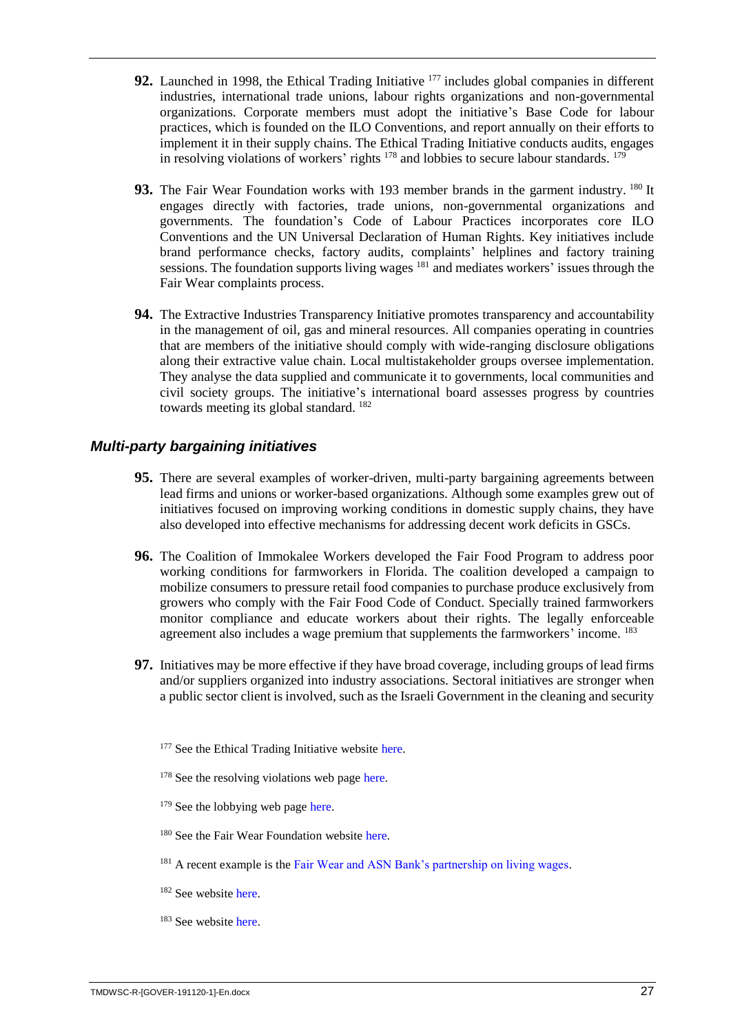**92.** Launched in 1998, the Ethical Trading Initiative [177] includes global companies in different industries, international trade unions, labour rights organizations and non-governmental organizations. Corporate members must adopt the initiative's Base Code for labour practices, which is founded on the ILO Conventions, and report annually on their efforts to implement it in their supply chains. The Ethical Trading Initiative conducts audits, engages in resolving violations of workers' rights [178] and lobbies to secure labour standards. [179]

**93.** The Fair Wear Foundation works with 193 member brands in the garment industry. [180] It engages directly with factories, trade unions, non-governmental organizations and governments. The foundation's Code of Labour Practices incorporates core ILO Conventions and the UN Universal Declaration of Human Rights. Key initiatives include brand performance checks, factory audits, complaints' helplines and factory training sessions. The foundation supports living wages [181] and mediates workers' issues through the Fair Wear complaints process.

**94.** The Extractive Industries Transparency Initiative promotes transparency and accountability in the management of oil, gas and mineral resources. All companies operating in countries that are members of the initiative should comply with wide-ranging disclosure obligations along their extractive value chain. Local multistakeholder groups oversee implementation. They analyse the data supplied and communicate it to governments, local communities and civil society groups. The initiative's international board assesses progress by countries towards meeting its global standard. [182]

### *Multi-party bargaining initiatives*

**95.** There are several examples of worker-driven, multi-party bargaining agreements between lead firms and unions or worker-based organizations. Although some examples grew out of initiatives focused on improving working conditions in domestic supply chains, they have also developed into effective mechanisms for addressing decent work deficits in GSCs.

**96.** The Coalition of Immokalee Workers developed the Fair Food Program to address poor working conditions for farmworkers in Florida. The coalition developed a campaign to mobilize consumers to pressure retail food companies to purchase produce exclusively from growers who comply with the Fair Food Code of Conduct. Specially trained farmworkers monitor compliance and educate workers about their rights. The legally enforceable agreement also includes a wage premium that supplements the farmworkers' income. [183]

**97.** Initiatives may be more effective if they have broad coverage, including groups of lead firms and/or suppliers organized into industry associations. Sectoral initiatives are stronger when a public sector client is involved, such as the Israeli Government in the cleaning and security

---

[177] See the Ethical Trading Initiative website here.

[178] See the resolving violations web page here.

[179] See the lobbying web page here.

[180] See the Fair Wear Foundation website here.

[181] A recent example is the Fair Wear and ASN Bank's partnership on living wages.

[182] See website here.

[183] See website here.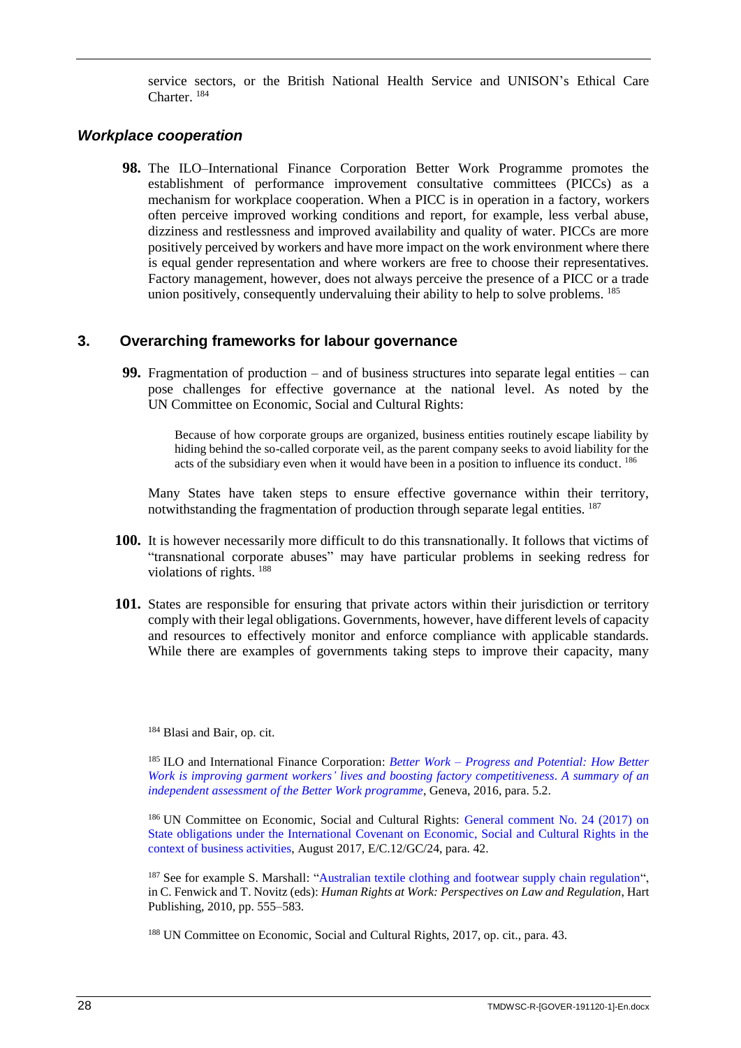service sectors, or the British National Health Service and UNISON's Ethical Care Charter. [184]

### *Workplace cooperation*

**98.** The ILO–International Finance Corporation Better Work Programme promotes the establishment of performance improvement consultative committees (PICCs) as a mechanism for workplace cooperation. When a PICC is in operation in a factory, workers often perceive improved working conditions and report, for example, less verbal abuse, dizziness and restlessness and improved availability and quality of water. PICCs are more positively perceived by workers and have more impact on the work environment where there is equal gender representation and where workers are free to choose their representatives. Factory management, however, does not always perceive the presence of a PICC or a trade union positively, consequently undervaluing their ability to help to solve problems. [185]

## 3. Overarching frameworks for labour governance

**99.** Fragmentation of production – and of business structures into separate legal entities – can pose challenges for effective governance at the national level. As noted by the UN Committee on Economic, Social and Cultural Rights:

> Because of how corporate groups are organized, business entities routinely escape liability by hiding behind the so-called corporate veil, as the parent company seeks to avoid liability for the acts of the subsidiary even when it would have been in a position to influence its conduct. [186]

Many States have taken steps to ensure effective governance within their territory, notwithstanding the fragmentation of production through separate legal entities. [187]

**100.** It is however necessarily more difficult to do this transnationally. It follows that victims of "transnational corporate abuses" may have particular problems in seeking redress for violations of rights. [188]

**101.** States are responsible for ensuring that private actors within their jurisdiction or territory comply with their legal obligations. Governments, however, have different levels of capacity and resources to effectively monitor and enforce compliance with applicable standards. While there are examples of governments taking steps to improve their capacity, many

---

[184] Blasi and Bair, op. cit.

[185] ILO and International Finance Corporation: *Better Work – Progress and Potential: How Better Work is improving garment workers' lives and boosting factory competitiveness. A summary of an independent assessment of the Better Work programme*, Geneva, 2016, para. 5.2.

[186] UN Committee on Economic, Social and Cultural Rights: General comment No. 24 (2017) on State obligations under the International Covenant on Economic, Social and Cultural Rights in the context of business activities, August 2017, E/C.12/GC/24, para. 42.

[187] See for example S. Marshall: "Australian textile clothing and footwear supply chain regulation", in C. Fenwick and T. Novitz (eds): *Human Rights at Work: Perspectives on Law and Regulation*, Hart Publishing, 2010, pp. 555–583.

[188] UN Committee on Economic, Social and Cultural Rights, 2017, op. cit., para. 43.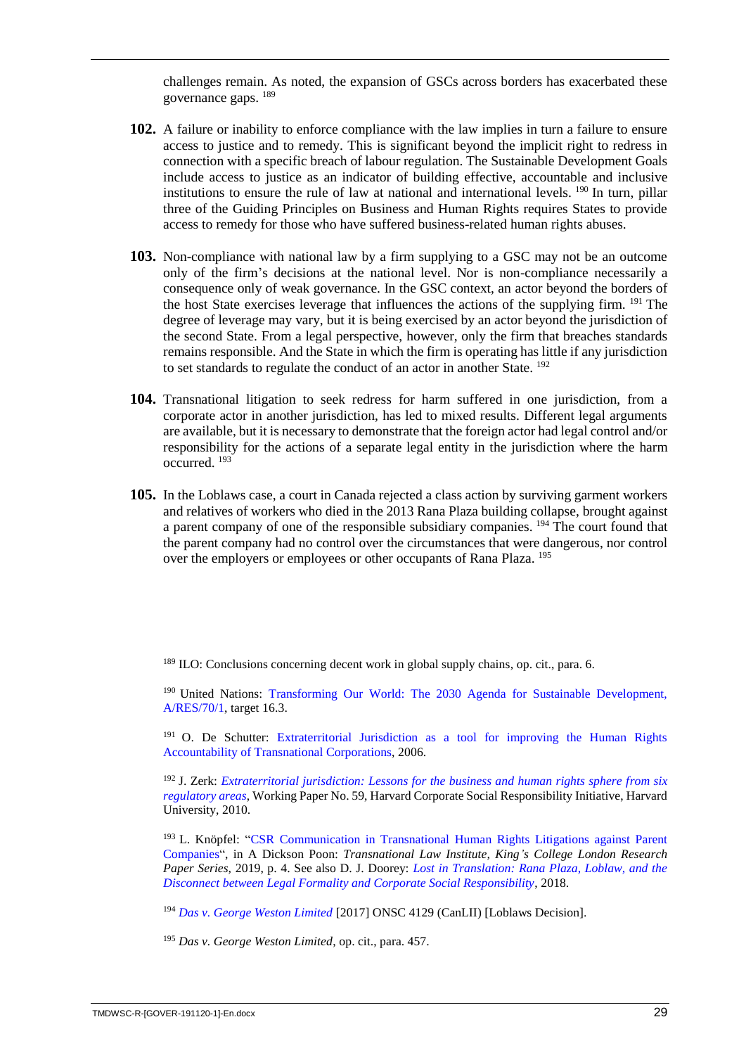challenges remain. As noted, the expansion of GSCs across borders has exacerbated these governance gaps. [189]

**102.** A failure or inability to enforce compliance with the law implies in turn a failure to ensure access to justice and to remedy. This is significant beyond the implicit right to redress in connection with a specific breach of labour regulation. The Sustainable Development Goals include access to justice as an indicator of building effective, accountable and inclusive institutions to ensure the rule of law at national and international levels. [190] In turn, pillar three of the Guiding Principles on Business and Human Rights requires States to provide access to remedy for those who have suffered business-related human rights abuses.

**103.** Non-compliance with national law by a firm supplying to a GSC may not be an outcome only of the firm's decisions at the national level. Nor is non-compliance necessarily a consequence only of weak governance. In the GSC context, an actor beyond the borders of the host State exercises leverage that influences the actions of the supplying firm. [191] The degree of leverage may vary, but it is being exercised by an actor beyond the jurisdiction of the second State. From a legal perspective, however, only the firm that breaches standards remains responsible. And the State in which the firm is operating has little if any jurisdiction to set standards to regulate the conduct of an actor in another State. [192]

**104.** Transnational litigation to seek redress for harm suffered in one jurisdiction, from a corporate actor in another jurisdiction, has led to mixed results. Different legal arguments are available, but it is necessary to demonstrate that the foreign actor had legal control and/or responsibility for the actions of a separate legal entity in the jurisdiction where the harm occurred. [193]

**105.** In the Loblaws case, a court in Canada rejected a class action by surviving garment workers and relatives of workers who died in the 2013 Rana Plaza building collapse, brought against a parent company of one of the responsible subsidiary companies. [194] The court found that the parent company had no control over the circumstances that were dangerous, nor control over the employers or employees or other occupants of Rana Plaza. [195]

---

[189] ILO: Conclusions concerning decent work in global supply chains, op. cit., para. 6.

[190] United Nations: Transforming Our World: The 2030 Agenda for Sustainable Development, A/RES/70/1, target 16.3.

[191] O. De Schutter: Extraterritorial Jurisdiction as a tool for improving the Human Rights Accountability of Transnational Corporations, 2006.

[192] J. Zerk: *Extraterritorial jurisdiction: Lessons for the business and human rights sphere from six regulatory areas*, Working Paper No. 59, Harvard Corporate Social Responsibility Initiative, Harvard University, 2010.

[193] L. Knöpfel: "CSR Communication in Transnational Human Rights Litigations against Parent Companies", in A Dickson Poon: *Transnational Law Institute, King's College London Research Paper Series,* 2019, p. 4. See also D. J. Doorey: *Lost in Translation: Rana Plaza, Loblaw, and the Disconnect between Legal Formality and Corporate Social Responsibility*, 2018.

[194] *Das v. George Weston Limited* [2017] ONSC 4129 (CanLII) [Loblaws Decision].

[195] *Das v. George Weston Limited*, op. cit., para. 457.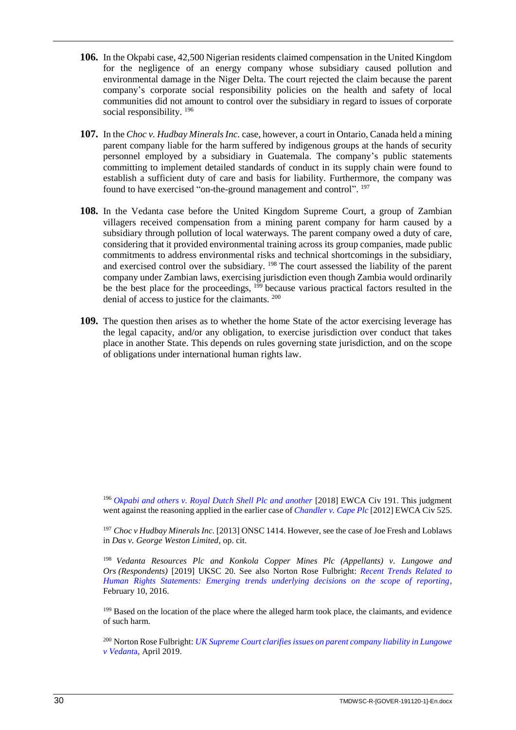**106.** In the Okpabi case, 42,500 Nigerian residents claimed compensation in the United Kingdom for the negligence of an energy company whose subsidiary caused pollution and environmental damage in the Niger Delta. The court rejected the claim because the parent company's corporate social responsibility policies on the health and safety of local communities did not amount to control over the subsidiary in regard to issues of corporate social responsibility. [196]

**107.** In the *Choc v. Hudbay Minerals Inc.* case, however, a court in Ontario, Canada held a mining parent company liable for the harm suffered by indigenous groups at the hands of security personnel employed by a subsidiary in Guatemala. The company's public statements committing to implement detailed standards of conduct in its supply chain were found to establish a sufficient duty of care and basis for liability. Furthermore, the company was found to have exercised "on-the-ground management and control". [197]

**108.** In the Vedanta case before the United Kingdom Supreme Court, a group of Zambian villagers received compensation from a mining parent company for harm caused by a subsidiary through pollution of local waterways. The parent company owed a duty of care, considering that it provided environmental training across its group companies, made public commitments to address environmental risks and technical shortcomings in the subsidiary, and exercised control over the subsidiary. [198] The court assessed the liability of the parent company under Zambian laws, exercising jurisdiction even though Zambia would ordinarily be the best place for the proceedings, [199] because various practical factors resulted in the denial of access to justice for the claimants. [200]

**109.** The question then arises as to whether the home State of the actor exercising leverage has the legal capacity, and/or any obligation, to exercise jurisdiction over conduct that takes place in another State. This depends on rules governing state jurisdiction, and on the scope of obligations under international human rights law.

---

[196] *Okpabi and others v. Royal Dutch Shell Plc and another* [2018] EWCA Civ 191. This judgment went against the reasoning applied in the earlier case of *Chandler v. Cape Plc* [2012] EWCA Civ 525.

[197] *Choc v Hudbay Minerals Inc.* [2013] ONSC 1414. However, see the case of Joe Fresh and Loblaws in *Das v. George Weston Limited*, op. cit.

[198] *Vedanta Resources Plc and Konkola Copper Mines Plc (Appellants) v. Lungowe and Ors (Respondents)* [2019] UKSC 20. See also Norton Rose Fulbright: *Recent Trends Related to Human Rights Statements: Emerging trends underlying decisions on the scope of reporting*, February 10, 2016.

[199] Based on the location of the place where the alleged harm took place, the claimants, and evidence of such harm.

[200] Norton Rose Fulbright: *UK Supreme Court clarifies issues on parent company liability in Lungowe v Vedanta*, April 2019.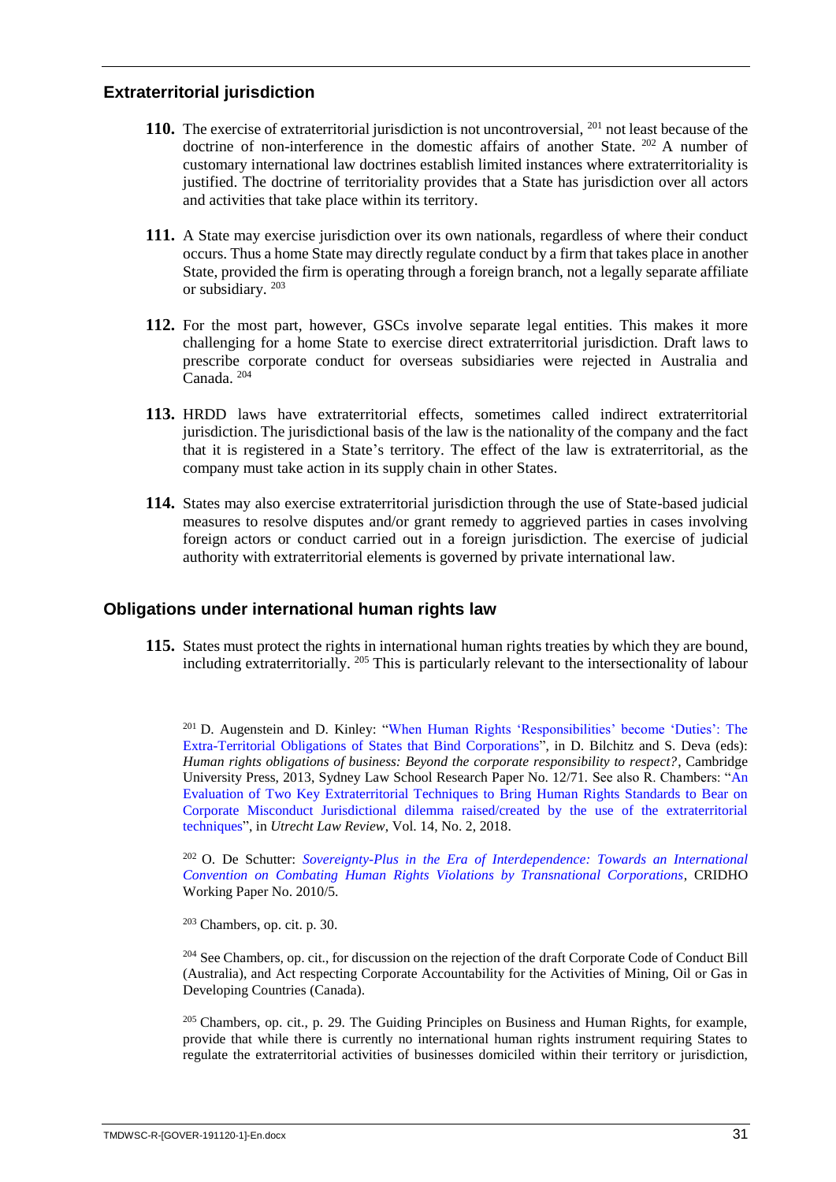## Extraterritorial jurisdiction

**110.** The exercise of extraterritorial jurisdiction is not uncontroversial, [201] not least because of the doctrine of non-interference in the domestic affairs of another State. [202] A number of customary international law doctrines establish limited instances where extraterritoriality is justified. The doctrine of territoriality provides that a State has jurisdiction over all actors and activities that take place within its territory.

**111.** A State may exercise jurisdiction over its own nationals, regardless of where their conduct occurs. Thus a home State may directly regulate conduct by a firm that takes place in another State, provided the firm is operating through a foreign branch, not a legally separate affiliate or subsidiary. [203]

**112.** For the most part, however, GSCs involve separate legal entities. This makes it more challenging for a home State to exercise direct extraterritorial jurisdiction. Draft laws to prescribe corporate conduct for overseas subsidiaries were rejected in Australia and Canada. [204]

**113.** HRDD laws have extraterritorial effects, sometimes called indirect extraterritorial jurisdiction. The jurisdictional basis of the law is the nationality of the company and the fact that it is registered in a State's territory. The effect of the law is extraterritorial, as the company must take action in its supply chain in other States.

**114.** States may also exercise extraterritorial jurisdiction through the use of State-based judicial measures to resolve disputes and/or grant remedy to aggrieved parties in cases involving foreign actors or conduct carried out in a foreign jurisdiction. The exercise of judicial authority with extraterritorial elements is governed by private international law.

## Obligations under international human rights law

**115.** States must protect the rights in international human rights treaties by which they are bound, including extraterritorially. [205] This is particularly relevant to the intersectionality of labour

---

[201] D. Augenstein and D. Kinley: "When Human Rights 'Responsibilities' become 'Duties': The Extra-Territorial Obligations of States that Bind Corporations", in D. Bilchitz and S. Deva (eds): *Human rights obligations of business: Beyond the corporate responsibility to respect?*, Cambridge University Press, 2013, Sydney Law School Research Paper No. 12/71. See also R. Chambers: "An Evaluation of Two Key Extraterritorial Techniques to Bring Human Rights Standards to Bear on Corporate Misconduct Jurisdictional dilemma raised/created by the use of the extraterritorial techniques", in *Utrecht Law Review*, Vol. 14, No. 2, 2018.

[202] O. De Schutter: *Sovereignty-Plus in the Era of Interdependence: Towards an International Convention on Combating Human Rights Violations by Transnational Corporations*, CRIDHO Working Paper No. 2010/5.

[203] Chambers, op. cit. p. 30.

[204] See Chambers, op. cit., for discussion on the rejection of the draft Corporate Code of Conduct Bill (Australia), and Act respecting Corporate Accountability for the Activities of Mining, Oil or Gas in Developing Countries (Canada).

[205] Chambers, op. cit., p. 29. The Guiding Principles on Business and Human Rights, for example, provide that while there is currently no international human rights instrument requiring States to regulate the extraterritorial activities of businesses domiciled within their territory or jurisdiction,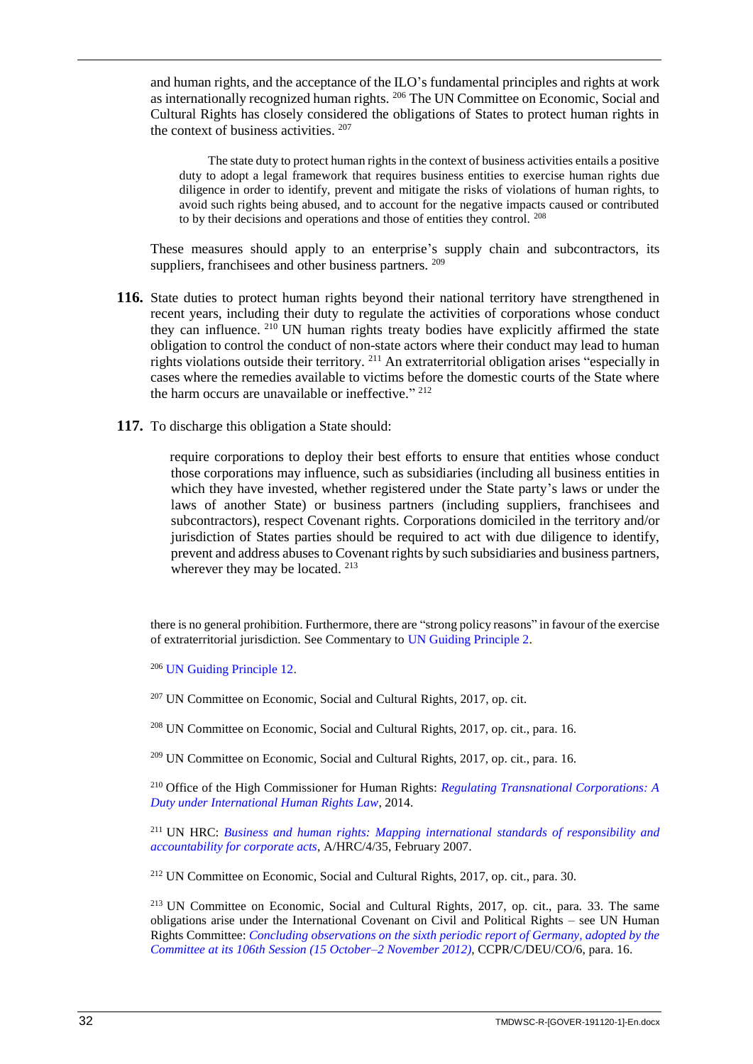and human rights, and the acceptance of the ILO's fundamental principles and rights at work as internationally recognized human rights. [206] The UN Committee on Economic, Social and Cultural Rights has closely considered the obligations of States to protect human rights in the context of business activities. [207]

> The state duty to protect human rights in the context of business activities entails a positive duty to adopt a legal framework that requires business entities to exercise human rights due diligence in order to identify, prevent and mitigate the risks of violations of human rights, to avoid such rights being abused, and to account for the negative impacts caused or contributed to by their decisions and operations and those of entities they control. [208]

These measures should apply to an enterprise's supply chain and subcontractors, its suppliers, franchisees and other business partners. [209]

**116.** State duties to protect human rights beyond their national territory have strengthened in recent years, including their duty to regulate the activities of corporations whose conduct they can influence. [210] UN human rights treaty bodies have explicitly affirmed the state obligation to control the conduct of non-state actors where their conduct may lead to human rights violations outside their territory. [211] An extraterritorial obligation arises "especially in cases where the remedies available to victims before the domestic courts of the State where the harm occurs are unavailable or ineffective." [212]

**117.** To discharge this obligation a State should:

> require corporations to deploy their best efforts to ensure that entities whose conduct those corporations may influence, such as subsidiaries (including all business entities in which they have invested, whether registered under the State party's laws or under the laws of another State) or business partners (including suppliers, franchisees and subcontractors), respect Covenant rights. Corporations domiciled in the territory and/or jurisdiction of States parties should be required to act with due diligence to identify, prevent and address abuses to Covenant rights by such subsidiaries and business partners, wherever they may be located. [213]

---

there is no general prohibition. Furthermore, there are "strong policy reasons" in favour of the exercise of extraterritorial jurisdiction. See Commentary to UN Guiding Principle 2.

[206] UN Guiding Principle 12.

[207] UN Committee on Economic, Social and Cultural Rights, 2017, op. cit.

[208] UN Committee on Economic, Social and Cultural Rights, 2017, op. cit., para. 16.

[209] UN Committee on Economic, Social and Cultural Rights, 2017, op. cit., para. 16.

[210] Office of the High Commissioner for Human Rights: *Regulating Transnational Corporations: A Duty under International Human Rights Law*, 2014.

[211] UN HRC: *Business and human rights: Mapping international standards of responsibility and accountability for corporate acts*, A/HRC/4/35, February 2007.

[212] UN Committee on Economic, Social and Cultural Rights, 2017, op. cit., para. 30.

[213] UN Committee on Economic, Social and Cultural Rights, 2017, op. cit., para. 33. The same obligations arise under the International Covenant on Civil and Political Rights – see UN Human Rights Committee: *Concluding observations on the sixth periodic report of Germany, adopted by the Committee at its 106th Session (15 October–2 November 2012)*, CCPR/C/DEU/CO/6, para. 16.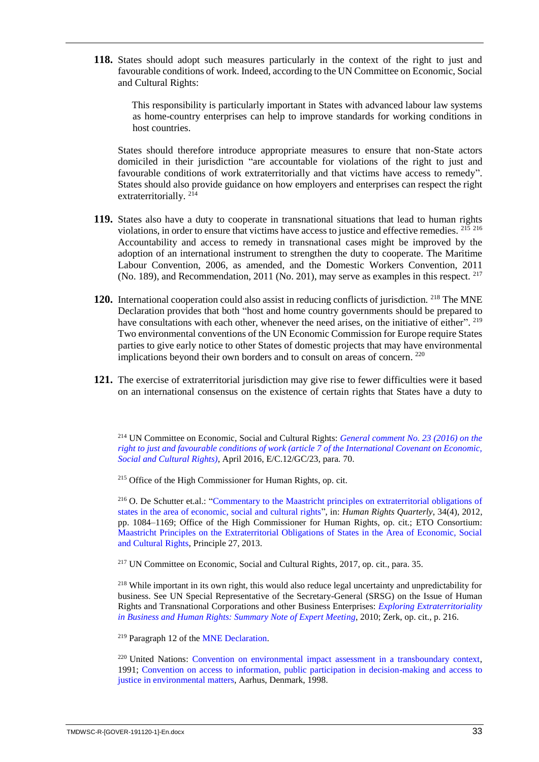**118.** States should adopt such measures particularly in the context of the right to just and favourable conditions of work. Indeed, according to the UN Committee on Economic, Social and Cultural Rights:

> This responsibility is particularly important in States with advanced labour law systems as home-country enterprises can help to improve standards for working conditions in host countries.

States should therefore introduce appropriate measures to ensure that non-State actors domiciled in their jurisdiction "are accountable for violations of the right to just and favourable conditions of work extraterritorially and that victims have access to remedy". States should also provide guidance on how employers and enterprises can respect the right extraterritorially. [214]

**119.** States also have a duty to cooperate in transnational situations that lead to human rights violations, in order to ensure that victims have access to justice and effective remedies. [215] [216] Accountability and access to remedy in transnational cases might be improved by the adoption of an international instrument to strengthen the duty to cooperate. The Maritime Labour Convention, 2006, as amended, and the Domestic Workers Convention, 2011 (No. 189), and Recommendation, 2011 (No. 201), may serve as examples in this respect. [217]

**120.** International cooperation could also assist in reducing conflicts of jurisdiction. [218] The MNE Declaration provides that both "host and home country governments should be prepared to have consultations with each other, whenever the need arises, on the initiative of either". [219] Two environmental conventions of the UN Economic Commission for Europe require States parties to give early notice to other States of domestic projects that may have environmental implications beyond their own borders and to consult on areas of concern. [220]

**121.** The exercise of extraterritorial jurisdiction may give rise to fewer difficulties were it based on an international consensus on the existence of certain rights that States have a duty to

---

[214] UN Committee on Economic, Social and Cultural Rights: *General comment No. 23 (2016) on the right to just and favourable conditions of work (article 7 of the International Covenant on Economic, Social and Cultural Rights)*, April 2016, E/C.12/GC/23, para. 70.

[215] Office of the High Commissioner for Human Rights, op. cit.

[216] O. De Schutter et.al.: "Commentary to the Maastricht principles on extraterritorial obligations of states in the area of economic, social and cultural rights", in: *Human Rights Quarterly*, 34(4), 2012, pp. 1084–1169; Office of the High Commissioner for Human Rights, op. cit.; ETO Consortium: Maastricht Principles on the Extraterritorial Obligations of States in the Area of Economic, Social and Cultural Rights, Principle 27, 2013.

[217] UN Committee on Economic, Social and Cultural Rights, 2017, op. cit., para. 35.

[218] While important in its own right, this would also reduce legal uncertainty and unpredictability for business. See UN Special Representative of the Secretary-General (SRSG) on the Issue of Human Rights and Transnational Corporations and other Business Enterprises: *Exploring Extraterritoriality in Business and Human Rights: Summary Note of Expert Meeting*, 2010; Zerk, op. cit., p. 216.

[219] Paragraph 12 of the MNE Declaration.

[220] United Nations: Convention on environmental impact assessment in a transboundary context, 1991; Convention on access to information, public participation in decision-making and access to justice in environmental matters, Aarhus, Denmark, 1998.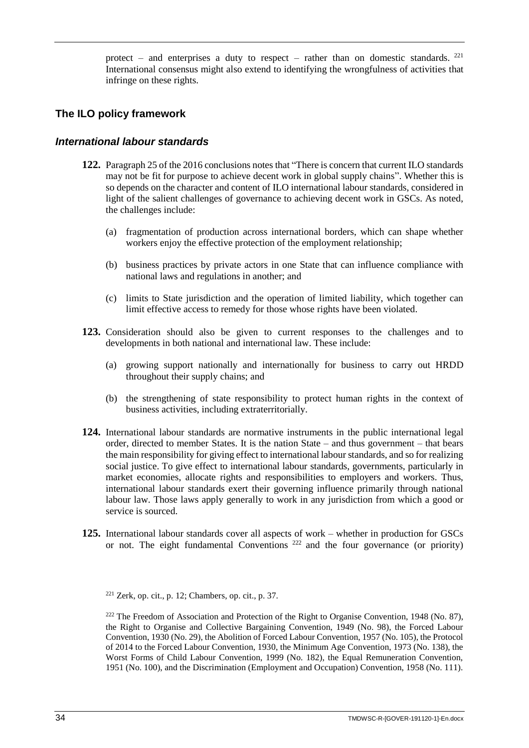protect – and enterprises a duty to respect – rather than on domestic standards. [221] International consensus might also extend to identifying the wrongfulness of activities that infringe on these rights.

## The ILO policy framework

### *International labour standards*

**122.** Paragraph 25 of the 2016 conclusions notes that "There is concern that current ILO standards may not be fit for purpose to achieve decent work in global supply chains". Whether this is so depends on the character and content of ILO international labour standards, considered in light of the salient challenges of governance to achieving decent work in GSCs. As noted, the challenges include:

(a) fragmentation of production across international borders, which can shape whether workers enjoy the effective protection of the employment relationship;

(b) business practices by private actors in one State that can influence compliance with national laws and regulations in another; and

(c) limits to State jurisdiction and the operation of limited liability, which together can limit effective access to remedy for those whose rights have been violated.

**123.** Consideration should also be given to current responses to the challenges and to developments in both national and international law. These include:

(a) growing support nationally and internationally for business to carry out HRDD throughout their supply chains; and

(b) the strengthening of state responsibility to protect human rights in the context of business activities, including extraterritorially.

**124.** International labour standards are normative instruments in the public international legal order, directed to member States. It is the nation State – and thus government – that bears the main responsibility for giving effect to international labour standards, and so for realizing social justice. To give effect to international labour standards, governments, particularly in market economies, allocate rights and responsibilities to employers and workers. Thus, international labour standards exert their governing influence primarily through national labour law. Those laws apply generally to work in any jurisdiction from which a good or service is sourced.

**125.** International labour standards cover all aspects of work – whether in production for GSCs or not. The eight fundamental Conventions [222] and the four governance (or priority)

[221] Zerk, op. cit., p. 12; Chambers, op. cit., p. 37.

[222] The Freedom of Association and Protection of the Right to Organise Convention, 1948 (No. 87), the Right to Organise and Collective Bargaining Convention, 1949 (No. 98), the Forced Labour Convention, 1930 (No. 29), the Abolition of Forced Labour Convention, 1957 (No. 105), the Protocol of 2014 to the Forced Labour Convention, 1930, the Minimum Age Convention, 1973 (No. 138), the Worst Forms of Child Labour Convention, 1999 (No. 182), the Equal Remuneration Convention, 1951 (No. 100), and the Discrimination (Employment and Occupation) Convention, 1958 (No. 111).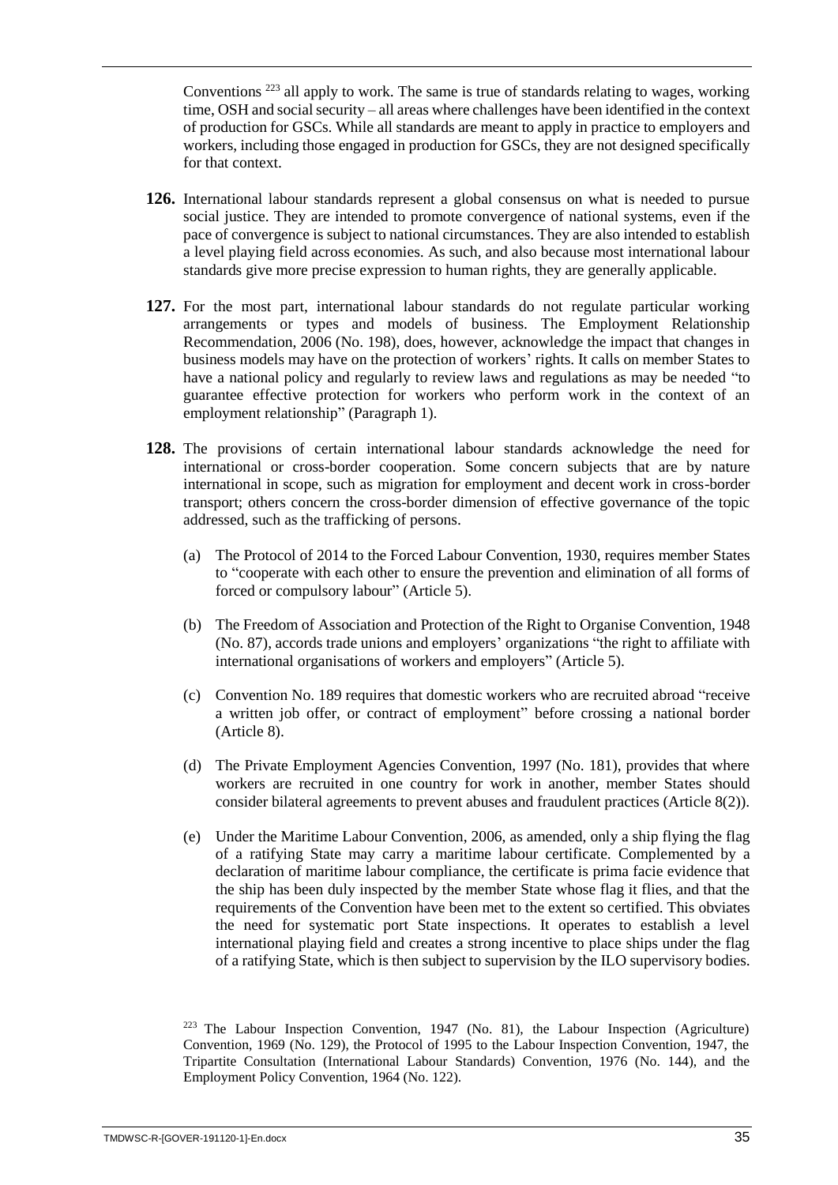Conventions [223] all apply to work. The same is true of standards relating to wages, working time, OSH and social security – all areas where challenges have been identified in the context of production for GSCs. While all standards are meant to apply in practice to employers and workers, including those engaged in production for GSCs, they are not designed specifically for that context.

**126.** International labour standards represent a global consensus on what is needed to pursue social justice. They are intended to promote convergence of national systems, even if the pace of convergence is subject to national circumstances. They are also intended to establish a level playing field across economies. As such, and also because most international labour standards give more precise expression to human rights, they are generally applicable.

**127.** For the most part, international labour standards do not regulate particular working arrangements or types and models of business. The Employment Relationship Recommendation, 2006 (No. 198), does, however, acknowledge the impact that changes in business models may have on the protection of workers' rights. It calls on member States to have a national policy and regularly to review laws and regulations as may be needed "to guarantee effective protection for workers who perform work in the context of an employment relationship" (Paragraph 1).

**128.** The provisions of certain international labour standards acknowledge the need for international or cross-border cooperation. Some concern subjects that are by nature international in scope, such as migration for employment and decent work in cross-border transport; others concern the cross-border dimension of effective governance of the topic addressed, such as the trafficking of persons.

(a) The Protocol of 2014 to the Forced Labour Convention, 1930, requires member States to "cooperate with each other to ensure the prevention and elimination of all forms of forced or compulsory labour" (Article 5).

(b) The Freedom of Association and Protection of the Right to Organise Convention, 1948 (No. 87), accords trade unions and employers' organizations "the right to affiliate with international organisations of workers and employers" (Article 5).

(c) Convention No. 189 requires that domestic workers who are recruited abroad "receive a written job offer, or contract of employment" before crossing a national border (Article 8).

(d) The Private Employment Agencies Convention, 1997 (No. 181), provides that where workers are recruited in one country for work in another, member States should consider bilateral agreements to prevent abuses and fraudulent practices (Article 8(2)).

(e) Under the Maritime Labour Convention, 2006, as amended, only a ship flying the flag of a ratifying State may carry a maritime labour certificate. Complemented by a declaration of maritime labour compliance, the certificate is prima facie evidence that the ship has been duly inspected by the member State whose flag it flies, and that the requirements of the Convention have been met to the extent so certified. This obviates the need for systematic port State inspections. It operates to establish a level international playing field and creates a strong incentive to place ships under the flag of a ratifying State, which is then subject to supervision by the ILO supervisory bodies.

[223] The Labour Inspection Convention, 1947 (No. 81), the Labour Inspection (Agriculture) Convention, 1969 (No. 129), the Protocol of 1995 to the Labour Inspection Convention, 1947, the Tripartite Consultation (International Labour Standards) Convention, 1976 (No. 144), and the Employment Policy Convention, 1964 (No. 122).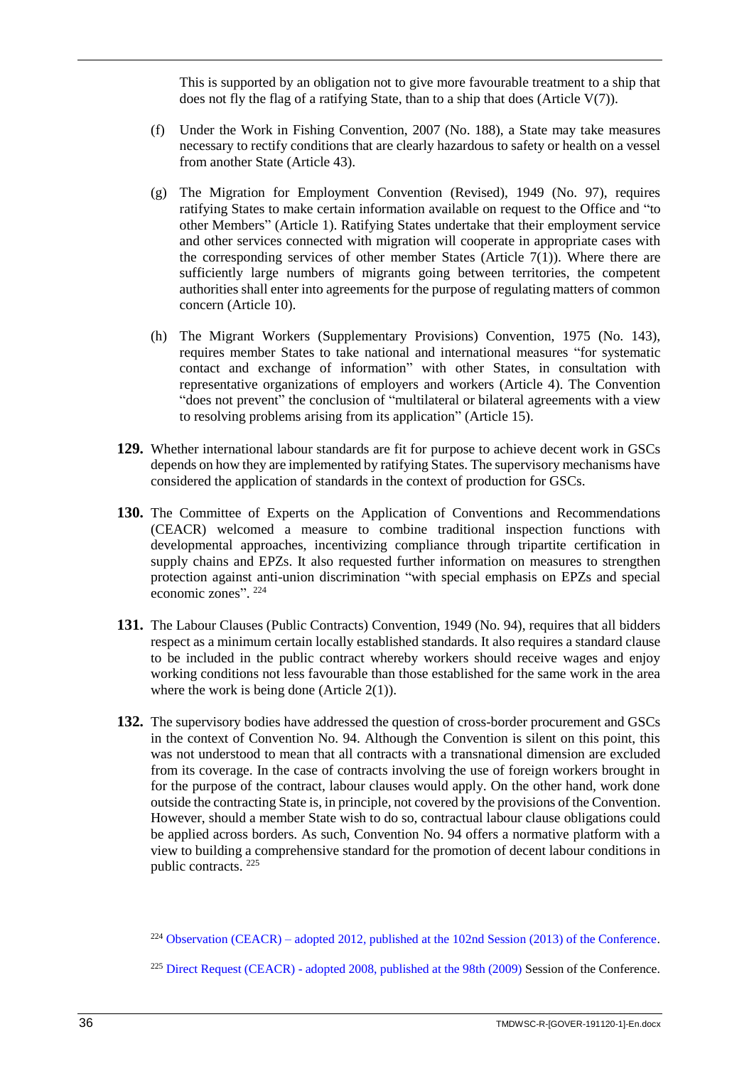This is supported by an obligation not to give more favourable treatment to a ship that does not fly the flag of a ratifying State, than to a ship that does (Article V(7)).

(f) Under the Work in Fishing Convention, 2007 (No. 188), a State may take measures necessary to rectify conditions that are clearly hazardous to safety or health on a vessel from another State (Article 43).

(g) The Migration for Employment Convention (Revised), 1949 (No. 97), requires ratifying States to make certain information available on request to the Office and "to other Members" (Article 1). Ratifying States undertake that their employment service and other services connected with migration will cooperate in appropriate cases with the corresponding services of other member States (Article 7(1)). Where there are sufficiently large numbers of migrants going between territories, the competent authorities shall enter into agreements for the purpose of regulating matters of common concern (Article 10).

(h) The Migrant Workers (Supplementary Provisions) Convention, 1975 (No. 143), requires member States to take national and international measures "for systematic contact and exchange of information" with other States, in consultation with representative organizations of employers and workers (Article 4). The Convention "does not prevent" the conclusion of "multilateral or bilateral agreements with a view to resolving problems arising from its application" (Article 15).

**129.** Whether international labour standards are fit for purpose to achieve decent work in GSCs depends on how they are implemented by ratifying States. The supervisory mechanisms have considered the application of standards in the context of production for GSCs.

**130.** The Committee of Experts on the Application of Conventions and Recommendations (CEACR) welcomed a measure to combine traditional inspection functions with developmental approaches, incentivizing compliance through tripartite certification in supply chains and EPZs. It also requested further information on measures to strengthen protection against anti-union discrimination "with special emphasis on EPZs and special economic zones". [224]

**131.** The Labour Clauses (Public Contracts) Convention, 1949 (No. 94), requires that all bidders respect as a minimum certain locally established standards. It also requires a standard clause to be included in the public contract whereby workers should receive wages and enjoy working conditions not less favourable than those established for the same work in the area where the work is being done (Article 2(1)).

**132.** The supervisory bodies have addressed the question of cross-border procurement and GSCs in the context of Convention No. 94. Although the Convention is silent on this point, this was not understood to mean that all contracts with a transnational dimension are excluded from its coverage. In the case of contracts involving the use of foreign workers brought in for the purpose of the contract, labour clauses would apply. On the other hand, work done outside the contracting State is, in principle, not covered by the provisions of the Convention. However, should a member State wish to do so, contractual labour clause obligations could be applied across borders. As such, Convention No. 94 offers a normative platform with a view to building a comprehensive standard for the promotion of decent labour conditions in public contracts. [225]

[224] Observation (CEACR) – adopted 2012, published at the 102nd Session (2013) of the Conference.

[225] Direct Request (CEACR) - adopted 2008, published at the 98th (2009) Session of the Conference.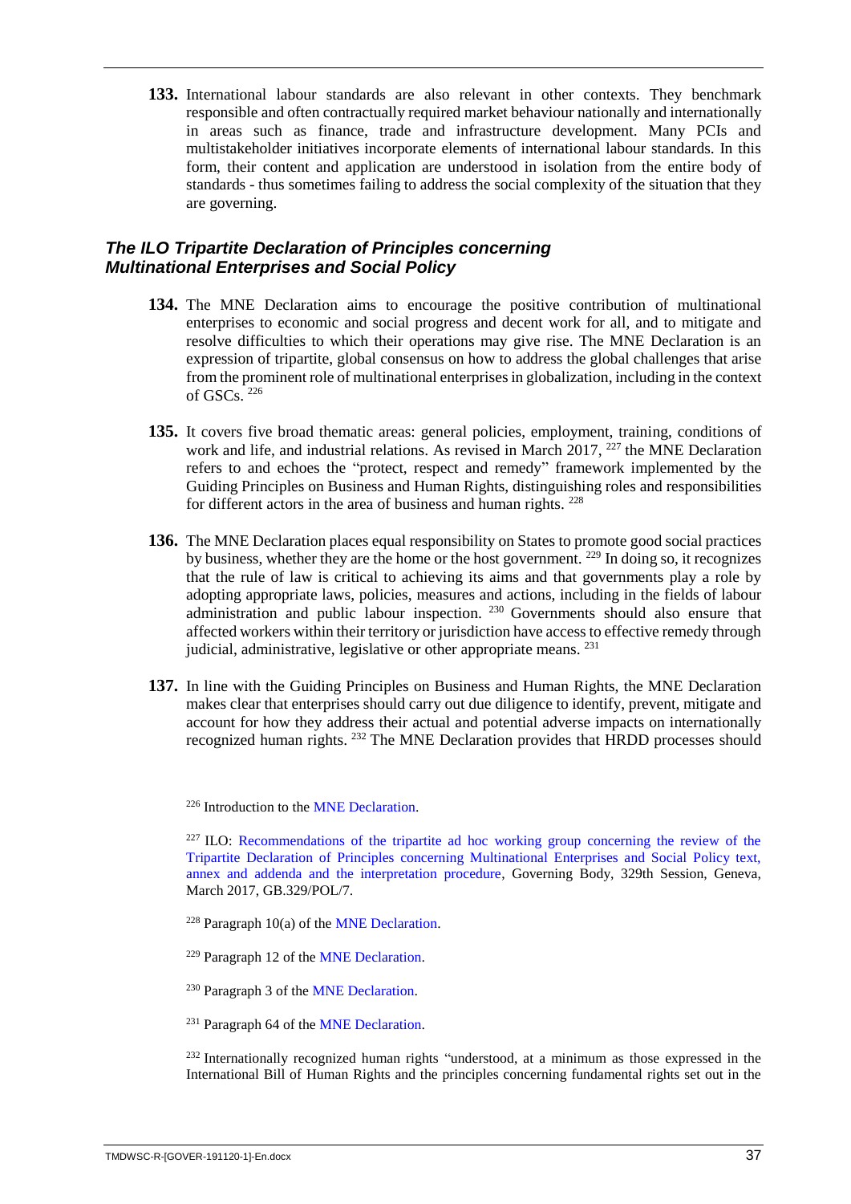**133.** International labour standards are also relevant in other contexts. They benchmark responsible and often contractually required market behaviour nationally and internationally in areas such as finance, trade and infrastructure development. Many PCIs and multistakeholder initiatives incorporate elements of international labour standards. In this form, their content and application are understood in isolation from the entire body of standards - thus sometimes failing to address the social complexity of the situation that they are governing.

### *The ILO Tripartite Declaration of Principles concerning Multinational Enterprises and Social Policy*

**134.** The MNE Declaration aims to encourage the positive contribution of multinational enterprises to economic and social progress and decent work for all, and to mitigate and resolve difficulties to which their operations may give rise. The MNE Declaration is an expression of tripartite, global consensus on how to address the global challenges that arise from the prominent role of multinational enterprises in globalization, including in the context of GSCs. [226]

**135.** It covers five broad thematic areas: general policies, employment, training, conditions of work and life, and industrial relations. As revised in March 2017, [227] the MNE Declaration refers to and echoes the "protect, respect and remedy" framework implemented by the Guiding Principles on Business and Human Rights, distinguishing roles and responsibilities for different actors in the area of business and human rights. [228]

**136.** The MNE Declaration places equal responsibility on States to promote good social practices by business, whether they are the home or the host government. [229] In doing so, it recognizes that the rule of law is critical to achieving its aims and that governments play a role by adopting appropriate laws, policies, measures and actions, including in the fields of labour administration and public labour inspection. [230] Governments should also ensure that affected workers within their territory or jurisdiction have access to effective remedy through judicial, administrative, legislative or other appropriate means. [231]

**137.** In line with the Guiding Principles on Business and Human Rights, the MNE Declaration makes clear that enterprises should carry out due diligence to identify, prevent, mitigate and account for how they address their actual and potential adverse impacts on internationally recognized human rights. [232] The MNE Declaration provides that HRDD processes should

---

[226] Introduction to the MNE Declaration.

[227] ILO: Recommendations of the tripartite ad hoc working group concerning the review of the Tripartite Declaration of Principles concerning Multinational Enterprises and Social Policy text, annex and addenda and the interpretation procedure, Governing Body, 329th Session, Geneva, March 2017, GB.329/POL/7.

[228] Paragraph 10(a) of the MNE Declaration.

[229] Paragraph 12 of the MNE Declaration.

[230] Paragraph 3 of the MNE Declaration.

[231] Paragraph 64 of the MNE Declaration.

[232] Internationally recognized human rights "understood, at a minimum as those expressed in the International Bill of Human Rights and the principles concerning fundamental rights set out in the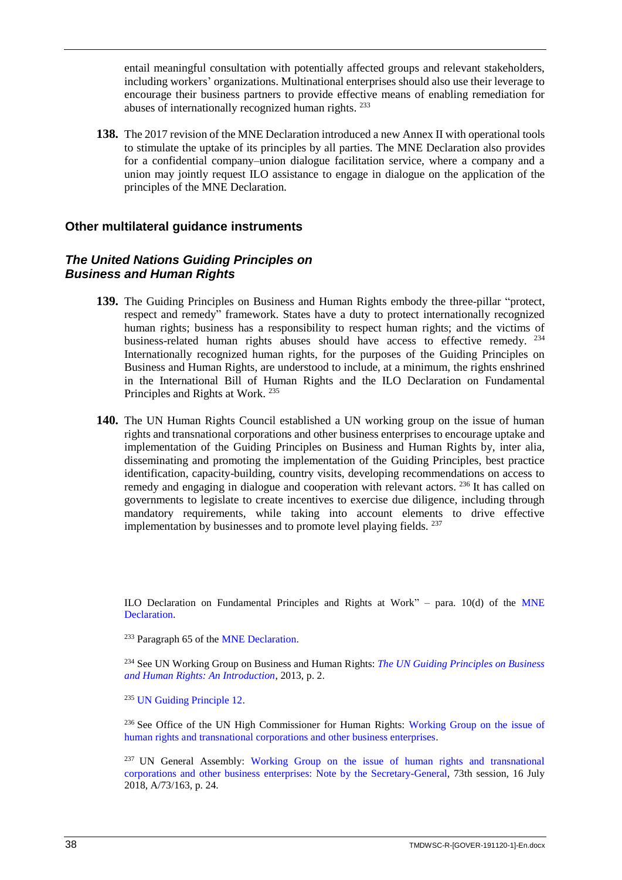entail meaningful consultation with potentially affected groups and relevant stakeholders, including workers' organizations. Multinational enterprises should also use their leverage to encourage their business partners to provide effective means of enabling remediation for abuses of internationally recognized human rights. [233]

**138.** The 2017 revision of the MNE Declaration introduced a new Annex II with operational tools to stimulate the uptake of its principles by all parties. The MNE Declaration also provides for a confidential company–union dialogue facilitation service, where a company and a union may jointly request ILO assistance to engage in dialogue on the application of the principles of the MNE Declaration.

## Other multilateral guidance instruments

### *The United Nations Guiding Principles on Business and Human Rights*

**139.** The Guiding Principles on Business and Human Rights embody the three-pillar "protect, respect and remedy" framework. States have a duty to protect internationally recognized human rights; business has a responsibility to respect human rights; and the victims of business-related human rights abuses should have access to effective remedy. [234] Internationally recognized human rights, for the purposes of the Guiding Principles on Business and Human Rights, are understood to include, at a minimum, the rights enshrined in the International Bill of Human Rights and the ILO Declaration on Fundamental Principles and Rights at Work. [235]

**140.** The UN Human Rights Council established a UN working group on the issue of human rights and transnational corporations and other business enterprises to encourage uptake and implementation of the Guiding Principles on Business and Human Rights by, inter alia, disseminating and promoting the implementation of the Guiding Principles, best practice identification, capacity-building, country visits, developing recommendations on access to remedy and engaging in dialogue and cooperation with relevant actors. [236] It has called on governments to legislate to create incentives to exercise due diligence, including through mandatory requirements, while taking into account elements to drive effective implementation by businesses and to promote level playing fields. [237]

---

ILO Declaration on Fundamental Principles and Rights at Work" – para. 10(d) of the MNE Declaration.

[233] Paragraph 65 of the MNE Declaration.

[234] See UN Working Group on Business and Human Rights: *The UN Guiding Principles on Business and Human Rights: An Introduction*, 2013, p. 2.

[235] UN Guiding Principle 12.

[236] See Office of the UN High Commissioner for Human Rights: Working Group on the issue of human rights and transnational corporations and other business enterprises.

[237] UN General Assembly: Working Group on the issue of human rights and transnational corporations and other business enterprises: Note by the Secretary-General, 73th session, 16 July 2018, A/73/163, p. 24.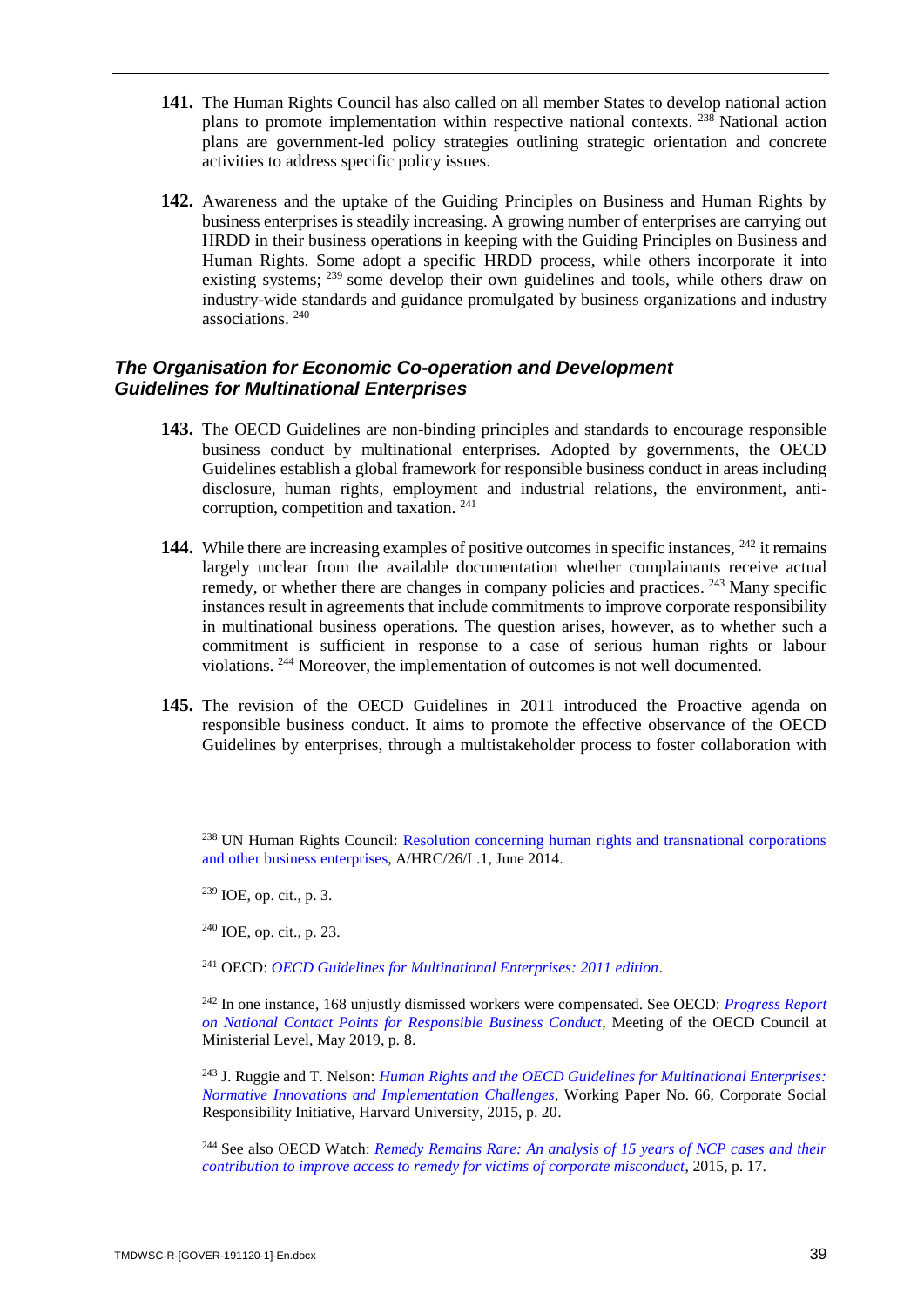**141.** The Human Rights Council has also called on all member States to develop national action plans to promote implementation within respective national contexts. [238] National action plans are government-led policy strategies outlining strategic orientation and concrete activities to address specific policy issues.

**142.** Awareness and the uptake of the Guiding Principles on Business and Human Rights by business enterprises is steadily increasing. A growing number of enterprises are carrying out HRDD in their business operations in keeping with the Guiding Principles on Business and Human Rights. Some adopt a specific HRDD process, while others incorporate it into existing systems; [239] some develop their own guidelines and tools, while others draw on industry-wide standards and guidance promulgated by business organizations and industry associations. [240]

### *The Organisation for Economic Co-operation and Development Guidelines for Multinational Enterprises*

**143.** The OECD Guidelines are non-binding principles and standards to encourage responsible business conduct by multinational enterprises. Adopted by governments, the OECD Guidelines establish a global framework for responsible business conduct in areas including disclosure, human rights, employment and industrial relations, the environment, anti-corruption, competition and taxation. [241]

**144.** While there are increasing examples of positive outcomes in specific instances, [242] it remains largely unclear from the available documentation whether complainants receive actual remedy, or whether there are changes in company policies and practices. [243] Many specific instances result in agreements that include commitments to improve corporate responsibility in multinational business operations. The question arises, however, as to whether such a commitment is sufficient in response to a case of serious human rights or labour violations. [244] Moreover, the implementation of outcomes is not well documented.

**145.** The revision of the OECD Guidelines in 2011 introduced the Proactive agenda on responsible business conduct. It aims to promote the effective observance of the OECD Guidelines by enterprises, through a multistakeholder process to foster collaboration with

---

[238] UN Human Rights Council: Resolution concerning human rights and transnational corporations and other business enterprises, A/HRC/26/L.1, June 2014.

[239] IOE, op. cit., p. 3.

[240] IOE, op. cit., p. 23.

[241] OECD: *OECD Guidelines for Multinational Enterprises: 2011 edition*.

[242] In one instance, 168 unjustly dismissed workers were compensated. See OECD: *Progress Report on National Contact Points for Responsible Business Conduct*, Meeting of the OECD Council at Ministerial Level, May 2019, p. 8.

[243] J. Ruggie and T. Nelson: *Human Rights and the OECD Guidelines for Multinational Enterprises: Normative Innovations and Implementation Challenges*, Working Paper No. 66, Corporate Social Responsibility Initiative, Harvard University, 2015, p. 20.

[244] See also OECD Watch: *Remedy Remains Rare: An analysis of 15 years of NCP cases and their contribution to improve access to remedy for victims of corporate misconduct*, 2015, p. 17.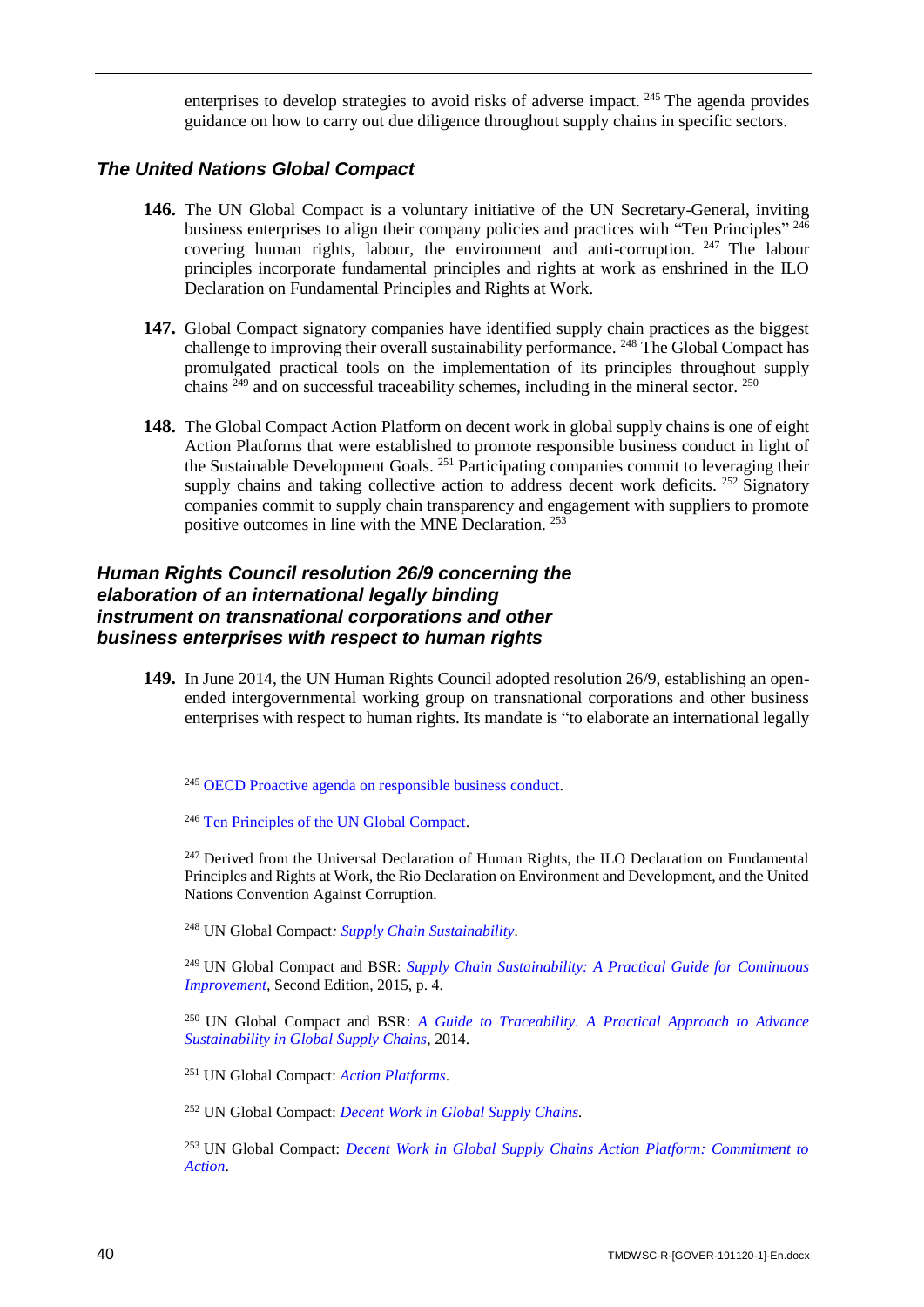enterprises to develop strategies to avoid risks of adverse impact. [245] The agenda provides guidance on how to carry out due diligence throughout supply chains in specific sectors.

### *The United Nations Global Compact*

**146.** The UN Global Compact is a voluntary initiative of the UN Secretary-General, inviting business enterprises to align their company policies and practices with "Ten Principles" [246] covering human rights, labour, the environment and anti-corruption. [247] The labour principles incorporate fundamental principles and rights at work as enshrined in the ILO Declaration on Fundamental Principles and Rights at Work.

**147.** Global Compact signatory companies have identified supply chain practices as the biggest challenge to improving their overall sustainability performance. [248] The Global Compact has promulgated practical tools on the implementation of its principles throughout supply chains [249] and on successful traceability schemes, including in the mineral sector. [250]

**148.** The Global Compact Action Platform on decent work in global supply chains is one of eight Action Platforms that were established to promote responsible business conduct in light of the Sustainable Development Goals. [251] Participating companies commit to leveraging their supply chains and taking collective action to address decent work deficits. [252] Signatory companies commit to supply chain transparency and engagement with suppliers to promote positive outcomes in line with the MNE Declaration. [253]

### *Human Rights Council resolution 26/9 concerning the elaboration of an international legally binding instrument on transnational corporations and other business enterprises with respect to human rights*

**149.** In June 2014, the UN Human Rights Council adopted resolution 26/9, establishing an open-ended intergovernmental working group on transnational corporations and other business enterprises with respect to human rights. Its mandate is "to elaborate an international legally

---

[245] OECD Proactive agenda on responsible business conduct.

[246] Ten Principles of the UN Global Compact.

[247] Derived from the Universal Declaration of Human Rights, the ILO Declaration on Fundamental Principles and Rights at Work, the Rio Declaration on Environment and Development, and the United Nations Convention Against Corruption.

[248] UN Global Compact: *Supply Chain Sustainability*.

[249] UN Global Compact and BSR: *Supply Chain Sustainability: A Practical Guide for Continuous Improvement*, Second Edition, 2015, p. 4.

[250] UN Global Compact and BSR: *A Guide to Traceability. A Practical Approach to Advance Sustainability in Global Supply Chains*, 2014.

[251] UN Global Compact: *Action Platforms*.

[252] UN Global Compact: *Decent Work in Global Supply Chains*.

[253] UN Global Compact: *Decent Work in Global Supply Chains Action Platform: Commitment to Action*.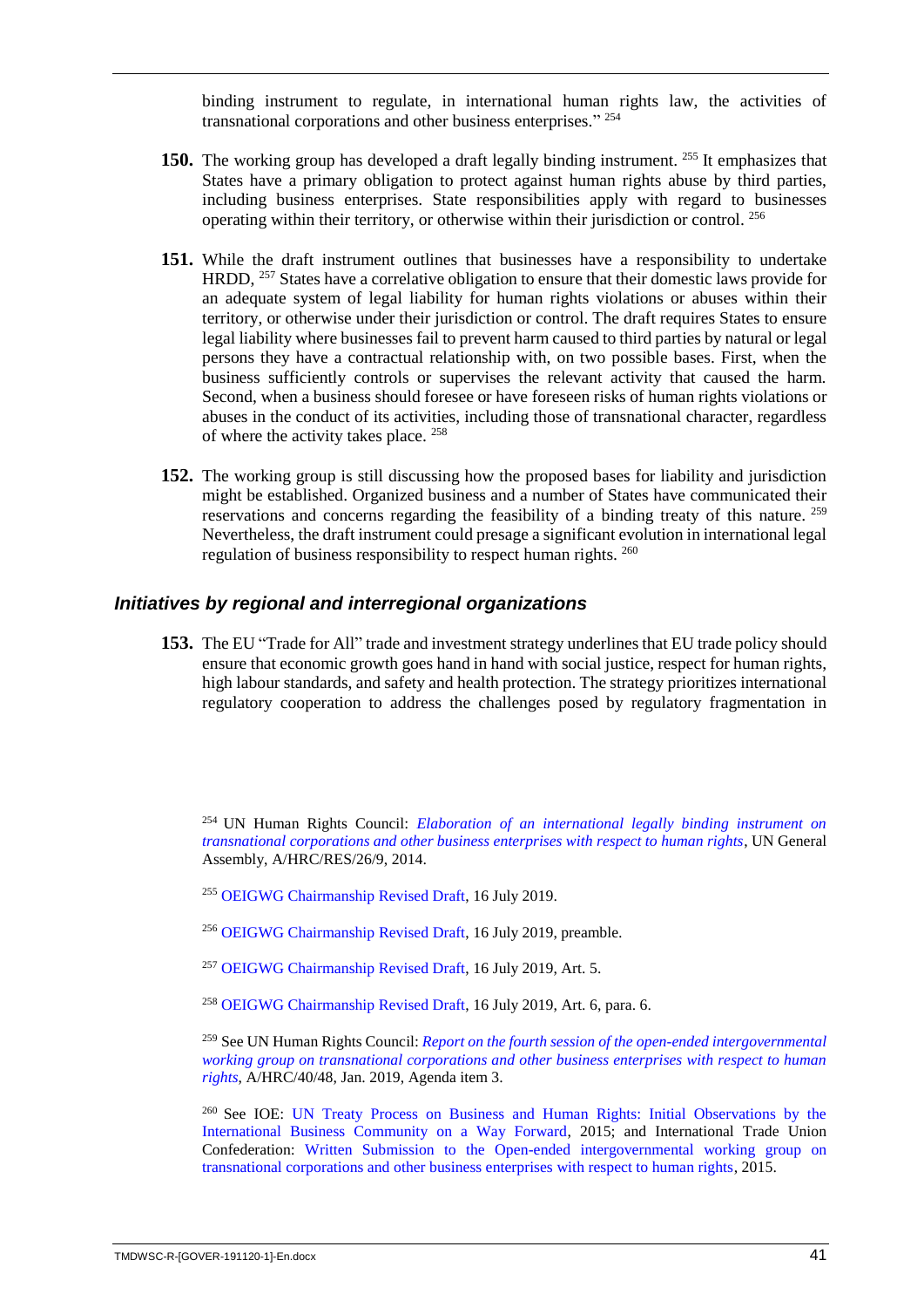binding instrument to regulate, in international human rights law, the activities of transnational corporations and other business enterprises." [254]

**150.** The working group has developed a draft legally binding instrument. [255] It emphasizes that States have a primary obligation to protect against human rights abuse by third parties, including business enterprises. State responsibilities apply with regard to businesses operating within their territory, or otherwise within their jurisdiction or control. [256]

**151.** While the draft instrument outlines that businesses have a responsibility to undertake HRDD, [257] States have a correlative obligation to ensure that their domestic laws provide for an adequate system of legal liability for human rights violations or abuses within their territory, or otherwise under their jurisdiction or control. The draft requires States to ensure legal liability where businesses fail to prevent harm caused to third parties by natural or legal persons they have a contractual relationship with, on two possible bases. First, when the business sufficiently controls or supervises the relevant activity that caused the harm. Second, when a business should foresee or have foreseen risks of human rights violations or abuses in the conduct of its activities, including those of transnational character, regardless of where the activity takes place. [258]

**152.** The working group is still discussing how the proposed bases for liability and jurisdiction might be established. Organized business and a number of States have communicated their reservations and concerns regarding the feasibility of a binding treaty of this nature. [259] Nevertheless, the draft instrument could presage a significant evolution in international legal regulation of business responsibility to respect human rights. [260]

### *Initiatives by regional and interregional organizations*

**153.** The EU "Trade for All" trade and investment strategy underlines that EU trade policy should ensure that economic growth goes hand in hand with social justice, respect for human rights, high labour standards, and safety and health protection. The strategy prioritizes international regulatory cooperation to address the challenges posed by regulatory fragmentation in

[254] UN Human Rights Council: *Elaboration of an international legally binding instrument on transnational corporations and other business enterprises with respect to human rights*, UN General Assembly, A/HRC/RES/26/9, 2014.

[255] OEIGWG Chairmanship Revised Draft, 16 July 2019.

[256] OEIGWG Chairmanship Revised Draft, 16 July 2019, preamble.

[257] OEIGWG Chairmanship Revised Draft, 16 July 2019, Art. 5.

[258] OEIGWG Chairmanship Revised Draft, 16 July 2019, Art. 6, para. 6.

[259] See UN Human Rights Council: *Report on the fourth session of the open-ended intergovernmental working group on transnational corporations and other business enterprises with respect to human rights*, A/HRC/40/48, Jan. 2019, Agenda item 3.

[260] See IOE: UN Treaty Process on Business and Human Rights: Initial Observations by the International Business Community on a Way Forward, 2015; and International Trade Union Confederation: Written Submission to the Open-ended intergovernmental working group on transnational corporations and other business enterprises with respect to human rights, 2015.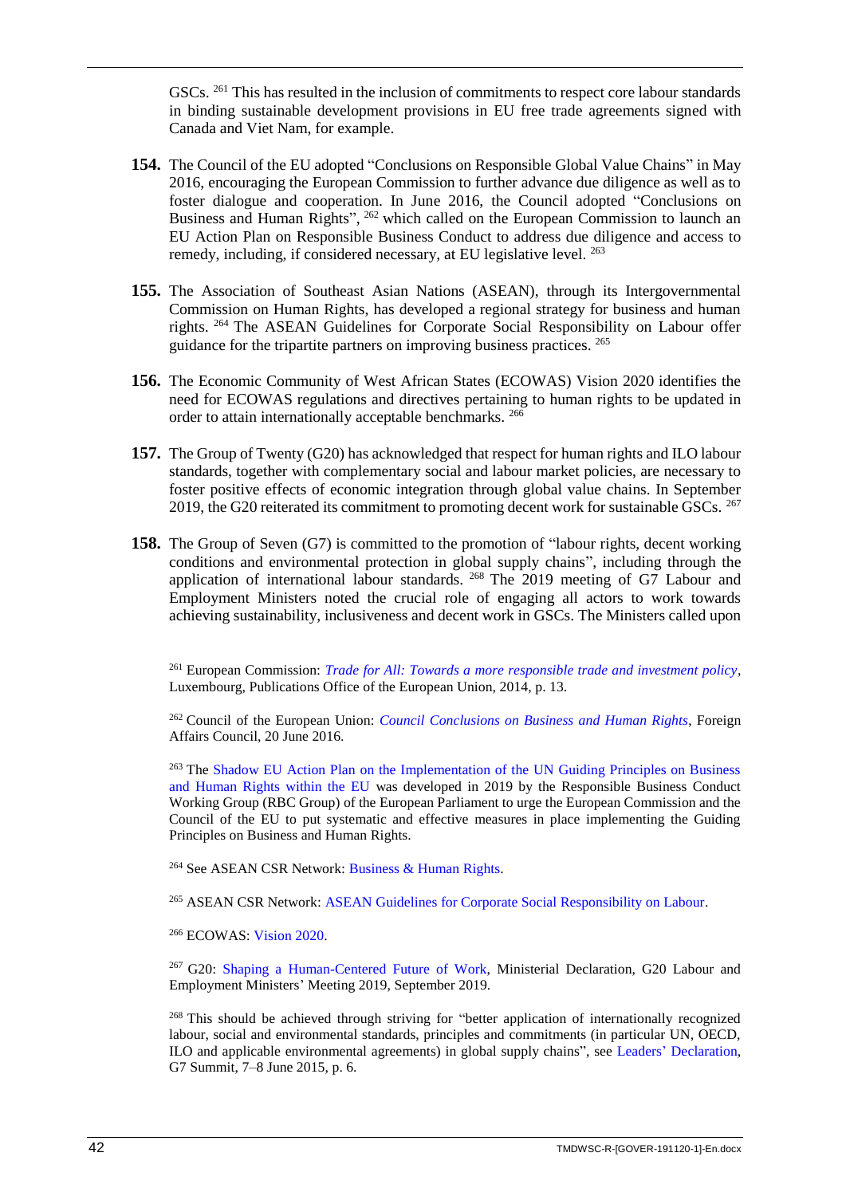GSCs. [261] This has resulted in the inclusion of commitments to respect core labour standards in binding sustainable development provisions in EU free trade agreements signed with Canada and Viet Nam, for example.

**154.** The Council of the EU adopted "Conclusions on Responsible Global Value Chains" in May 2016, encouraging the European Commission to further advance due diligence as well as to foster dialogue and cooperation. In June 2016, the Council adopted "Conclusions on Business and Human Rights", [262] which called on the European Commission to launch an EU Action Plan on Responsible Business Conduct to address due diligence and access to remedy, including, if considered necessary, at EU legislative level. [263]

**155.** The Association of Southeast Asian Nations (ASEAN), through its Intergovernmental Commission on Human Rights, has developed a regional strategy for business and human rights. [264] The ASEAN Guidelines for Corporate Social Responsibility on Labour offer guidance for the tripartite partners on improving business practices. [265]

**156.** The Economic Community of West African States (ECOWAS) Vision 2020 identifies the need for ECOWAS regulations and directives pertaining to human rights to be updated in order to attain internationally acceptable benchmarks. [266]

**157.** The Group of Twenty (G20) has acknowledged that respect for human rights and ILO labour standards, together with complementary social and labour market policies, are necessary to foster positive effects of economic integration through global value chains. In September 2019, the G20 reiterated its commitment to promoting decent work for sustainable GSCs. [267]

**158.** The Group of Seven (G7) is committed to the promotion of "labour rights, decent working conditions and environmental protection in global supply chains", including through the application of international labour standards. [268] The 2019 meeting of G7 Labour and Employment Ministers noted the crucial role of engaging all actors to work towards achieving sustainability, inclusiveness and decent work in GSCs. The Ministers called upon

---

[261] European Commission: *Trade for All: Towards a more responsible trade and investment policy*, Luxembourg, Publications Office of the European Union, 2014, p. 13.

[262] Council of the European Union: *Council Conclusions on Business and Human Rights*, Foreign Affairs Council, 20 June 2016.

[263] The Shadow EU Action Plan on the Implementation of the UN Guiding Principles on Business and Human Rights within the EU was developed in 2019 by the Responsible Business Conduct Working Group (RBC Group) of the European Parliament to urge the European Commission and the Council of the EU to put systematic and effective measures in place implementing the Guiding Principles on Business and Human Rights.

[264] See ASEAN CSR Network: Business & Human Rights.

[265] ASEAN CSR Network: ASEAN Guidelines for Corporate Social Responsibility on Labour.

[266] ECOWAS: Vision 2020.

[267] G20: Shaping a Human-Centered Future of Work, Ministerial Declaration, G20 Labour and Employment Ministers' Meeting 2019, September 2019.

[268] This should be achieved through striving for "better application of internationally recognized labour, social and environmental standards, principles and commitments (in particular UN, OECD, ILO and applicable environmental agreements) in global supply chains", see Leaders' Declaration, G7 Summit, 7–8 June 2015, p. 6.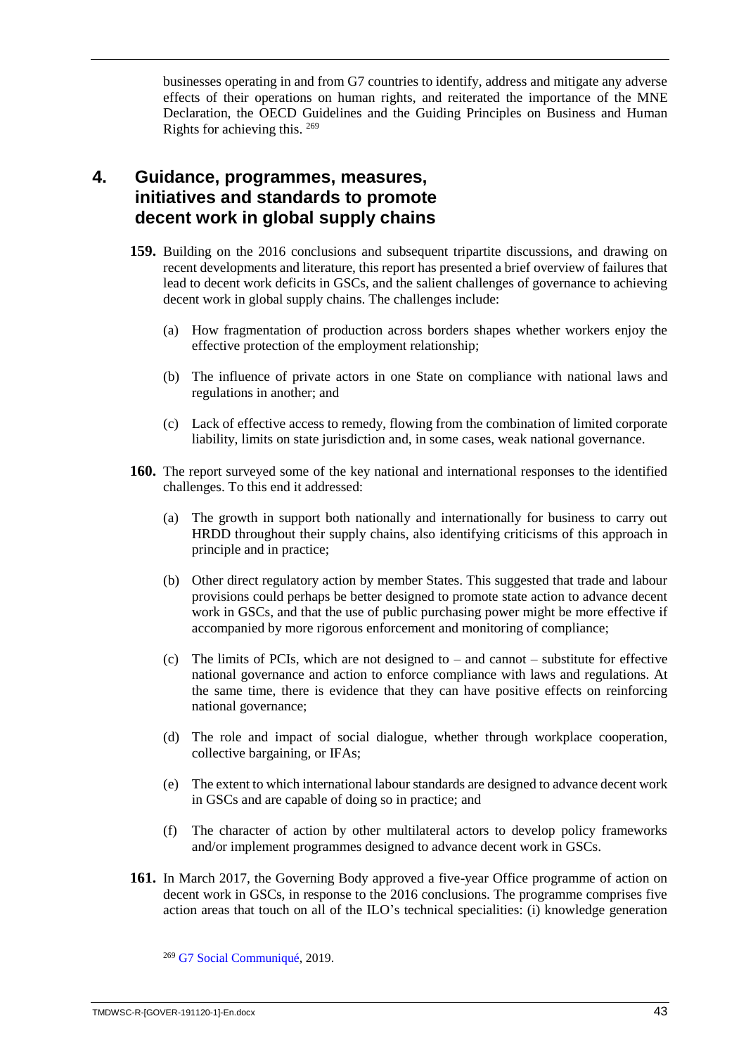businesses operating in and from G7 countries to identify, address and mitigate any adverse effects of their operations on human rights, and reiterated the importance of the MNE Declaration, the OECD Guidelines and the Guiding Principles on Business and Human Rights for achieving this. [269]

## 4. Guidance, programmes, measures, initiatives and standards to promote decent work in global supply chains

**159.** Building on the 2016 conclusions and subsequent tripartite discussions, and drawing on recent developments and literature, this report has presented a brief overview of failures that lead to decent work deficits in GSCs, and the salient challenges of governance to achieving decent work in global supply chains. The challenges include:

(a) How fragmentation of production across borders shapes whether workers enjoy the effective protection of the employment relationship;

(b) The influence of private actors in one State on compliance with national laws and regulations in another; and

(c) Lack of effective access to remedy, flowing from the combination of limited corporate liability, limits on state jurisdiction and, in some cases, weak national governance.

**160.** The report surveyed some of the key national and international responses to the identified challenges. To this end it addressed:

(a) The growth in support both nationally and internationally for business to carry out HRDD throughout their supply chains, also identifying criticisms of this approach in principle and in practice;

(b) Other direct regulatory action by member States. This suggested that trade and labour provisions could perhaps be better designed to promote state action to advance decent work in GSCs, and that the use of public purchasing power might be more effective if accompanied by more rigorous enforcement and monitoring of compliance;

(c) The limits of PCIs, which are not designed to – and cannot – substitute for effective national governance and action to enforce compliance with laws and regulations. At the same time, there is evidence that they can have positive effects on reinforcing national governance;

(d) The role and impact of social dialogue, whether through workplace cooperation, collective bargaining, or IFAs;

(e) The extent to which international labour standards are designed to advance decent work in GSCs and are capable of doing so in practice; and

(f) The character of action by other multilateral actors to develop policy frameworks and/or implement programmes designed to advance decent work in GSCs.

**161.** In March 2017, the Governing Body approved a five-year Office programme of action on decent work in GSCs, in response to the 2016 conclusions. The programme comprises five action areas that touch on all of the ILO's technical specialities: (i) knowledge generation

[269] G7 Social Communiqué, 2019.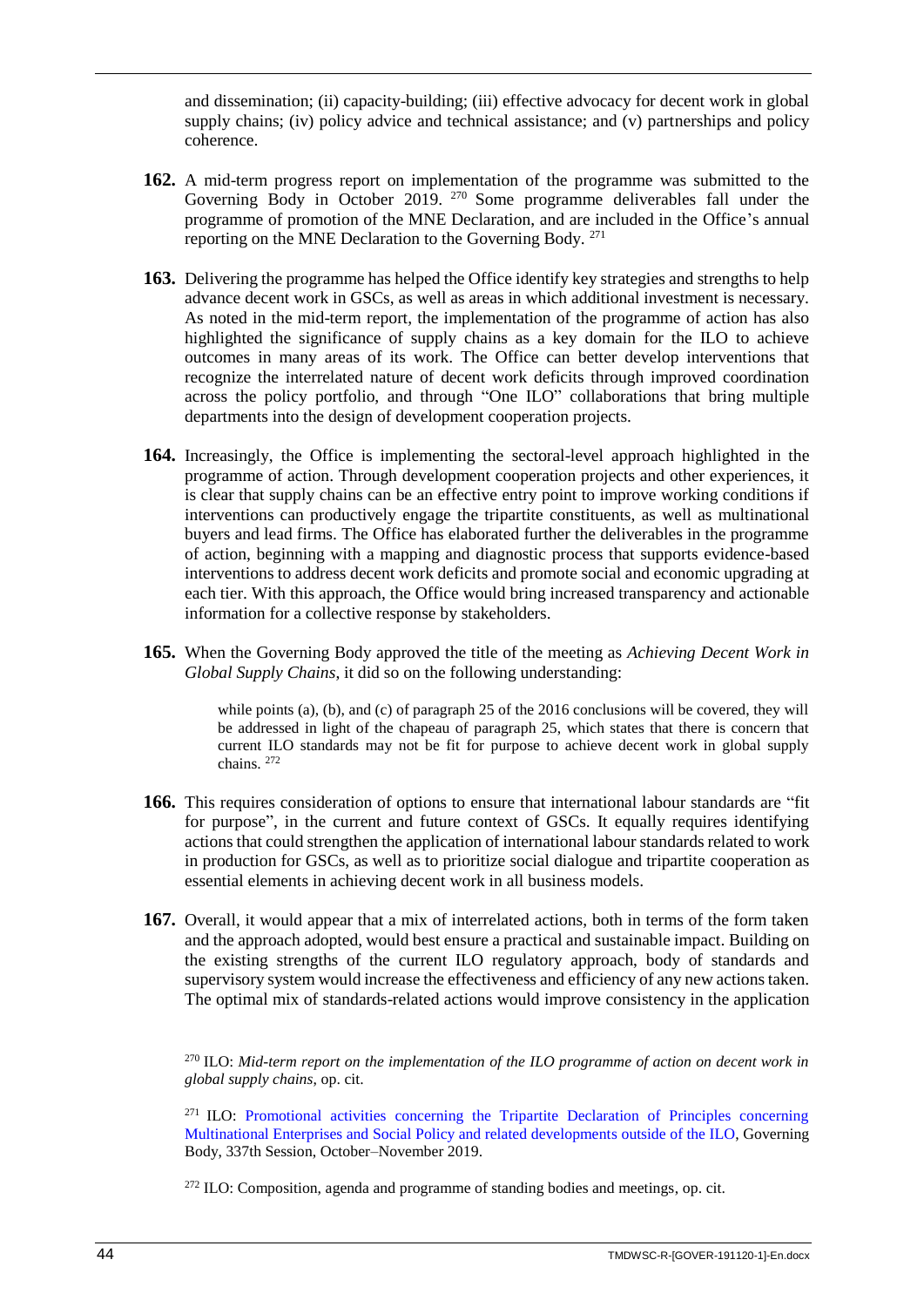and dissemination; (ii) capacity-building; (iii) effective advocacy for decent work in global supply chains; (iv) policy advice and technical assistance; and (v) partnerships and policy coherence.

**162.** A mid-term progress report on implementation of the programme was submitted to the Governing Body in October 2019. [270] Some programme deliverables fall under the programme of promotion of the MNE Declaration, and are included in the Office's annual reporting on the MNE Declaration to the Governing Body. [271]

**163.** Delivering the programme has helped the Office identify key strategies and strengths to help advance decent work in GSCs, as well as areas in which additional investment is necessary. As noted in the mid-term report, the implementation of the programme of action has also highlighted the significance of supply chains as a key domain for the ILO to achieve outcomes in many areas of its work. The Office can better develop interventions that recognize the interrelated nature of decent work deficits through improved coordination across the policy portfolio, and through "One ILO" collaborations that bring multiple departments into the design of development cooperation projects.

**164.** Increasingly, the Office is implementing the sectoral-level approach highlighted in the programme of action. Through development cooperation projects and other experiences, it is clear that supply chains can be an effective entry point to improve working conditions if interventions can productively engage the tripartite constituents, as well as multinational buyers and lead firms. The Office has elaborated further the deliverables in the programme of action, beginning with a mapping and diagnostic process that supports evidence-based interventions to address decent work deficits and promote social and economic upgrading at each tier. With this approach, the Office would bring increased transparency and actionable information for a collective response by stakeholders.

**165.** When the Governing Body approved the title of the meeting as *Achieving Decent Work in Global Supply Chains*, it did so on the following understanding:

> while points (a), (b), and (c) of paragraph 25 of the 2016 conclusions will be covered, they will be addressed in light of the chapeau of paragraph 25, which states that there is concern that current ILO standards may not be fit for purpose to achieve decent work in global supply chains. [272]

**166.** This requires consideration of options to ensure that international labour standards are "fit for purpose", in the current and future context of GSCs. It equally requires identifying actions that could strengthen the application of international labour standards related to work in production for GSCs, as well as to prioritize social dialogue and tripartite cooperation as essential elements in achieving decent work in all business models.

**167.** Overall, it would appear that a mix of interrelated actions, both in terms of the form taken and the approach adopted, would best ensure a practical and sustainable impact. Building on the existing strengths of the current ILO regulatory approach, body of standards and supervisory system would increase the effectiveness and efficiency of any new actions taken. The optimal mix of standards-related actions would improve consistency in the application

---

[270] ILO: *Mid-term report on the implementation of the ILO programme of action on decent work in global supply chains*, op. cit.

[271] ILO: Promotional activities concerning the Tripartite Declaration of Principles concerning Multinational Enterprises and Social Policy and related developments outside of the ILO, Governing Body, 337th Session, October–November 2019.

[272] ILO: Composition, agenda and programme of standing bodies and meetings, op. cit.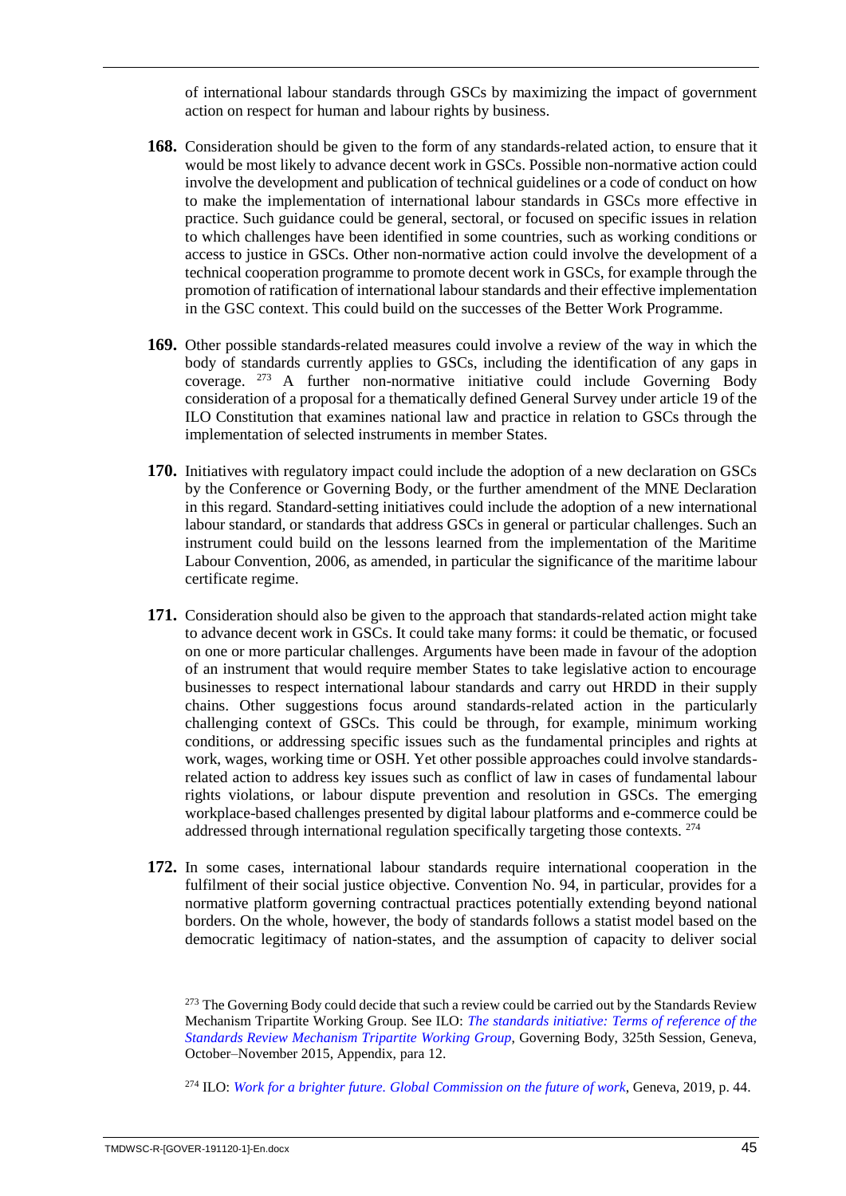of international labour standards through GSCs by maximizing the impact of government action on respect for human and labour rights by business.

**168.** Consideration should be given to the form of any standards-related action, to ensure that it would be most likely to advance decent work in GSCs. Possible non-normative action could involve the development and publication of technical guidelines or a code of conduct on how to make the implementation of international labour standards in GSCs more effective in practice. Such guidance could be general, sectoral, or focused on specific issues in relation to which challenges have been identified in some countries, such as working conditions or access to justice in GSCs. Other non-normative action could involve the development of a technical cooperation programme to promote decent work in GSCs, for example through the promotion of ratification of international labour standards and their effective implementation in the GSC context. This could build on the successes of the Better Work Programme.

**169.** Other possible standards-related measures could involve a review of the way in which the body of standards currently applies to GSCs, including the identification of any gaps in coverage. [273] A further non-normative initiative could include Governing Body consideration of a proposal for a thematically defined General Survey under article 19 of the ILO Constitution that examines national law and practice in relation to GSCs through the implementation of selected instruments in member States.

**170.** Initiatives with regulatory impact could include the adoption of a new declaration on GSCs by the Conference or Governing Body, or the further amendment of the MNE Declaration in this regard. Standard-setting initiatives could include the adoption of a new international labour standard, or standards that address GSCs in general or particular challenges. Such an instrument could build on the lessons learned from the implementation of the Maritime Labour Convention, 2006, as amended, in particular the significance of the maritime labour certificate regime.

**171.** Consideration should also be given to the approach that standards-related action might take to advance decent work in GSCs. It could take many forms: it could be thematic, or focused on one or more particular challenges. Arguments have been made in favour of the adoption of an instrument that would require member States to take legislative action to encourage businesses to respect international labour standards and carry out HRDD in their supply chains. Other suggestions focus around standards-related action in the particularly challenging context of GSCs. This could be through, for example, minimum working conditions, or addressing specific issues such as the fundamental principles and rights at work, wages, working time or OSH. Yet other possible approaches could involve standards-related action to address key issues such as conflict of law in cases of fundamental labour rights violations, or labour dispute prevention and resolution in GSCs. The emerging workplace-based challenges presented by digital labour platforms and e-commerce could be addressed through international regulation specifically targeting those contexts. [274]

**172.** In some cases, international labour standards require international cooperation in the fulfilment of their social justice objective. Convention No. 94, in particular, provides for a normative platform governing contractual practices potentially extending beyond national borders. On the whole, however, the body of standards follows a statist model based on the democratic legitimacy of nation-states, and the assumption of capacity to deliver social

---

[273] The Governing Body could decide that such a review could be carried out by the Standards Review Mechanism Tripartite Working Group. See ILO: *The standards initiative: Terms of reference of the Standards Review Mechanism Tripartite Working Group*, Governing Body, 325th Session, Geneva, October–November 2015, Appendix, para 12.

[274] ILO: *Work for a brighter future. Global Commission on the future of work*, Geneva, 2019, p. 44.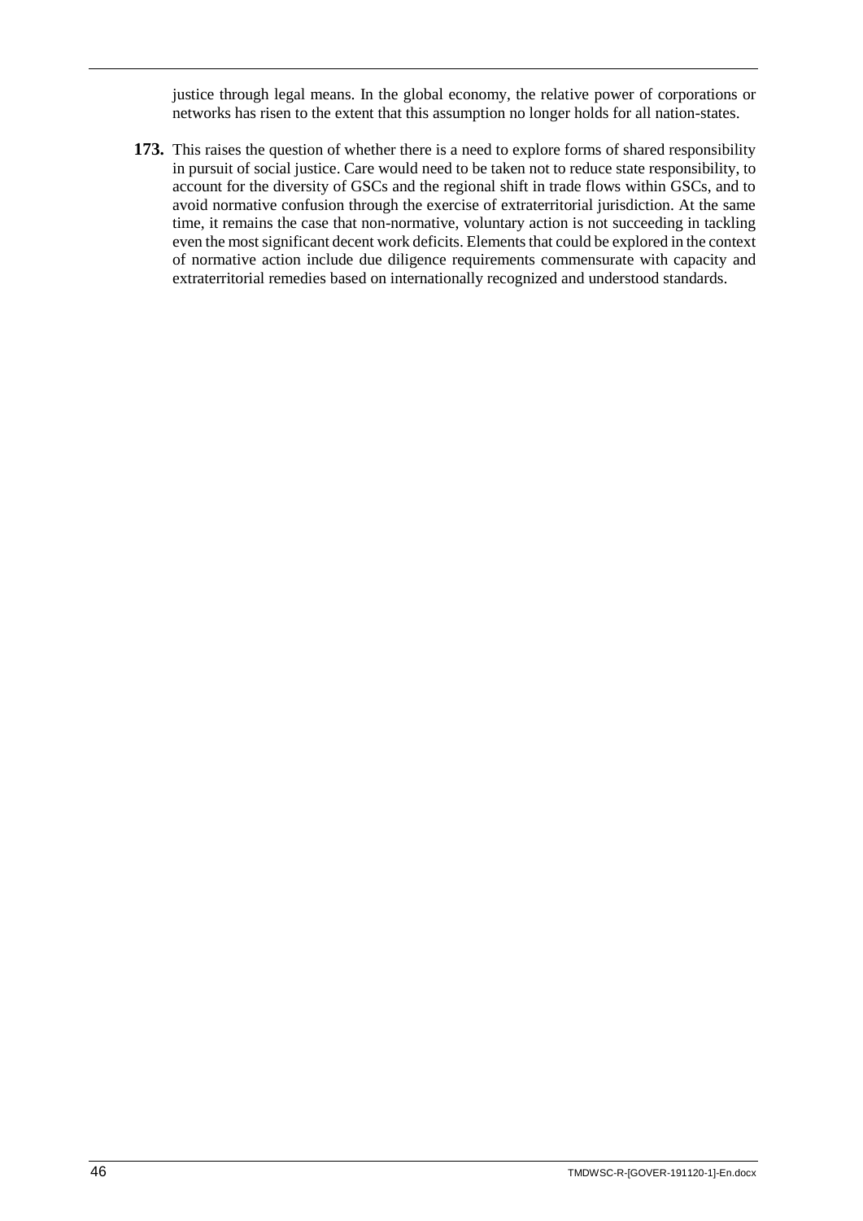justice through legal means. In the global economy, the relative power of corporations or networks has risen to the extent that this assumption no longer holds for all nation-states.

**173.** This raises the question of whether there is a need to explore forms of shared responsibility in pursuit of social justice. Care would need to be taken not to reduce state responsibility, to account for the diversity of GSCs and the regional shift in trade flows within GSCs, and to avoid normative confusion through the exercise of extraterritorial jurisdiction. At the same time, it remains the case that non-normative, voluntary action is not succeeding in tackling even the most significant decent work deficits. Elements that could be explored in the context of normative action include due diligence requirements commensurate with capacity and extraterritorial remedies based on internationally recognized and understood standards.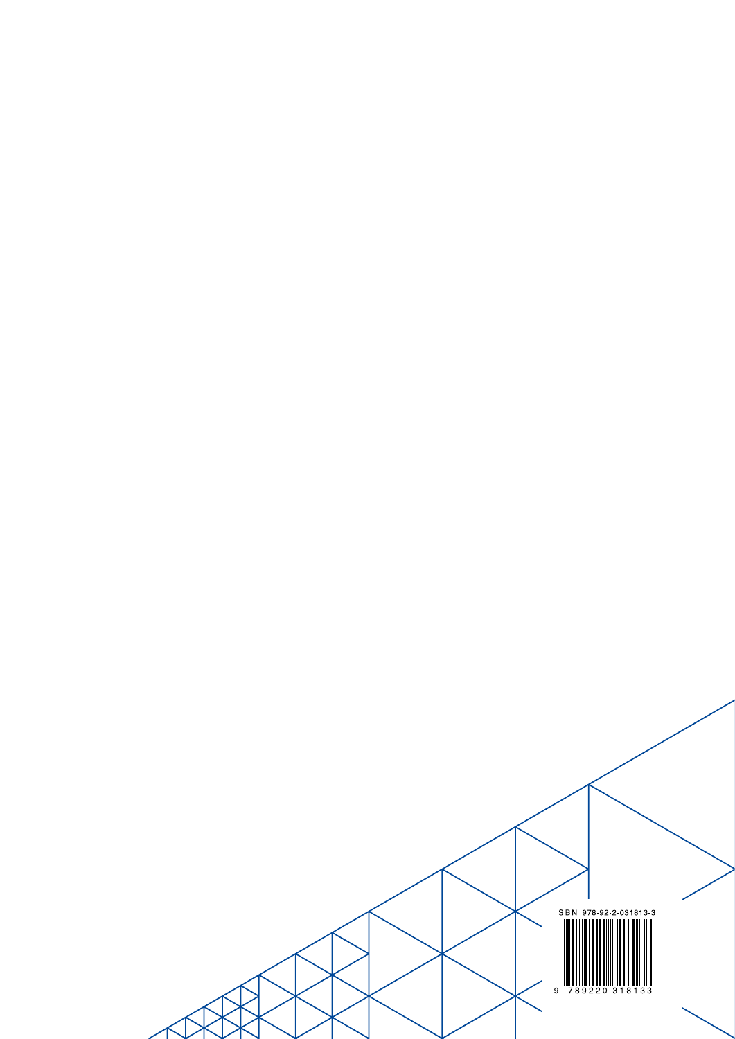ISBN 978-92-2-031813-3

9 789220 318133